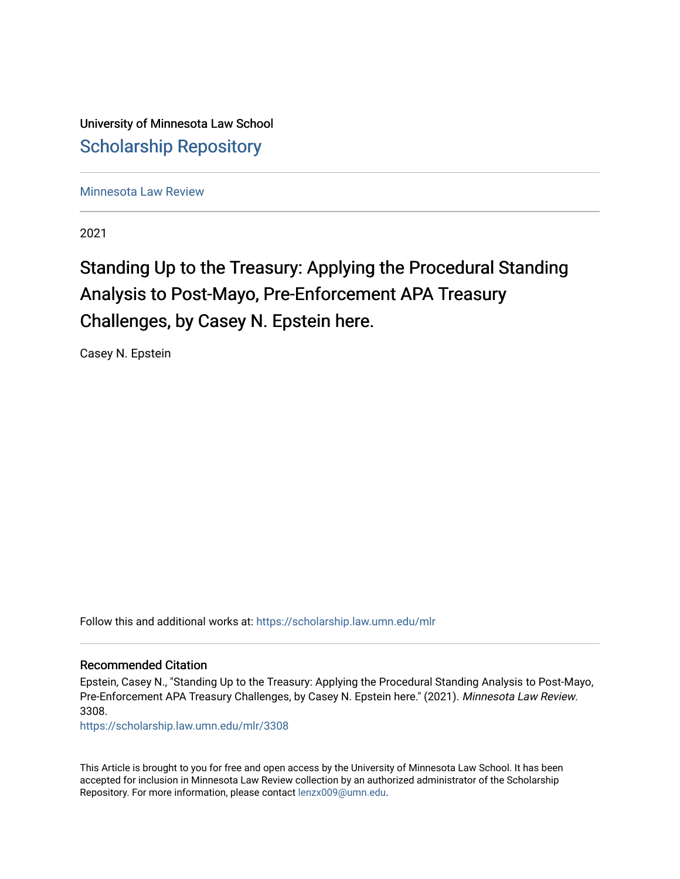University of Minnesota Law School

# Scholarship Repository

Minnesota Law Review

2021

# Standing Up to the Treasury: Applying the Procedural Standing Analysis to Post-Mayo, Pre-Enforcement APA Treasury Challenges, by Casey N. Epstein here.

Casey N. Epstein

Follow this and additional works at: https://scholarship.law.umn.edu/mlr

## Recommended Citation

Epstein, Casey N., "Standing Up to the Treasury: Applying the Procedural Standing Analysis to Post-Mayo, Pre-Enforcement APA Treasury Challenges, by Casey N. Epstein here." (2021). *Minnesota Law Review*. 3308.
https://scholarship.law.umn.edu/mlr/3308

This Article is brought to you for free and open access by the University of Minnesota Law School. It has been accepted for inclusion in Minnesota Law Review collection by an authorized administrator of the Scholarship Repository. For more information, please contact lenzx009@umn.edu.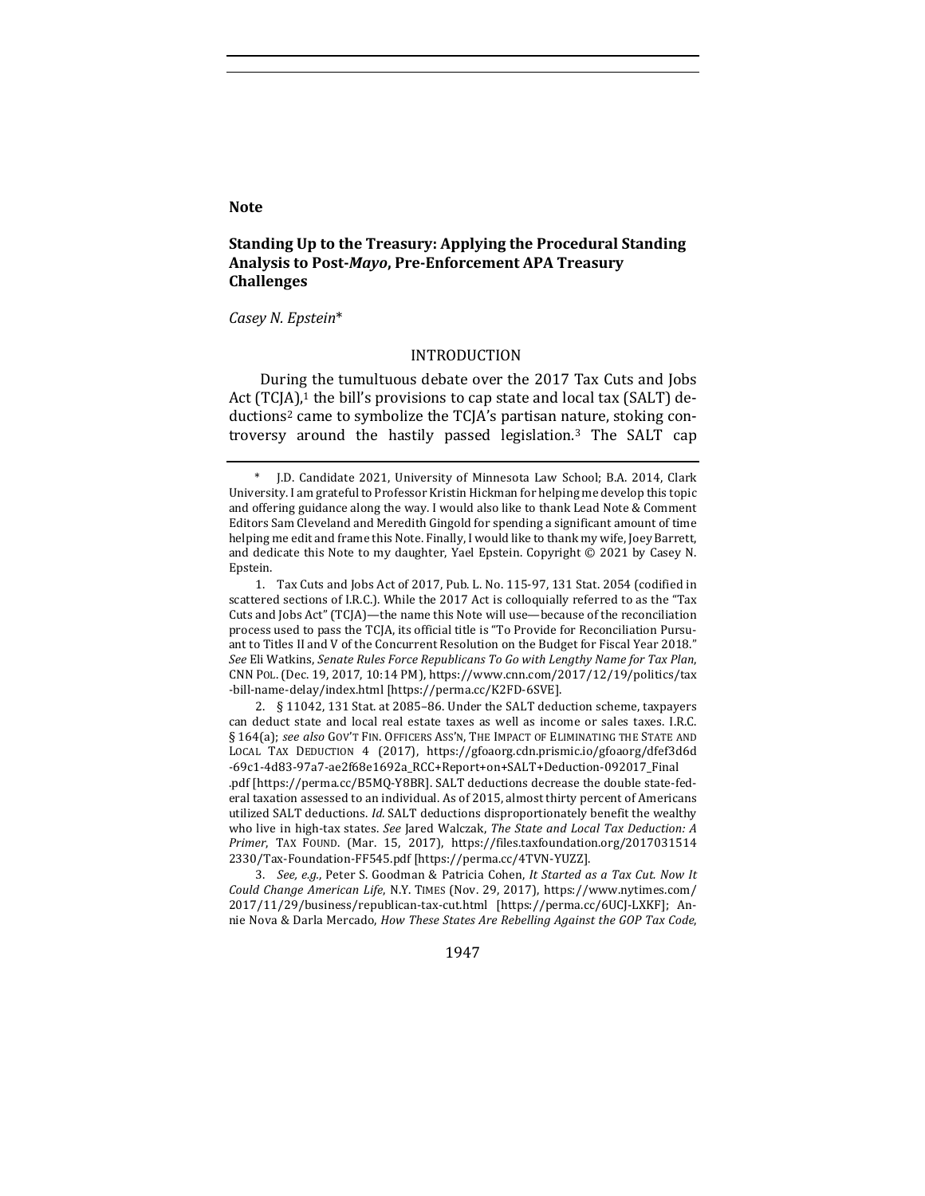**Note**

## Standing Up to the Treasury: Applying the Procedural Standing Analysis to Post-*Mayo*, Pre-Enforcement APA Treasury Challenges

*Casey N. Epstein**

### INTRODUCTION

During the tumultuous debate over the 2017 Tax Cuts and Jobs Act (TCJA),[1] the bill's provisions to cap state and local tax (SALT) deductions[2] came to symbolize the TCJA's partisan nature, stoking controversy around the hastily passed legislation.[3] The SALT cap

---

\* J.D. Candidate 2021, University of Minnesota Law School; B.A. 2014, Clark University. I am grateful to Professor Kristin Hickman for helping me develop this topic and offering guidance along the way. I would also like to thank Lead Note & Comment Editors Sam Cleveland and Meredith Gingold for spending a significant amount of time helping me edit and frame this Note. Finally, I would like to thank my wife, Joey Barrett, and dedicate this Note to my daughter, Yael Epstein. Copyright © 2021 by Casey N. Epstein.

1. Tax Cuts and Jobs Act of 2017, Pub. L. No. 115-97, 131 Stat. 2054 (codified in scattered sections of I.R.C.). While the 2017 Act is colloquially referred to as the "Tax Cuts and Jobs Act" (TCJA)—the name this Note will use—because of the reconciliation process used to pass the TCJA, its official title is "To Provide for Reconciliation Pursuant to Titles II and V of the Concurrent Resolution on the Budget for Fiscal Year 2018." *See* Eli Watkins, *Senate Rules Force Republicans To Go with Lengthy Name for Tax Plan*, CNN POL. (Dec. 19, 2017, 10:14 PM), https://www.cnn.com/2017/12/19/politics/tax-bill-name-delay/index.html [https://perma.cc/K2FD-6SVE].

2. § 11042, 131 Stat. at 2085–86. Under the SALT deduction scheme, taxpayers can deduct state and local real estate taxes as well as income or sales taxes. I.R.C. § 164(a); *see also* GOV'T FIN. OFFICERS ASS'N, THE IMPACT OF ELIMINATING THE STATE AND LOCAL TAX DEDUCTION 4 (2017), https://gfoaorg.cdn.prismic.io/gfoaorg/dfef3d6d-69c1-4d83-97a7-ae2f68e1692a_RCC+Report+on+SALT+Deduction-092017_Final.pdf [https://perma.cc/B5MQ-Y8BR]. SALT deductions decrease the double state-federal taxation assessed to an individual. As of 2015, almost thirty percent of Americans utilized SALT deductions. *Id.* SALT deductions disproportionately benefit the wealthy who live in high-tax states. *See* Jared Walczak, *The State and Local Tax Deduction: A Primer*, TAX FOUND. (Mar. 15, 2017), https://files.taxfoundation.org/20170315142330/Tax-Foundation-FF545.pdf [https://perma.cc/4TVN-YUZZ].

3. *See, e.g.*, Peter S. Goodman & Patricia Cohen, *It Started as a Tax Cut. Now It Could Change American Life*, N.Y. TIMES (Nov. 29, 2017), https://www.nytimes.com/2017/11/29/business/republican-tax-cut.html [https://perma.cc/6UCJ-LXKF]; Annie Nova & Darla Mercado, *How These States Are Rebelling Against the GOP Tax Code*,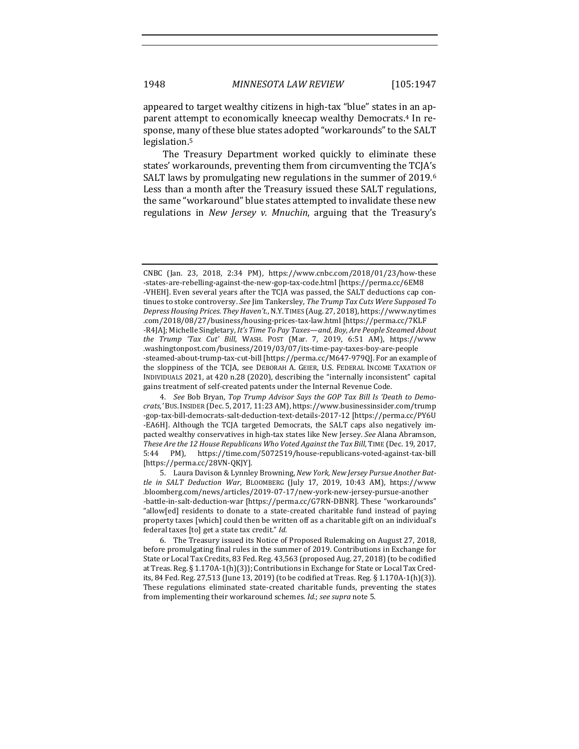appeared to target wealthy citizens in high-tax "blue" states in an apparent attempt to economically kneecap wealthy Democrats.[4] In response, many of these blue states adopted "workarounds" to the SALT legislation.[5]

The Treasury Department worked quickly to eliminate these states' workarounds, preventing them from circumventing the TCJA's SALT laws by promulgating new regulations in the summer of 2019.[6] Less than a month after the Treasury issued these SALT regulations, the same "workaround" blue states attempted to invalidate these new regulations in *New Jersey v. Mnuchin*, arguing that the Treasury's

---

CNBC (Jan. 23, 2018, 2:34 PM), https://www.cnbc.com/2018/01/23/how-these-states-are-rebelling-against-the-new-gop-tax-code.html [https://perma.cc/6EM8-VHEH]. Even several years after the TCJA was passed, the SALT deductions cap continues to stoke controversy. *See* Jim Tankersley, *The Trump Tax Cuts Were Supposed To Depress Housing Prices. They Haven't.*, N.Y. TIMES (Aug. 27, 2018), https://www.nytimes.com/2018/08/27/business/housing-prices-tax-law.html [https://perma.cc/7KLF-R4JA]; Michelle Singletary, *It's Time To Pay Taxes—and, Boy, Are People Steamed About the Trump 'Tax Cut' Bill*, WASH. POST (Mar. 7, 2019, 6:51 AM), https://www.washingtonpost.com/business/2019/03/07/its-time-pay-taxes-boy-are-people-steamed-about-trump-tax-cut-bill [https://perma.cc/M647-979Q]. For an example of the sloppiness of the TCJA, see DEBORAH A. GEIER, U.S. FEDERAL INCOME TAXATION OF INDIVIDUALS 2021, at 420 n.28 (2020), describing the "internally inconsistent" capital gains treatment of self-created patents under the Internal Revenue Code.

4. *See* Bob Bryan, *Top Trump Advisor Says the GOP Tax Bill Is 'Death to Democrats,'* BUS. INSIDER (Dec. 5, 2017, 11:23 AM), https://www.businessinsider.com/trump-gop-tax-bill-democrats-salt-deduction-text-details-2017-12 [https://perma.cc/PY6U-EA6H]. Although the TCJA targeted Democrats, the SALT caps also negatively impacted wealthy conservatives in high-tax states like New Jersey. *See* Alana Abramson, *These Are the 12 House Republicans Who Voted Against the Tax Bill*, TIME (Dec. 19, 2017, 5:44 PM), https://time.com/5072519/house-republicans-voted-against-tax-bill [https://perma.cc/28VN-QKJY].

5. Laura Davison & Lynnley Browning, *New York, New Jersey Pursue Another Battle in SALT Deduction War*, BLOOMBERG (July 17, 2019, 10:43 AM), https://www.bloomberg.com/news/articles/2019-07-17/new-york-new-jersey-pursue-another-battle-in-salt-deduction-war [https://perma.cc/G7RN-DBNR]. These "workarounds" "allow[ed] residents to donate to a state-created charitable fund instead of paying property taxes [which] could then be written off as a charitable gift on an individual's federal taxes [to] get a state tax credit." *Id.*

6. The Treasury issued its Notice of Proposed Rulemaking on August 27, 2018, before promulgating final rules in the summer of 2019. Contributions in Exchange for State or Local Tax Credits, 83 Fed. Reg. 43,563 (proposed Aug. 27, 2018) (to be codified at Treas. Reg. § 1.170A-1(h)(3)); Contributions in Exchange for State or Local Tax Credits, 84 Fed. Reg. 27,513 (June 13, 2019) (to be codified at Treas. Reg. § 1.170A-1(h)(3)). These regulations eliminated state-created charitable funds, preventing the states from implementing their workaround schemes. *Id.*; *see supra* note 5.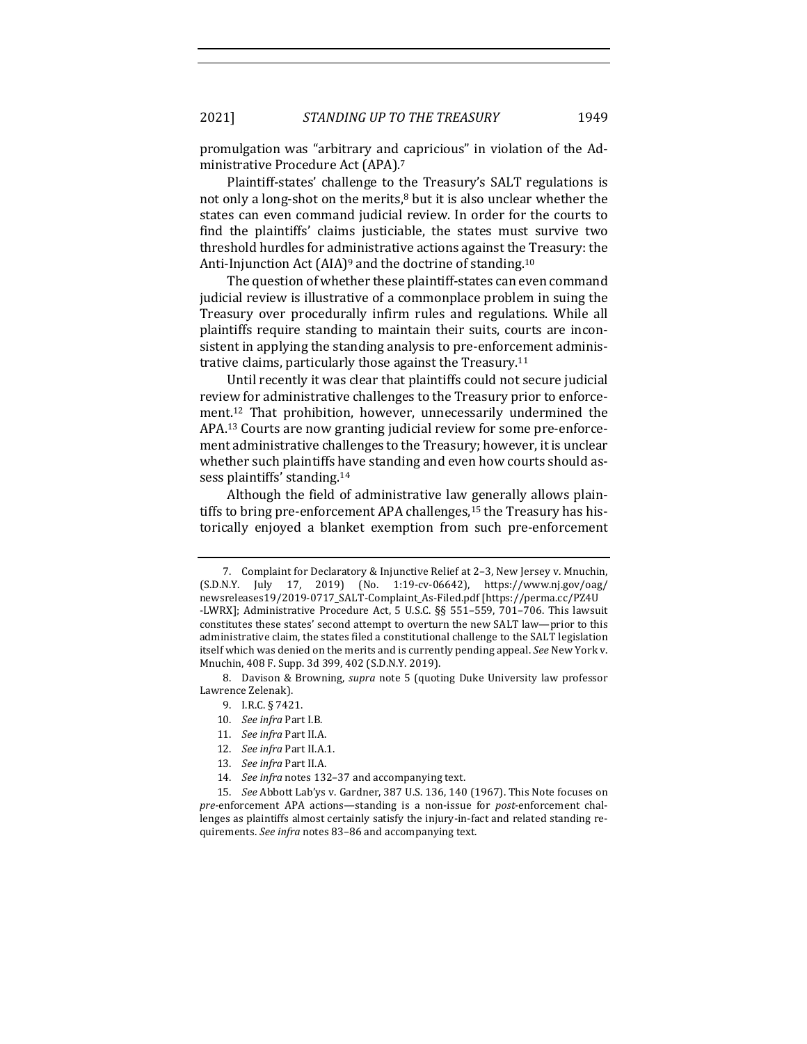promulgation was "arbitrary and capricious" in violation of the Administrative Procedure Act (APA).[7]

Plaintiff-states' challenge to the Treasury's SALT regulations is not only a long-shot on the merits,[8] but it is also unclear whether the states can even command judicial review. In order for the courts to find the plaintiffs' claims justiciable, the states must survive two threshold hurdles for administrative actions against the Treasury: the Anti-Injunction Act (AIA)[9] and the doctrine of standing.[10]

The question of whether these plaintiff-states can even command judicial review is illustrative of a commonplace problem in suing the Treasury over procedurally infirm rules and regulations. While all plaintiffs require standing to maintain their suits, courts are inconsistent in applying the standing analysis to pre-enforcement administrative claims, particularly those against the Treasury.[11]

Until recently it was clear that plaintiffs could not secure judicial review for administrative challenges to the Treasury prior to enforcement.[12] That prohibition, however, unnecessarily undermined the APA.[13] Courts are now granting judicial review for some pre-enforcement administrative challenges to the Treasury; however, it is unclear whether such plaintiffs have standing and even how courts should assess plaintiffs' standing.[14]

Although the field of administrative law generally allows plaintiffs to bring pre-enforcement APA challenges,[15] the Treasury has historically enjoyed a blanket exemption from such pre-enforcement

---

7. Complaint for Declaratory & Injunctive Relief at 2–3, New Jersey v. Mnuchin, (S.D.N.Y. July 17, 2019) (No. 1:19-cv-06642), https://www.nj.gov/oag/newsreleases19/2019-0717_SALT-Complaint_As-Filed.pdf [https://perma.cc/PZ4U-LWRX]; Administrative Procedure Act, 5 U.S.C. §§ 551–559, 701–706. This lawsuit constitutes these states' second attempt to overturn the new SALT law—prior to this administrative claim, the states filed a constitutional challenge to the SALT legislation itself which was denied on the merits and is currently pending appeal. *See* New York v. Mnuchin, 408 F. Supp. 3d 399, 402 (S.D.N.Y. 2019).

8. Davison & Browning, *supra* note 5 (quoting Duke University law professor Lawrence Zelenak).

9. I.R.C. § 7421.

10. *See infra* Part I.B.

11. *See infra* Part II.A.

12. *See infra* Part II.A.1.

13. *See infra* Part II.A.

14. *See infra* notes 132–37 and accompanying text.

15. *See* Abbott Lab'ys v. Gardner, 387 U.S. 136, 140 (1967). This Note focuses on *pre*-enforcement APA actions—standing is a non-issue for *post*-enforcement challenges as plaintiffs almost certainly satisfy the injury-in-fact and related standing requirements. *See infra* notes 83–86 and accompanying text.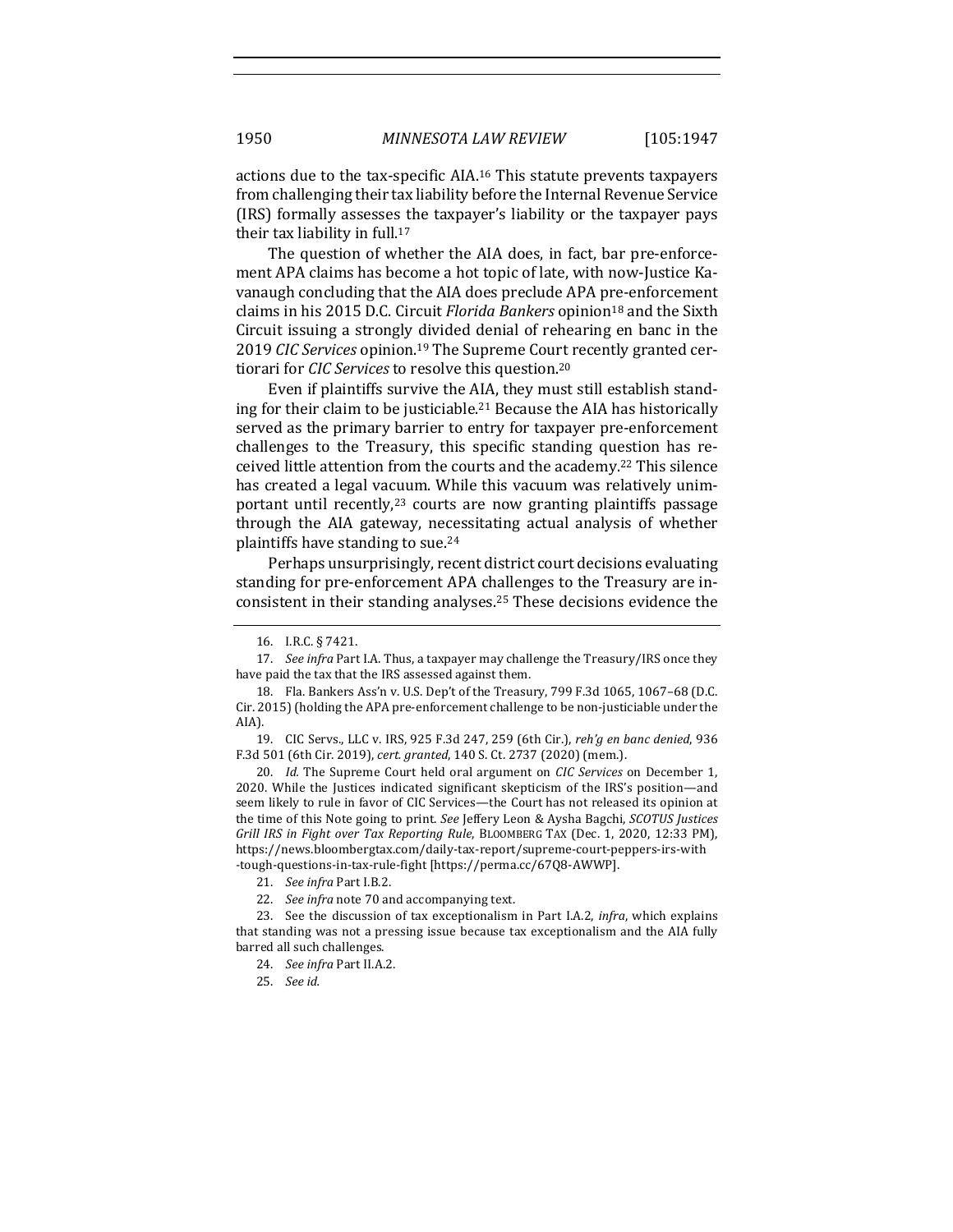actions due to the tax-specific AIA.[16] This statute prevents taxpayers from challenging their tax liability before the Internal Revenue Service (IRS) formally assesses the taxpayer's liability or the taxpayer pays their tax liability in full.[17]

The question of whether the AIA does, in fact, bar pre-enforcement APA claims has become a hot topic of late, with now-Justice Kavanaugh concluding that the AIA does preclude APA pre-enforcement claims in his 2015 D.C. Circuit *Florida Bankers* opinion[18] and the Sixth Circuit issuing a strongly divided denial of rehearing en banc in the 2019 *CIC Services* opinion.[19] The Supreme Court recently granted certiorari for *CIC Services* to resolve this question.[20]

Even if plaintiffs survive the AIA, they must still establish standing for their claim to be justiciable.[21] Because the AIA has historically served as the primary barrier to entry for taxpayer pre-enforcement challenges to the Treasury, this specific standing question has received little attention from the courts and the academy.[22] This silence has created a legal vacuum. While this vacuum was relatively unimportant until recently,[23] courts are now granting plaintiffs passage through the AIA gateway, necessitating actual analysis of whether plaintiffs have standing to sue.[24]

Perhaps unsurprisingly, recent district court decisions evaluating standing for pre-enforcement APA challenges to the Treasury are inconsistent in their standing analyses.[25] These decisions evidence the

---

16. I.R.C. § 7421.

17. *See infra* Part I.A. Thus, a taxpayer may challenge the Treasury/IRS once they have paid the tax that the IRS assessed against them.

18. Fla. Bankers Ass'n v. U.S. Dep't of the Treasury, 799 F.3d 1065, 1067–68 (D.C. Cir. 2015) (holding the APA pre-enforcement challenge to be non-justiciable under the AIA).

19. CIC Servs., LLC v. IRS, 925 F.3d 247, 259 (6th Cir.), *reh'g en banc denied*, 936 F.3d 501 (6th Cir. 2019), *cert. granted*, 140 S. Ct. 2737 (2020) (mem.).

20. *Id.* The Supreme Court held oral argument on *CIC Services* on December 1, 2020. While the Justices indicated significant skepticism of the IRS's position—and seem likely to rule in favor of CIC Services—the Court has not released its opinion at the time of this Note going to print. *See* Jeffery Leon & Aysha Bagchi, *SCOTUS Justices Grill IRS in Fight over Tax Reporting Rule*, BLOOMBERG TAX (Dec. 1, 2020, 12:33 PM), https://news.bloombergtax.com/daily-tax-report/supreme-court-peppers-irs-with-tough-questions-in-tax-rule-fight [https://perma.cc/67Q8-AWWP].

21. *See infra* Part I.B.2.

22. *See infra* note 70 and accompanying text.

23. See the discussion of tax exceptionalism in Part I.A.2, *infra*, which explains that standing was not a pressing issue because tax exceptionalism and the AIA fully barred all such challenges.

24. *See infra* Part II.A.2.

25. *See id.*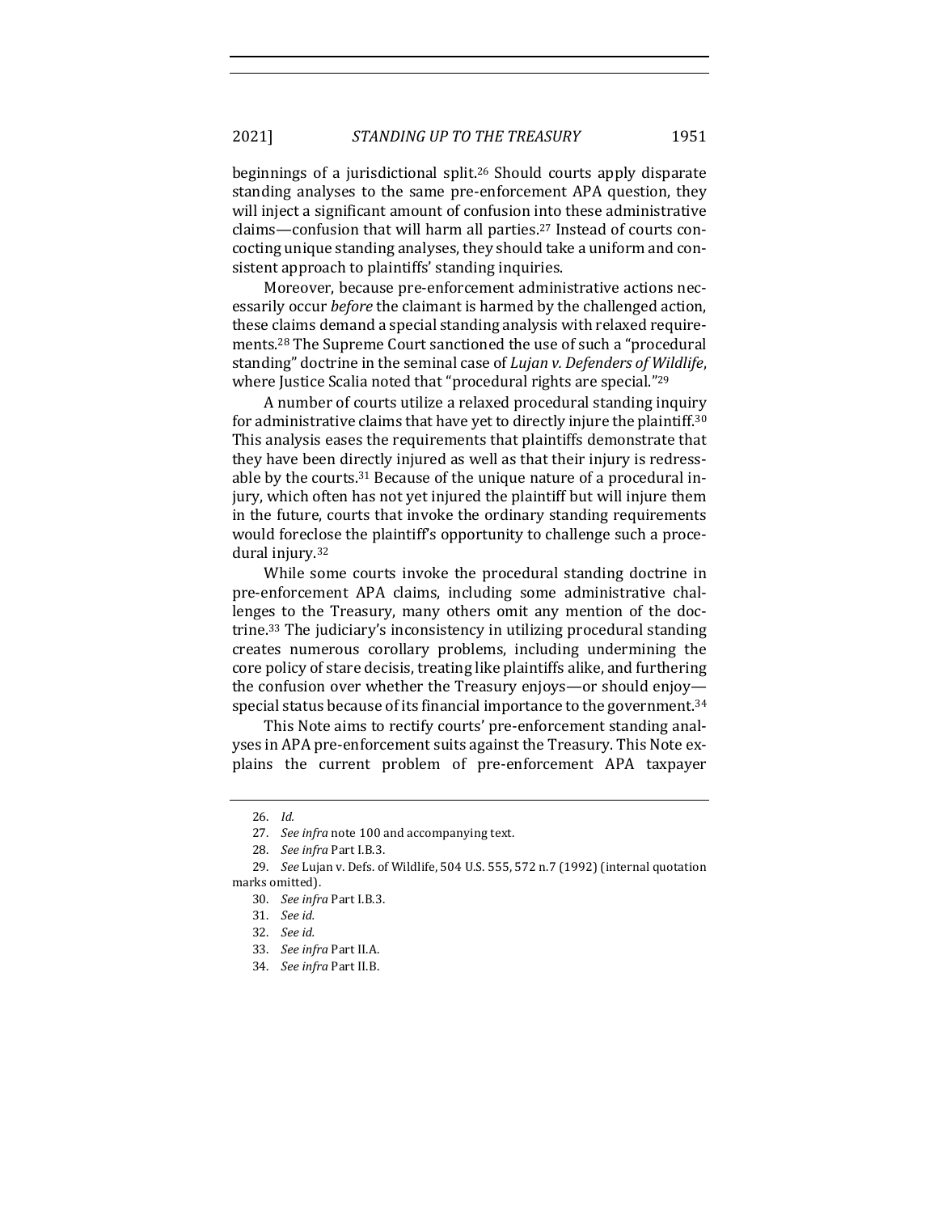beginnings of a jurisdictional split.[26] Should courts apply disparate standing analyses to the same pre-enforcement APA question, they will inject a significant amount of confusion into these administrative claims—confusion that will harm all parties.[27] Instead of courts concocting unique standing analyses, they should take a uniform and consistent approach to plaintiffs' standing inquiries.

Moreover, because pre-enforcement administrative actions necessarily occur *before* the claimant is harmed by the challenged action, these claims demand a special standing analysis with relaxed requirements.[28] The Supreme Court sanctioned the use of such a "procedural standing" doctrine in the seminal case of *Lujan v. Defenders of Wildlife*, where Justice Scalia noted that "procedural rights are special."[29]

A number of courts utilize a relaxed procedural standing inquiry for administrative claims that have yet to directly injure the plaintiff.[30] This analysis eases the requirements that plaintiffs demonstrate that they have been directly injured as well as that their injury is redressable by the courts.[31] Because of the unique nature of a procedural injury, which often has not yet injured the plaintiff but will injure them in the future, courts that invoke the ordinary standing requirements would foreclose the plaintiff's opportunity to challenge such a procedural injury.[32]

While some courts invoke the procedural standing doctrine in pre-enforcement APA claims, including some administrative challenges to the Treasury, many others omit any mention of the doctrine.[33] The judiciary's inconsistency in utilizing procedural standing creates numerous corollary problems, including undermining the core policy of stare decisis, treating like plaintiffs alike, and furthering the confusion over whether the Treasury enjoys—or should enjoy—special status because of its financial importance to the government.[34]

This Note aims to rectify courts' pre-enforcement standing analyses in APA pre-enforcement suits against the Treasury. This Note explains the current problem of pre-enforcement APA taxpayer

---

26. *Id.*

27. *See infra* note 100 and accompanying text.

28. *See infra* Part I.B.3.

29. *See* Lujan v. Defs. of Wildlife, 504 U.S. 555, 572 n.7 (1992) (internal quotation marks omitted).

30. *See infra* Part I.B.3.

31. *See id.*

32. *See id.*

33. *See infra* Part II.A.

34. *See infra* Part II.B.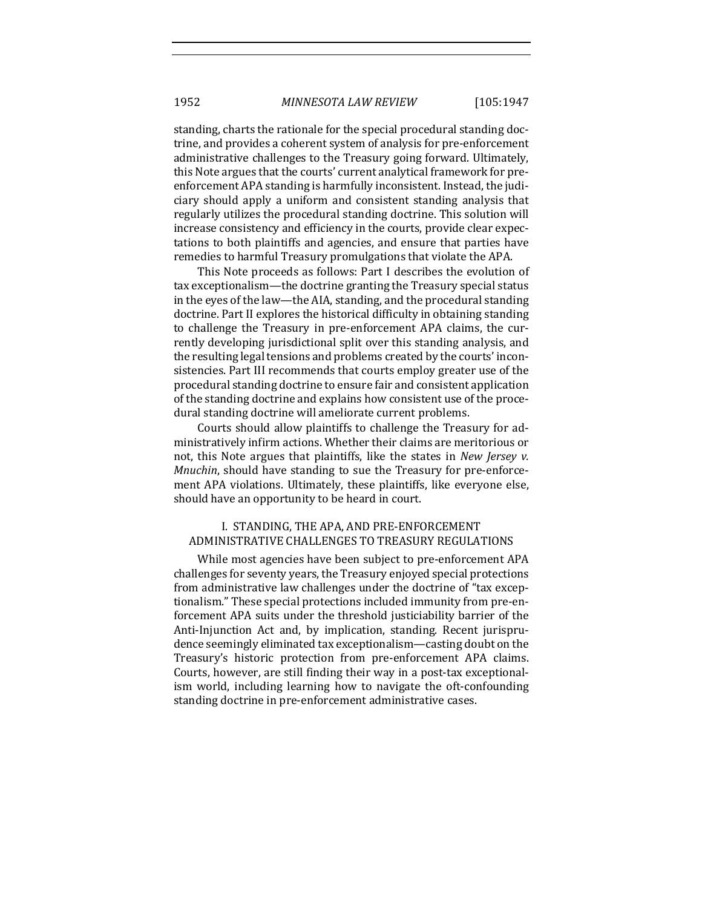standing, charts the rationale for the special procedural standing doctrine, and provides a coherent system of analysis for pre-enforcement administrative challenges to the Treasury going forward. Ultimately, this Note argues that the courts' current analytical framework for pre-enforcement APA standing is harmfully inconsistent. Instead, the judiciary should apply a uniform and consistent standing analysis that regularly utilizes the procedural standing doctrine. This solution will increase consistency and efficiency in the courts, provide clear expectations to both plaintiffs and agencies, and ensure that parties have remedies to harmful Treasury promulgations that violate the APA.

This Note proceeds as follows: Part I describes the evolution of tax exceptionalism—the doctrine granting the Treasury special status in the eyes of the law—the AIA, standing, and the procedural standing doctrine. Part II explores the historical difficulty in obtaining standing to challenge the Treasury in pre-enforcement APA claims, the currently developing jurisdictional split over this standing analysis, and the resulting legal tensions and problems created by the courts' inconsistencies. Part III recommends that courts employ greater use of the procedural standing doctrine to ensure fair and consistent application of the standing doctrine and explains how consistent use of the procedural standing doctrine will ameliorate current problems.

Courts should allow plaintiffs to challenge the Treasury for administratively infirm actions. Whether their claims are meritorious or not, this Note argues that plaintiffs, like the states in *New Jersey v. Mnuchin*, should have standing to sue the Treasury for pre-enforcement APA violations. Ultimately, these plaintiffs, like everyone else, should have an opportunity to be heard in court.

## I. STANDING, THE APA, AND PRE-ENFORCEMENT ADMINISTRATIVE CHALLENGES TO TREASURY REGULATIONS

While most agencies have been subject to pre-enforcement APA challenges for seventy years, the Treasury enjoyed special protections from administrative law challenges under the doctrine of "tax exceptionalism." These special protections included immunity from pre-enforcement APA suits under the threshold justiciability barrier of the Anti-Injunction Act and, by implication, standing. Recent jurisprudence seemingly eliminated tax exceptionalism—casting doubt on the Treasury's historic protection from pre-enforcement APA claims. Courts, however, are still finding their way in a post-tax exceptionalism world, including learning how to navigate the oft-confounding standing doctrine in pre-enforcement administrative cases.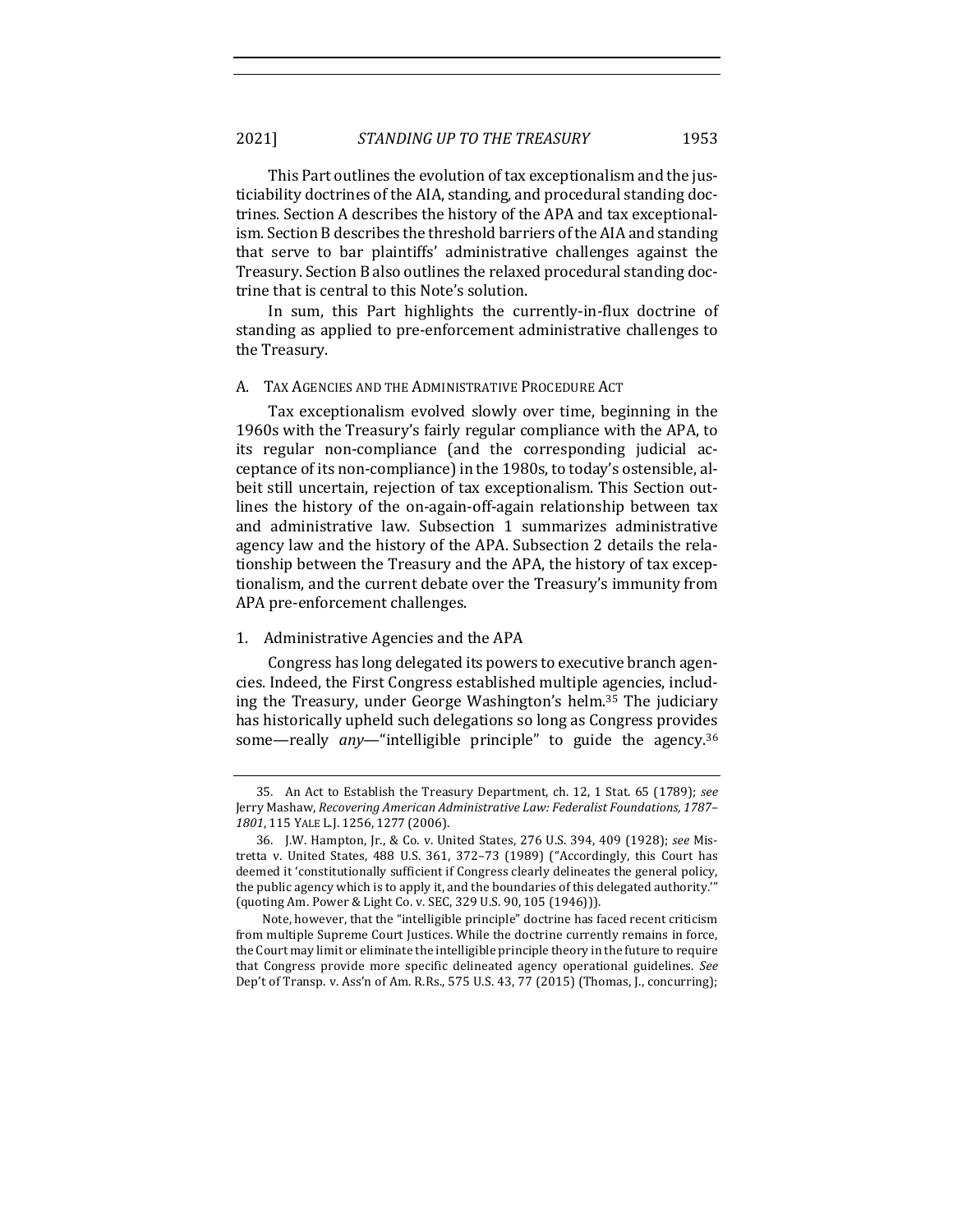This Part outlines the evolution of tax exceptionalism and the justiciability doctrines of the AIA, standing, and procedural standing doctrines. Section A describes the history of the APA and tax exceptionalism. Section B describes the threshold barriers of the AIA and standing that serve to bar plaintiffs' administrative challenges against the Treasury. Section B also outlines the relaxed procedural standing doctrine that is central to this Note's solution.

In sum, this Part highlights the currently-in-flux doctrine of standing as applied to pre-enforcement administrative challenges to the Treasury.

### A. Tax Agencies and the Administrative Procedure Act

Tax exceptionalism evolved slowly over time, beginning in the 1960s with the Treasury's fairly regular compliance with the APA, to its regular non-compliance (and the corresponding judicial acceptance of its non-compliance) in the 1980s, to today's ostensible, albeit still uncertain, rejection of tax exceptionalism. This Section outlines the history of the on-again-off-again relationship between tax and administrative law. Subsection 1 summarizes administrative agency law and the history of the APA. Subsection 2 details the relationship between the Treasury and the APA, the history of tax exceptionalism, and the current debate over the Treasury's immunity from APA pre-enforcement challenges.

#### 1. Administrative Agencies and the APA

Congress has long delegated its powers to executive branch agencies. Indeed, the First Congress established multiple agencies, including the Treasury, under George Washington's helm.[35] The judiciary has historically upheld such delegations so long as Congress provides some—really *any*—"intelligible principle" to guide the agency.[36]

---

35. An Act to Establish the Treasury Department, ch. 12, 1 Stat. 65 (1789); *see* Jerry Mashaw, *Recovering American Administrative Law: Federalist Foundations, 1787–1801*, 115 YALE L.J. 1256, 1277 (2006).

36. J.W. Hampton, Jr., & Co. v. United States, 276 U.S. 394, 409 (1928); *see* Mistretta v. United States, 488 U.S. 361, 372–73 (1989) ("Accordingly, this Court has deemed it 'constitutionally sufficient if Congress clearly delineates the general policy, the public agency which is to apply it, and the boundaries of this delegated authority.'" (quoting Am. Power & Light Co. v. SEC, 329 U.S. 90, 105 (1946))).

Note, however, that the "intelligible principle" doctrine has faced recent criticism from multiple Supreme Court Justices. While the doctrine currently remains in force, the Court may limit or eliminate the intelligible principle theory in the future to require that Congress provide more specific delineated agency operational guidelines. *See* Dep't of Transp. v. Ass'n of Am. R.Rs., 575 U.S. 43, 77 (2015) (Thomas, J., concurring);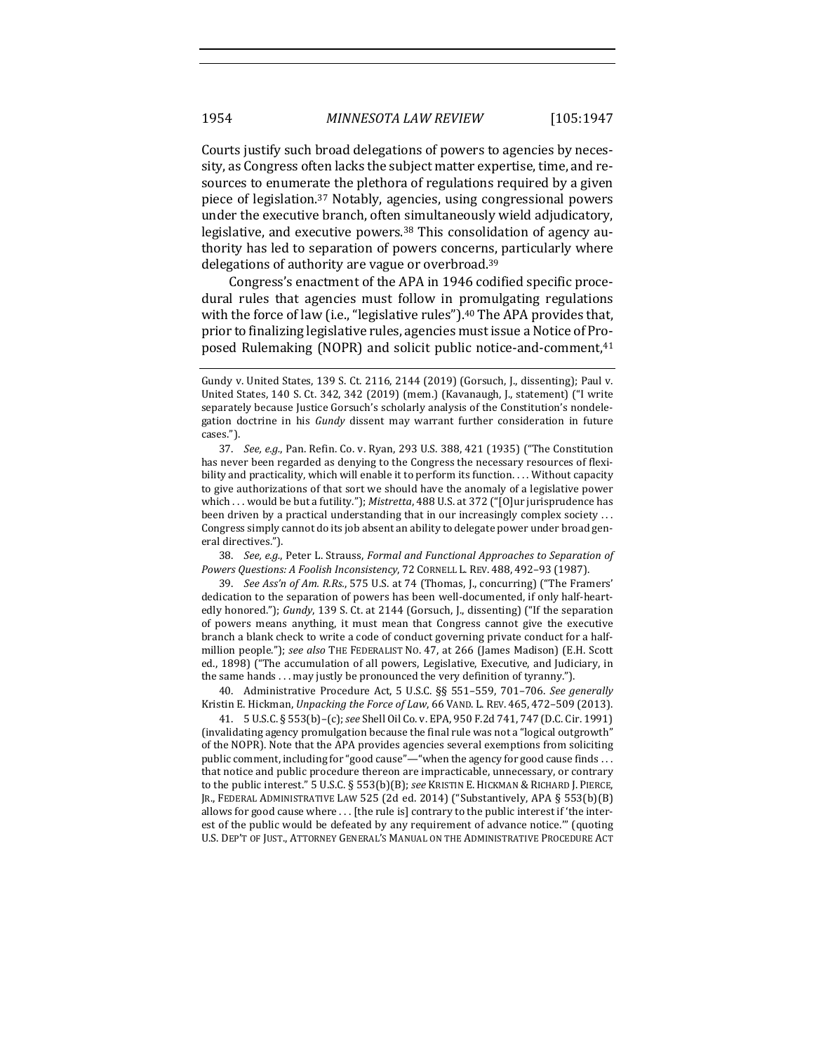Courts justify such broad delegations of powers to agencies by necessity, as Congress often lacks the subject matter expertise, time, and resources to enumerate the plethora of regulations required by a given piece of legislation.[37] Notably, agencies, using congressional powers under the executive branch, often simultaneously wield adjudicatory, legislative, and executive powers.[38] This consolidation of agency authority has led to separation of powers concerns, particularly where delegations of authority are vague or overbroad.[39]

Congress's enactment of the APA in 1946 codified specific procedural rules that agencies must follow in promulgating regulations with the force of law (i.e., "legislative rules").[40] The APA provides that, prior to finalizing legislative rules, agencies must issue a Notice of Proposed Rulemaking (NOPR) and solicit public notice-and-comment,[41]

---

Gundy v. United States, 139 S. Ct. 2116, 2144 (2019) (Gorsuch, J., dissenting); Paul v. United States, 140 S. Ct. 342, 342 (2019) (mem.) (Kavanaugh, J., statement) ("I write separately because Justice Gorsuch's scholarly analysis of the Constitution's nondelegation doctrine in his *Gundy* dissent may warrant further consideration in future cases.").

37. *See, e.g.*, Pan. Refin. Co. v. Ryan, 293 U.S. 388, 421 (1935) ("The Constitution has never been regarded as denying to the Congress the necessary resources of flexibility and practicality, which will enable it to perform its function. . . . Without capacity to give authorizations of that sort we should have the anomaly of a legislative power which . . . would be but a futility."); *Mistretta*, 488 U.S. at 372 ("[O]ur jurisprudence has been driven by a practical understanding that in our increasingly complex society . . . Congress simply cannot do its job absent an ability to delegate power under broad general directives.").

38. *See, e.g.*, Peter L. Strauss, *Formal and Functional Approaches to Separation of Powers Questions: A Foolish Inconsistency*, 72 CORNELL L. REV. 488, 492–93 (1987).

39. *See Ass'n of Am. R.Rs.*, 575 U.S. at 74 (Thomas, J., concurring) ("The Framers' dedication to the separation of powers has been well-documented, if only half-heartedly honored."); *Gundy*, 139 S. Ct. at 2144 (Gorsuch, J., dissenting) ("If the separation of powers means anything, it must mean that Congress cannot give the executive branch a blank check to write a code of conduct governing private conduct for a half-million people."); *see also* THE FEDERALIST NO. 47, at 266 (James Madison) (E.H. Scott ed., 1898) ("The accumulation of all powers, Legislative, Executive, and Judiciary, in the same hands . . . may justly be pronounced the very definition of tyranny.").

40. Administrative Procedure Act, 5 U.S.C. §§ 551–559, 701–706. *See generally* Kristin E. Hickman, *Unpacking the Force of Law*, 66 VAND. L. REV. 465, 472–509 (2013).

41. 5 U.S.C. § 553(b)–(c); *see* Shell Oil Co. v. EPA, 950 F.2d 741, 747 (D.C. Cir. 1991) (invalidating agency promulgation because the final rule was not a "logical outgrowth" of the NOPR). Note that the APA provides agencies several exemptions from soliciting public comment, including for "good cause"—"when the agency for good cause finds . . . that notice and public procedure thereon are impracticable, unnecessary, or contrary to the public interest." 5 U.S.C. § 553(b)(B); *see* KRISTIN E. HICKMAN & RICHARD J. PIERCE, JR., FEDERAL ADMINISTRATIVE LAW 525 (2d ed. 2014) ("Substantively, APA § 553(b)(B) allows for good cause where . . . [the rule is] contrary to the public interest if 'the interest of the public would be defeated by any requirement of advance notice.'" (quoting U.S. DEP'T OF JUST., ATTORNEY GENERAL'S MANUAL ON THE ADMINISTRATIVE PROCEDURE ACT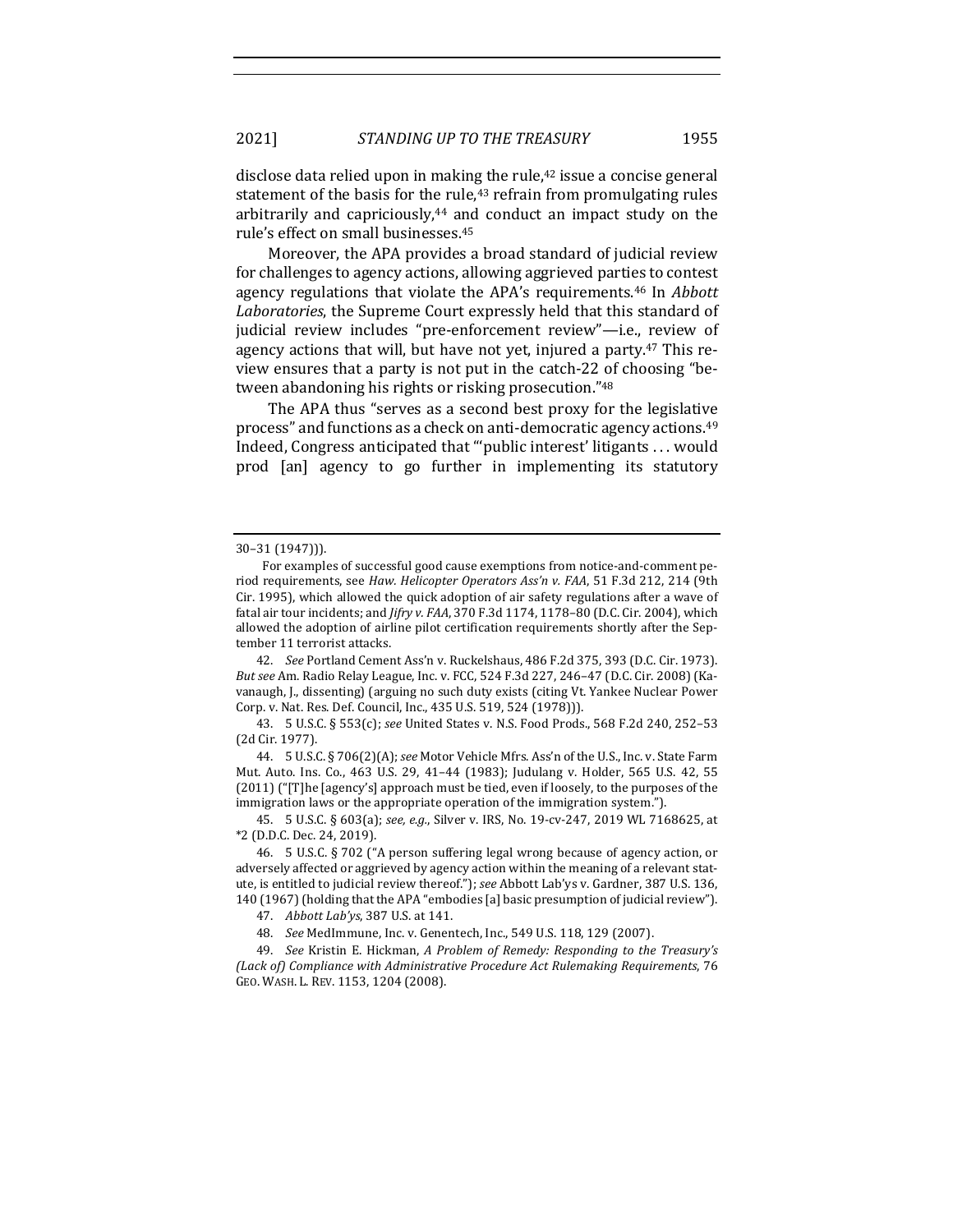disclose data relied upon in making the rule,[42] issue a concise general statement of the basis for the rule,[43] refrain from promulgating rules arbitrarily and capriciously,[44] and conduct an impact study on the rule's effect on small businesses.[45]

Moreover, the APA provides a broad standard of judicial review for challenges to agency actions, allowing aggrieved parties to contest agency regulations that violate the APA's requirements.[46] In *Abbott Laboratories*, the Supreme Court expressly held that this standard of judicial review includes "pre-enforcement review"—i.e., review of agency actions that will, but have not yet, injured a party.[47] This review ensures that a party is not put in the catch-22 of choosing "between abandoning his rights or risking prosecution."[48]

The APA thus "serves as a second best proxy for the legislative process" and functions as a check on anti-democratic agency actions.[49] Indeed, Congress anticipated that "'public interest' litigants . . . would prod [an] agency to go further in implementing its statutory

---

30–31 (1947))).

For examples of successful good cause exemptions from notice-and-comment period requirements, see *Haw. Helicopter Operators Ass'n v. FAA*, 51 F.3d 212, 214 (9th Cir. 1995), which allowed the quick adoption of air safety regulations after a wave of fatal air tour incidents; and *Jifry v. FAA*, 370 F.3d 1174, 1178–80 (D.C. Cir. 2004), which allowed the adoption of airline pilot certification requirements shortly after the September 11 terrorist attacks.

42. *See* Portland Cement Ass'n v. Ruckelshaus, 486 F.2d 375, 393 (D.C. Cir. 1973). *But see* Am. Radio Relay League, Inc. v. FCC, 524 F.3d 227, 246–47 (D.C. Cir. 2008) (Kavanaugh, J., dissenting) (arguing no such duty exists (citing Vt. Yankee Nuclear Power Corp. v. Nat. Res. Def. Council, Inc., 435 U.S. 519, 524 (1978))).

43. 5 U.S.C. § 553(c); *see* United States v. N.S. Food Prods., 568 F.2d 240, 252–53 (2d Cir. 1977).

44. 5 U.S.C. § 706(2)(A); *see* Motor Vehicle Mfrs. Ass'n of the U.S., Inc. v. State Farm Mut. Auto. Ins. Co., 463 U.S. 29, 41–44 (1983); Judulang v. Holder, 565 U.S. 42, 55 (2011) ("[T]he [agency's] approach must be tied, even if loosely, to the purposes of the immigration laws or the appropriate operation of the immigration system.").

45. 5 U.S.C. § 603(a); *see, e.g.*, Silver v. IRS, No. 19-cv-247, 2019 WL 7168625, at *2 (D.D.C. Dec. 24, 2019).

46. 5 U.S.C. § 702 ("A person suffering legal wrong because of agency action, or adversely affected or aggrieved by agency action within the meaning of a relevant statute, is entitled to judicial review thereof."); *see* Abbott Lab'ys v. Gardner, 387 U.S. 136, 140 (1967) (holding that the APA "embodies [a] basic presumption of judicial review").

47. *Abbott Lab'ys*, 387 U.S. at 141.

48. *See* MedImmune, Inc. v. Genentech, Inc., 549 U.S. 118, 129 (2007).

49. *See* Kristin E. Hickman, *A Problem of Remedy: Responding to the Treasury's (Lack of) Compliance with Administrative Procedure Act Rulemaking Requirements*, 76 GEO. WASH. L. REV. 1153, 1204 (2008).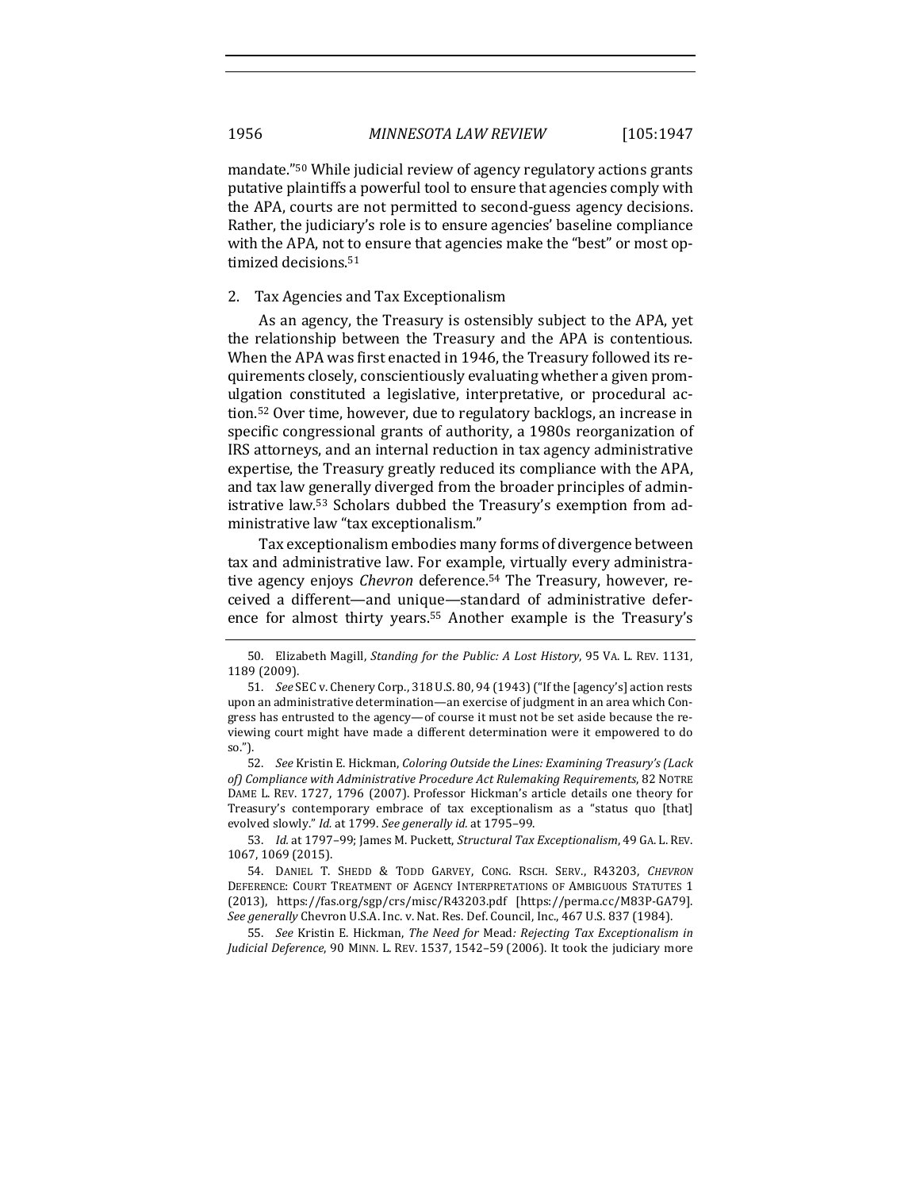mandate."[50] While judicial review of agency regulatory actions grants putative plaintiffs a powerful tool to ensure that agencies comply with the APA, courts are not permitted to second-guess agency decisions. Rather, the judiciary's role is to ensure agencies' baseline compliance with the APA, not to ensure that agencies make the "best" or most optimized decisions.[51]

### 2. Tax Agencies and Tax Exceptionalism

As an agency, the Treasury is ostensibly subject to the APA, yet the relationship between the Treasury and the APA is contentious. When the APA was first enacted in 1946, the Treasury followed its requirements closely, conscientiously evaluating whether a given promulgation constituted a legislative, interpretative, or procedural action.[52] Over time, however, due to regulatory backlogs, an increase in specific congressional grants of authority, a 1980s reorganization of IRS attorneys, and an internal reduction in tax agency administrative expertise, the Treasury greatly reduced its compliance with the APA, and tax law generally diverged from the broader principles of administrative law.[53] Scholars dubbed the Treasury's exemption from administrative law "tax exceptionalism."

Tax exceptionalism embodies many forms of divergence between tax and administrative law. For example, virtually every administrative agency enjoys *Chevron* deference.[54] The Treasury, however, received a different—and unique—standard of administrative deference for almost thirty years.[55] Another example is the Treasury's

---

50. Elizabeth Magill, *Standing for the Public: A Lost History*, 95 VA. L. REV. 1131, 1189 (2009).

51. *See* SEC v. Chenery Corp., 318 U.S. 80, 94 (1943) ("If the [agency's] action rests upon an administrative determination—an exercise of judgment in an area which Congress has entrusted to the agency—of course it must not be set aside because the reviewing court might have made a different determination were it empowered to do so.").

52. *See* Kristin E. Hickman, *Coloring Outside the Lines: Examining Treasury's (Lack of) Compliance with Administrative Procedure Act Rulemaking Requirements*, 82 NOTRE DAME L. REV. 1727, 1796 (2007). Professor Hickman's article details one theory for Treasury's contemporary embrace of tax exceptionalism as a "status quo [that] evolved slowly." *Id.* at 1799. *See generally id.* at 1795–99.

53. *Id.* at 1797–99; James M. Puckett, *Structural Tax Exceptionalism*, 49 GA. L. REV. 1067, 1069 (2015).

54. DANIEL T. SHEDD & TODD GARVEY, CONG. RSCH. SERV., R43203, *CHEVRON* DEFERENCE: COURT TREATMENT OF AGENCY INTERPRETATIONS OF AMBIGUOUS STATUTES 1 (2013), https://fas.org/sgp/crs/misc/R43203.pdf [https://perma.cc/M83P-GA79]. *See generally* Chevron U.S.A. Inc. v. Nat. Res. Def. Council, Inc., 467 U.S. 837 (1984).

55. *See* Kristin E. Hickman, *The Need for* Mead*: Rejecting Tax Exceptionalism in Judicial Deference*, 90 MINN. L. REV. 1537, 1542–59 (2006). It took the judiciary more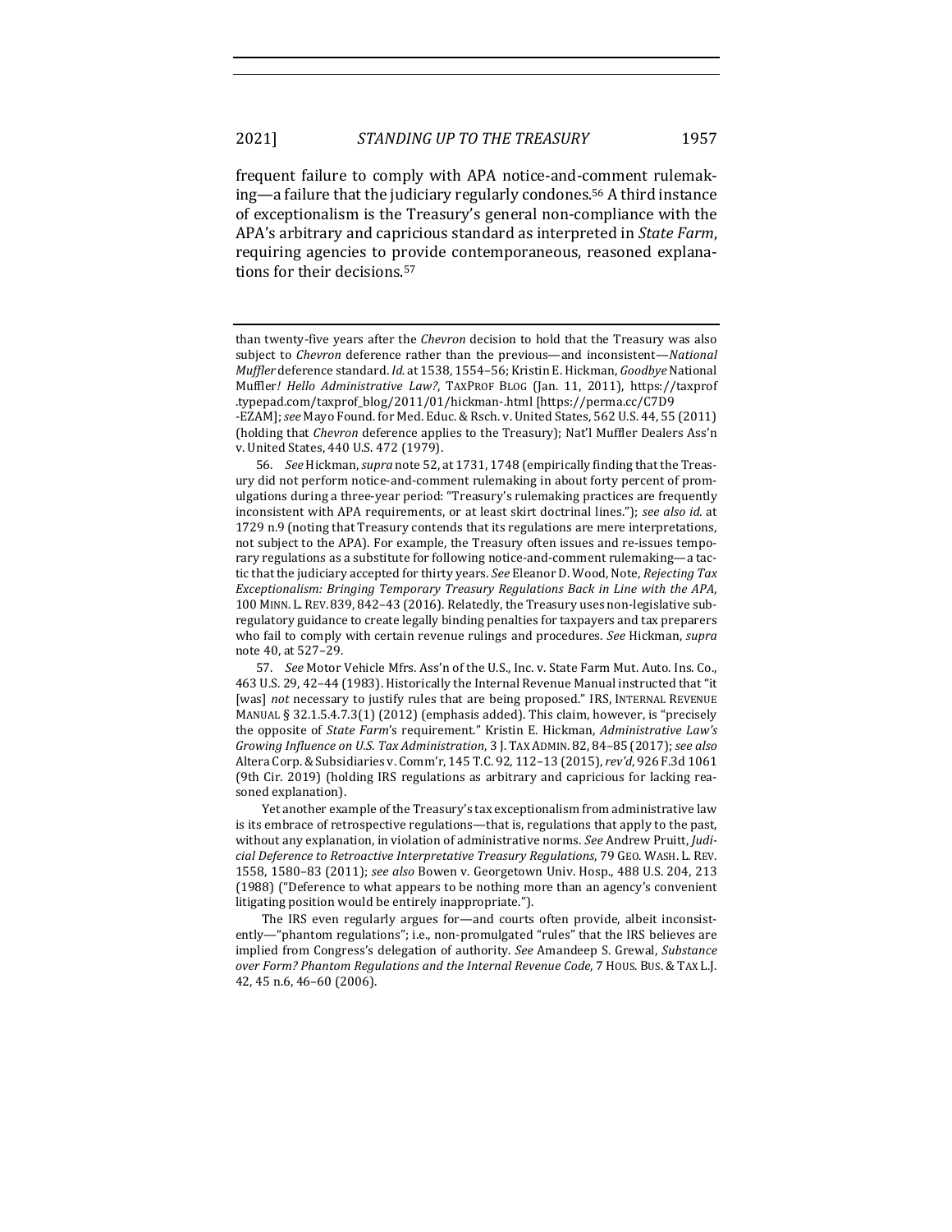frequent failure to comply with APA notice-and-comment rulemaking—a failure that the judiciary regularly condones.[56] A third instance of exceptionalism is the Treasury's general non-compliance with the APA's arbitrary and capricious standard as interpreted in *State Farm*, requiring agencies to provide contemporaneous, reasoned explanations for their decisions.[57]

---

than twenty-five years after the *Chevron* decision to hold that the Treasury was also subject to *Chevron* deference rather than the previous—and inconsistent—*National Muffler* deference standard. *Id.* at 1538, 1554–56; Kristin E. Hickman, *Goodbye* National Muffler*! Hello Administrative Law?*, TAXPROF BLOG (Jan. 11, 2011), https://taxprof.typepad.com/taxprof_blog/2011/01/hickman-.html [https://perma.cc/C7D9-EZAM]; *see* Mayo Found. for Med. Educ. & Rsch. v. United States, 562 U.S. 44, 55 (2011) (holding that *Chevron* deference applies to the Treasury); Nat'l Muffler Dealers Ass'n v. United States, 440 U.S. 472 (1979).

56. *See* Hickman, *supra* note 52, at 1731, 1748 (empirically finding that the Treasury did not perform notice-and-comment rulemaking in about forty percent of promulgations during a three-year period: "Treasury's rulemaking practices are frequently inconsistent with APA requirements, or at least skirt doctrinal lines."); *see also id.* at 1729 n.9 (noting that Treasury contends that its regulations are mere interpretations, not subject to the APA). For example, the Treasury often issues and re-issues temporary regulations as a substitute for following notice-and-comment rulemaking—a tactic that the judiciary accepted for thirty years. *See* Eleanor D. Wood, Note, *Rejecting Tax Exceptionalism: Bringing Temporary Treasury Regulations Back in Line with the APA*, 100 MINN. L. REV. 839, 842–43 (2016). Relatedly, the Treasury uses non-legislative sub-regulatory guidance to create legally binding penalties for taxpayers and tax preparers who fail to comply with certain revenue rulings and procedures. *See* Hickman, *supra* note 40, at 527–29.

57. *See* Motor Vehicle Mfrs. Ass'n of the U.S., Inc. v. State Farm Mut. Auto. Ins. Co., 463 U.S. 29, 42–44 (1983). Historically the Internal Revenue Manual instructed that "it [was] *not* necessary to justify rules that are being proposed." IRS, INTERNAL REVENUE MANUAL § 32.1.5.4.7.3(1) (2012) (emphasis added). This claim, however, is "precisely the opposite of *State Farm*'s requirement." Kristin E. Hickman, *Administrative Law's Growing Influence on U.S. Tax Administration*, 3 J. TAX ADMIN. 82, 84–85 (2017); *see also* Altera Corp. & Subsidiaries v. Comm'r, 145 T.C. 92, 112–13 (2015), *rev'd*, 926 F.3d 1061 (9th Cir. 2019) (holding IRS regulations as arbitrary and capricious for lacking reasoned explanation).

Yet another example of the Treasury's tax exceptionalism from administrative law is its embrace of retrospective regulations—that is, regulations that apply to the past, without any explanation, in violation of administrative norms. *See* Andrew Pruitt, *Judicial Deference to Retroactive Interpretative Treasury Regulations*, 79 GEO. WASH. L. REV. 1558, 1580–83 (2011); *see also* Bowen v. Georgetown Univ. Hosp., 488 U.S. 204, 213 (1988) ("Deference to what appears to be nothing more than an agency's convenient litigating position would be entirely inappropriate.").

The IRS even regularly argues for—and courts often provide, albeit inconsistently—"phantom regulations"; i.e., non-promulgated "rules" that the IRS believes are implied from Congress's delegation of authority. *See* Amandeep S. Grewal, *Substance over Form? Phantom Regulations and the Internal Revenue Code*, 7 HOUS. BUS. & TAX L.J. 42, 45 n.6, 46–60 (2006).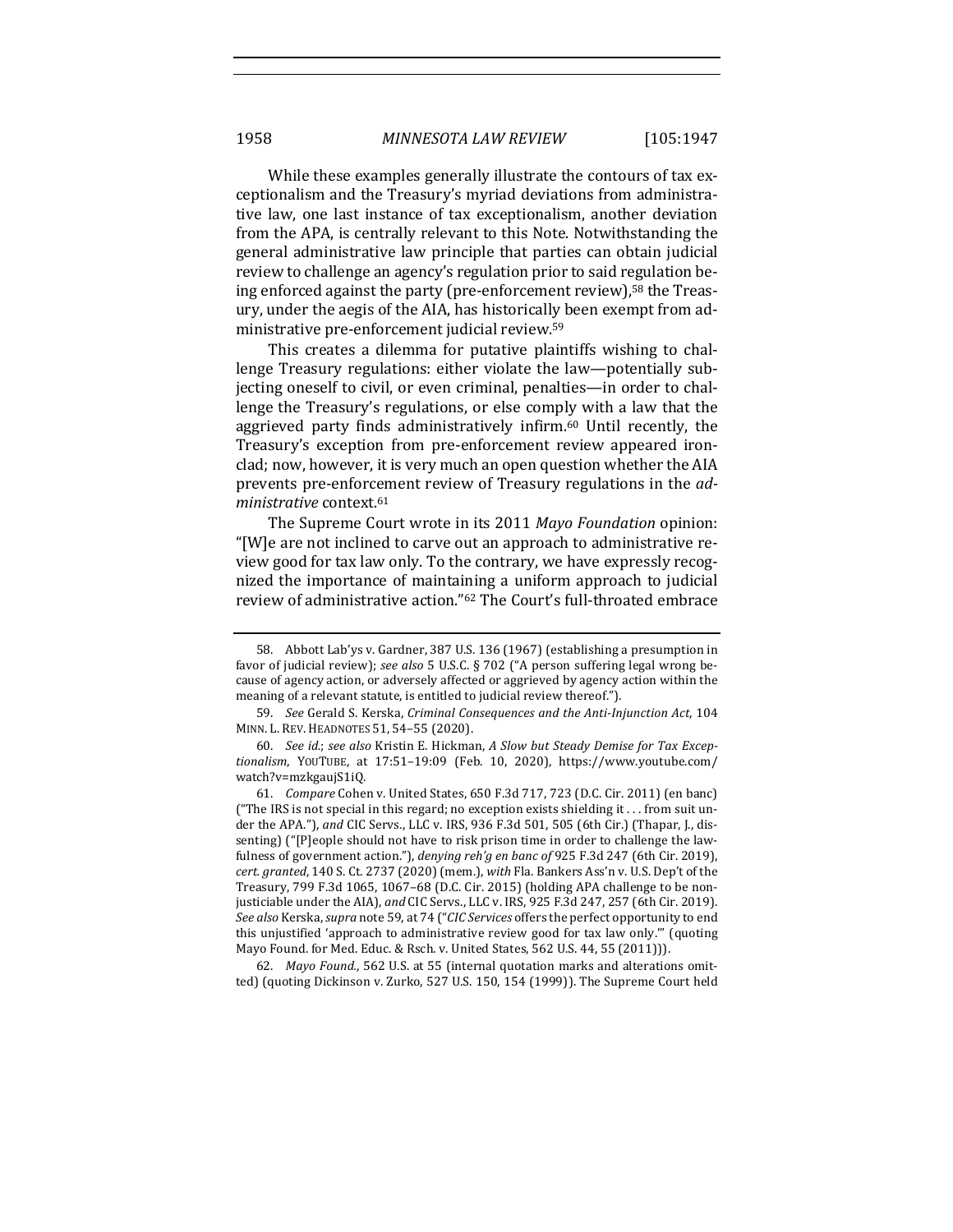While these examples generally illustrate the contours of tax exceptionalism and the Treasury's myriad deviations from administrative law, one last instance of tax exceptionalism, another deviation from the APA, is centrally relevant to this Note. Notwithstanding the general administrative law principle that parties can obtain judicial review to challenge an agency's regulation prior to said regulation being enforced against the party (pre-enforcement review),[58] the Treasury, under the aegis of the AIA, has historically been exempt from administrative pre-enforcement judicial review.[59]

This creates a dilemma for putative plaintiffs wishing to challenge Treasury regulations: either violate the law—potentially subjecting oneself to civil, or even criminal, penalties—in order to challenge the Treasury's regulations, or else comply with a law that the aggrieved party finds administratively infirm.[60] Until recently, the Treasury's exception from pre-enforcement review appeared ironclad; now, however, it is very much an open question whether the AIA prevents pre-enforcement review of Treasury regulations in the *administrative* context.[61]

The Supreme Court wrote in its 2011 *Mayo Foundation* opinion: "[W]e are not inclined to carve out an approach to administrative review good for tax law only. To the contrary, we have expressly recognized the importance of maintaining a uniform approach to judicial review of administrative action."[62] The Court's full-throated embrace

---

58. Abbott Lab'ys v. Gardner, 387 U.S. 136 (1967) (establishing a presumption in favor of judicial review); *see also* 5 U.S.C. § 702 ("A person suffering legal wrong because of agency action, or adversely affected or aggrieved by agency action within the meaning of a relevant statute, is entitled to judicial review thereof.").

59. *See* Gerald S. Kerska, *Criminal Consequences and the Anti-Injunction Act*, 104 MINN. L. REV. HEADNOTES 51, 54–55 (2020).

60. *See id.*; *see also* Kristin E. Hickman, *A Slow but Steady Demise for Tax Exceptionalism*, YOUTUBE, at 17:51–19:09 (Feb. 10, 2020), https://www.youtube.com/watch?v=mzkgaujS1iQ.

61. *Compare* Cohen v. United States, 650 F.3d 717, 723 (D.C. Cir. 2011) (en banc) ("The IRS is not special in this regard; no exception exists shielding it . . . from suit under the APA."), *and* CIC Servs., LLC v. IRS, 936 F.3d 501, 505 (6th Cir.) (Thapar, J., dissenting) ("[P]eople should not have to risk prison time in order to challenge the lawfulness of government action."), *denying reh'g en banc of* 925 F.3d 247 (6th Cir. 2019), *cert. granted*, 140 S. Ct. 2737 (2020) (mem.), *with* Fla. Bankers Ass'n v. U.S. Dep't of the Treasury, 799 F.3d 1065, 1067–68 (D.C. Cir. 2015) (holding APA challenge to be nonjusticiable under the AIA), *and* CIC Servs., LLC v. IRS, 925 F.3d 247, 257 (6th Cir. 2019). *See also* Kerska, *supra* note 59, at 74 ("*CIC Services* offers the perfect opportunity to end this unjustified 'approach to administrative review good for tax law only.'" (quoting Mayo Found. for Med. Educ. & Rsch. v. United States, 562 U.S. 44, 55 (2011))).

62. *Mayo Found.*, 562 U.S. at 55 (internal quotation marks and alterations omitted) (quoting Dickinson v. Zurko, 527 U.S. 150, 154 (1999)). The Supreme Court held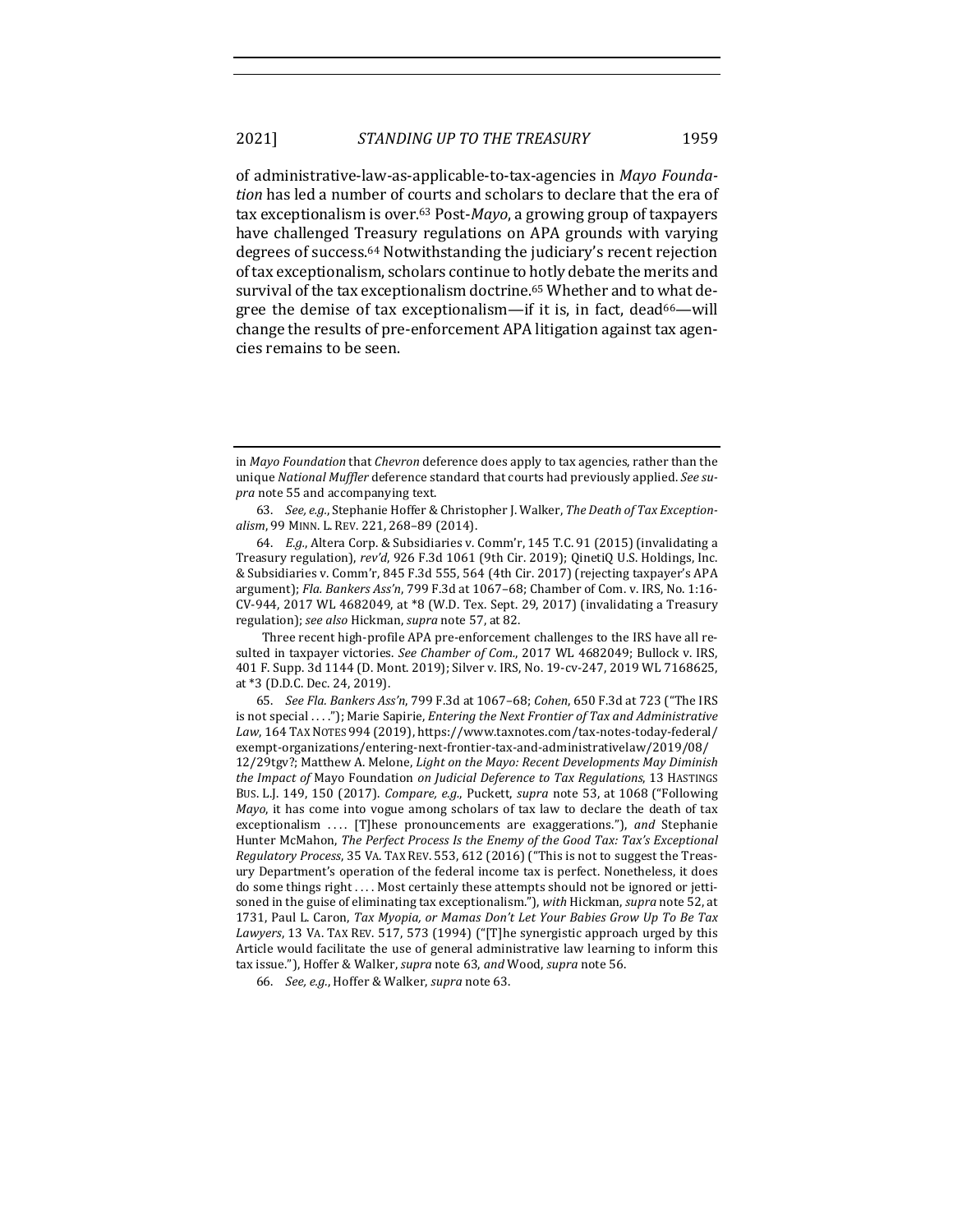of administrative-law-as-applicable-to-tax-agencies in *Mayo Foundation* has led a number of courts and scholars to declare that the era of tax exceptionalism is over.[63] Post-*Mayo*, a growing group of taxpayers have challenged Treasury regulations on APA grounds with varying degrees of success.[64] Notwithstanding the judiciary's recent rejection of tax exceptionalism, scholars continue to hotly debate the merits and survival of the tax exceptionalism doctrine.[65] Whether and to what degree the demise of tax exceptionalism—if it is, in fact, dead[66]—will change the results of pre-enforcement APA litigation against tax agencies remains to be seen.

---

in *Mayo Foundation* that *Chevron* deference does apply to tax agencies, rather than the unique *National Muffler* deference standard that courts had previously applied. *See supra* note 55 and accompanying text.

63. *See, e.g.*, Stephanie Hoffer & Christopher J. Walker, *The Death of Tax Exceptionalism*, 99 MINN. L. REV. 221, 268–89 (2014).

64. *E.g.*, Altera Corp. & Subsidiaries v. Comm'r, 145 T.C. 91 (2015) (invalidating a Treasury regulation), *rev'd*, 926 F.3d 1061 (9th Cir. 2019); QinetiQ U.S. Holdings, Inc. & Subsidiaries v. Comm'r, 845 F.3d 555, 564 (4th Cir. 2017) (rejecting taxpayer's APA argument); *Fla. Bankers Ass'n*, 799 F.3d at 1067–68; Chamber of Com. v. IRS, No. 1:16-CV-944, 2017 WL 4682049, at *8 (W.D. Tex. Sept. 29, 2017) (invalidating a Treasury regulation); *see also* Hickman, *supra* note 57, at 82.

Three recent high-profile APA pre-enforcement challenges to the IRS have all resulted in taxpayer victories. *See Chamber of Com.*, 2017 WL 4682049; Bullock v. IRS, 401 F. Supp. 3d 1144 (D. Mont. 2019); Silver v. IRS, No. 19-cv-247, 2019 WL 7168625, at *3 (D.D.C. Dec. 24, 2019).

65. *See Fla. Bankers Ass'n*, 799 F.3d at 1067–68; *Cohen*, 650 F.3d at 723 ("The IRS is not special . . . ."); Marie Sapirie, *Entering the Next Frontier of Tax and Administrative Law*, 164 TAX NOTES 994 (2019), https://www.taxnotes.com/tax-notes-today-federal/exempt-organizations/entering-next-frontier-tax-and-administrativelaw/2019/08/12/29tgv?; Matthew A. Melone, *Light on the Mayo: Recent Developments May Diminish the Impact of* Mayo Foundation *on Judicial Deference to Tax Regulations*, 13 HASTINGS BUS. L.J. 149, 150 (2017). *Compare, e.g.*, Puckett, *supra* note 53, at 1068 ("Following *Mayo*, it has come into vogue among scholars of tax law to declare the death of tax exceptionalism . . . . [T]hese pronouncements are exaggerations."), *and* Stephanie Hunter McMahon, *The Perfect Process Is the Enemy of the Good Tax: Tax's Exceptional Regulatory Process*, 35 VA. TAX REV. 553, 612 (2016) ("This is not to suggest the Treasury Department's operation of the federal income tax is perfect. Nonetheless, it does do some things right . . . . Most certainly these attempts should not be ignored or jettisoned in the guise of eliminating tax exceptionalism."), *with* Hickman, *supra* note 52, at 1731, Paul L. Caron, *Tax Myopia, or Mamas Don't Let Your Babies Grow Up To Be Tax Lawyers*, 13 VA. TAX REV. 517, 573 (1994) ("[T]he synergistic approach urged by this Article would facilitate the use of general administrative law learning to inform this tax issue."), Hoffer & Walker, *supra* note 63, *and* Wood, *supra* note 56.

66. *See, e.g.*, Hoffer & Walker, *supra* note 63.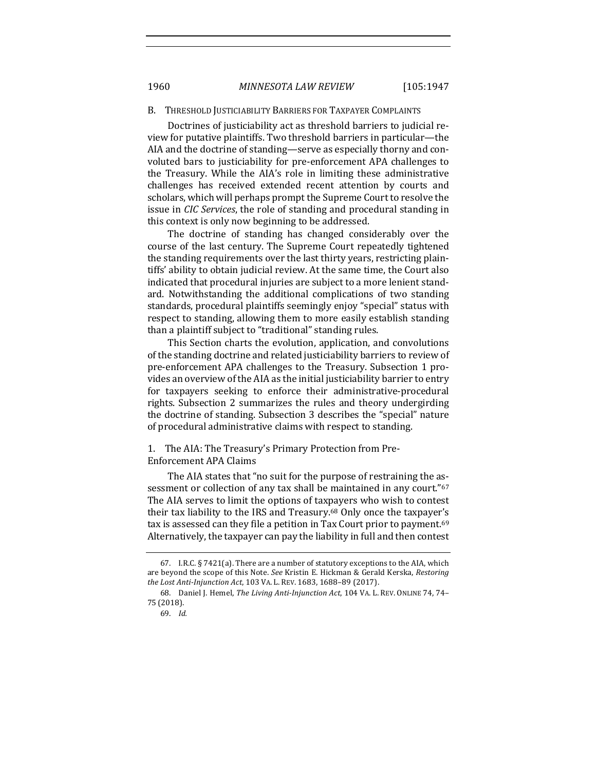### B. Threshold Justiciability Barriers for Taxpayer Complaints

Doctrines of justiciability act as threshold barriers to judicial review for putative plaintiffs. Two threshold barriers in particular—the AIA and the doctrine of standing—serve as especially thorny and convoluted bars to justiciability for pre-enforcement APA challenges to the Treasury. While the AIA's role in limiting these administrative challenges has received extended recent attention by courts and scholars, which will perhaps prompt the Supreme Court to resolve the issue in *CIC Services*, the role of standing and procedural standing in this context is only now beginning to be addressed.

The doctrine of standing has changed considerably over the course of the last century. The Supreme Court repeatedly tightened the standing requirements over the last thirty years, restricting plaintiffs' ability to obtain judicial review. At the same time, the Court also indicated that procedural injuries are subject to a more lenient standard. Notwithstanding the additional complications of two standing standards, procedural plaintiffs seemingly enjoy "special" status with respect to standing, allowing them to more easily establish standing than a plaintiff subject to "traditional" standing rules.

This Section charts the evolution, application, and convolutions of the standing doctrine and related justiciability barriers to review of pre-enforcement APA challenges to the Treasury. Subsection 1 provides an overview of the AIA as the initial justiciability barrier to entry for taxpayers seeking to enforce their administrative-procedural rights. Subsection 2 summarizes the rules and theory undergirding the doctrine of standing. Subsection 3 describes the "special" nature of procedural administrative claims with respect to standing.

#### 1. The AIA: The Treasury's Primary Protection from Pre-Enforcement APA Claims

The AIA states that "no suit for the purpose of restraining the assessment or collection of any tax shall be maintained in any court."[67] The AIA serves to limit the options of taxpayers who wish to contest their tax liability to the IRS and Treasury.[68] Only once the taxpayer's tax is assessed can they file a petition in Tax Court prior to payment.[69] Alternatively, the taxpayer can pay the liability in full and then contest

---

67. I.R.C. § 7421(a). There are a number of statutory exceptions to the AIA, which are beyond the scope of this Note. *See* Kristin E. Hickman & Gerald Kerska, *Restoring the Lost Anti-Injunction Act*, 103 VA. L. REV. 1683, 1688–89 (2017).

68. Daniel J. Hemel, *The Living Anti-Injunction Act*, 104 VA. L. REV. ONLINE 74, 74–75 (2018).

69. *Id.*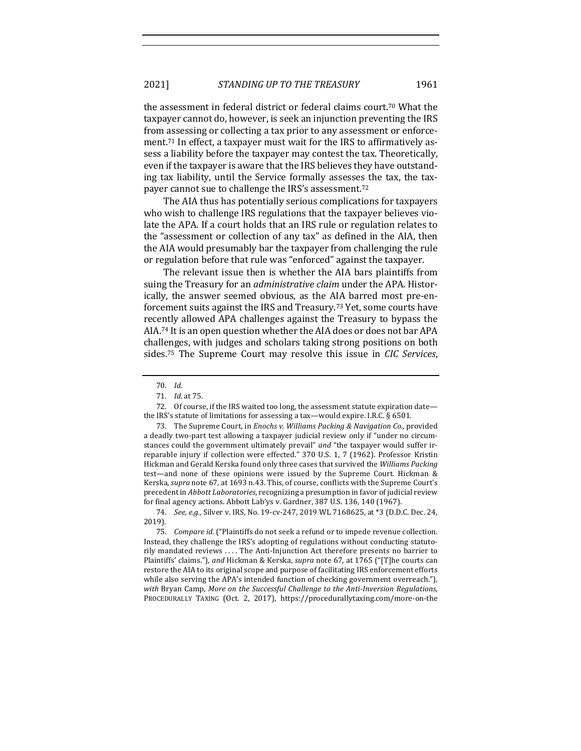the assessment in federal district or federal claims court.[70] What the taxpayer cannot do, however, is seek an injunction preventing the IRS from assessing or collecting a tax prior to any assessment or enforcement.[71] In effect, a taxpayer must wait for the IRS to affirmatively assess a liability before the taxpayer may contest the tax. Theoretically, even if the taxpayer is aware that the IRS believes they have outstanding tax liability, until the Service formally assesses the tax, the taxpayer cannot sue to challenge the IRS's assessment.[72]

The AIA thus has potentially serious complications for taxpayers who wish to challenge IRS regulations that the taxpayer believes violate the APA. If a court holds that an IRS rule or regulation relates to the "assessment or collection of any tax" as defined in the AIA, then the AIA would presumably bar the taxpayer from challenging the rule or regulation before that rule was "enforced" against the taxpayer.

The relevant issue then is whether the AIA bars plaintiffs from suing the Treasury for an *administrative claim* under the APA. Historically, the answer seemed obvious, as the AIA barred most pre-enforcement suits against the IRS and Treasury.[73] Yet, some courts have recently allowed APA challenges against the Treasury to bypass the AIA.[74] It is an open question whether the AIA does or does not bar APA challenges, with judges and scholars taking strong positions on both sides.[75] The Supreme Court may resolve this issue in *CIC Services*,

---

70. *Id.*

71. *Id.* at 75.

72. Of course, if the IRS waited too long, the assessment statute expiration date—the IRS's statute of limitations for assessing a tax—would expire. I.R.C. § 6501.

73. The Supreme Court, in *Enochs v. Williams Packing & Navigation Co.*, provided a deadly two-part test allowing a taxpayer judicial review only if "under no circumstances could the government ultimately prevail" *and* "the taxpayer would suffer irreparable injury if collection were effected." 370 U.S. 1, 7 (1962). Professor Kristin Hickman and Gerald Kerska found only three cases that survived the *Williams Packing* test—and none of these opinions were issued by the Supreme Court. Hickman & Kerska, *supra* note 67, at 1693 n.43. This, of course, conflicts with the Supreme Court's precedent in *Abbott Laboratories*, recognizing a presumption in favor of judicial review for final agency actions. Abbott Lab'ys v. Gardner, 387 U.S. 136, 140 (1967).

74. *See, e.g.*, Silver v. IRS, No. 19-cv-247, 2019 WL 7168625, at *3 (D.D.C. Dec. 24, 2019).

75. *Compare id.* ("Plaintiffs do not seek a refund or to impede revenue collection. Instead, they challenge the IRS's adopting of regulations without conducting statutorily mandated reviews . . . . The Anti-Injunction Act therefore presents no barrier to Plaintiffs' claims."), *and* Hickman & Kerska, *supra* note 67, at 1765 ("[T]he courts can restore the AIA to its original scope and purpose of facilitating IRS enforcement efforts while also serving the APA's intended function of checking government overreach."), *with* Bryan Camp, *More on the Successful Challenge to the Anti-Inversion Regulations*, PROCEDURALLY TAXING (Oct. 2, 2017), https://procedurallytaxing.com/more-on-the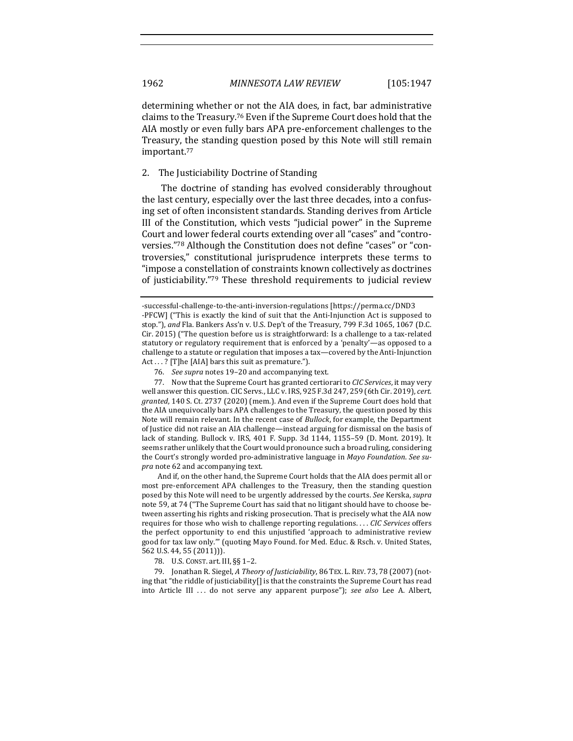determining whether or not the AIA does, in fact, bar administrative claims to the Treasury.[76] Even if the Supreme Court does hold that the AIA mostly or even fully bars APA pre-enforcement challenges to the Treasury, the standing question posed by this Note will still remain important.[77]

### 2. The Justiciability Doctrine of Standing

The doctrine of standing has evolved considerably throughout the last century, especially over the last three decades, into a confusing set of often inconsistent standards. Standing derives from Article III of the Constitution, which vests "judicial power" in the Supreme Court and lower federal courts extending over all "cases" and "controversies."[78] Although the Constitution does not define "cases" or "controversies," constitutional jurisprudence interprets these terms to "impose a constellation of constraints known collectively as doctrines of justiciability."[79] These threshold requirements to judicial review

---

-successful-challenge-to-the-anti-inversion-regulations [https://perma.cc/DND3-PFCW] ("This is exactly the kind of suit that the Anti-Injunction Act is supposed to stop."), *and* Fla. Bankers Ass'n v. U.S. Dep't of the Treasury, 799 F.3d 1065, 1067 (D.C. Cir. 2015) ("The question before us is straightforward: Is a challenge to a tax-related statutory or regulatory requirement that is enforced by a 'penalty'—as opposed to a challenge to a statute or regulation that imposes a tax—covered by the Anti-Injunction Act . . . ? [T]he [AIA] bars this suit as premature.").

76. *See supra* notes 19–20 and accompanying text.

77. Now that the Supreme Court has granted certiorari to *CIC Services*, it may very well answer this question. CIC Servs., LLC v. IRS, 925 F.3d 247, 259 (6th Cir. 2019), *cert. granted*, 140 S. Ct. 2737 (2020) (mem.). And even if the Supreme Court does hold that the AIA unequivocally bars APA challenges to the Treasury, the question posed by this Note will remain relevant. In the recent case of *Bullock*, for example, the Department of Justice did not raise an AIA challenge—instead arguing for dismissal on the basis of lack of standing. Bullock v. IRS, 401 F. Supp. 3d 1144, 1155–59 (D. Mont. 2019). It seems rather unlikely that the Court would pronounce such a broad ruling, considering the Court's strongly worded pro-administrative language in *Mayo Foundation*. *See supra* note 62 and accompanying text.

And if, on the other hand, the Supreme Court holds that the AIA does permit all or most pre-enforcement APA challenges to the Treasury, then the standing question posed by this Note will need to be urgently addressed by the courts. *See* Kerska, *supra* note 59, at 74 ("The Supreme Court has said that no litigant should have to choose between asserting his rights and risking prosecution. That is precisely what the AIA now requires for those who wish to challenge reporting regulations. . . . *CIC Services* offers the perfect opportunity to end this unjustified 'approach to administrative review good for tax law only.'" (quoting Mayo Found. for Med. Educ. & Rsch. v. United States, 562 U.S. 44, 55 (2011))).

78. U.S. CONST. art. III, §§ 1–2.

79. Jonathan R. Siegel, *A Theory of Justiciability*, 86 TEX. L. REV. 73, 78 (2007) (noting that "the riddle of justiciability[] is that the constraints the Supreme Court has read into Article III . . . do not serve any apparent purpose"); *see also* Lee A. Albert,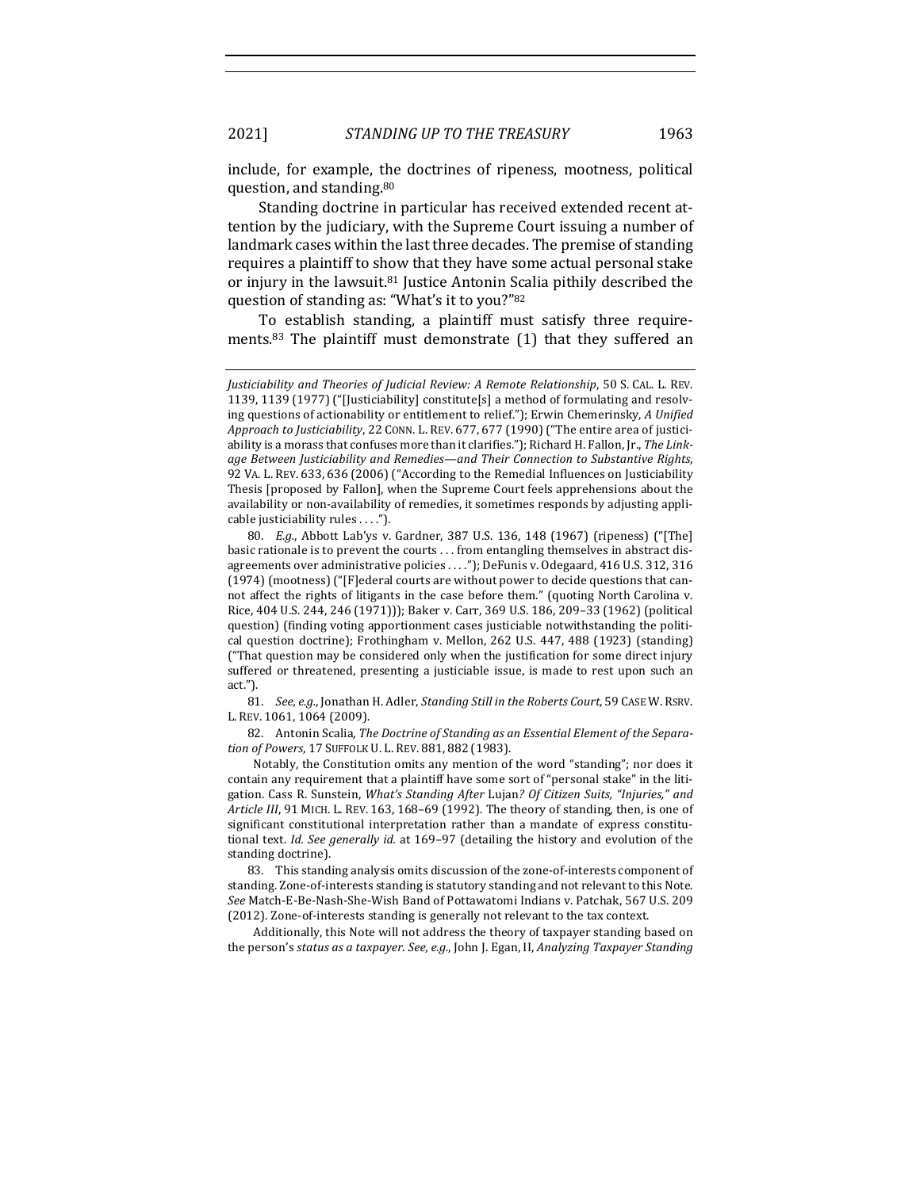include, for example, the doctrines of ripeness, mootness, political question, and standing.[80]

Standing doctrine in particular has received extended recent attention by the judiciary, with the Supreme Court issuing a number of landmark cases within the last three decades. The premise of standing requires a plaintiff to show that they have some actual personal stake or injury in the lawsuit.[81] Justice Antonin Scalia pithily described the question of standing as: "What's it to you?"[82]

To establish standing, a plaintiff must satisfy three requirements.[83] The plaintiff must demonstrate (1) that they suffered an

---

*Justiciability and Theories of Judicial Review: A Remote Relationship*, 50 S. CAL. L. REV. 1139, 1139 (1977) ("[Justiciability] constitute[s] a method of formulating and resolving questions of actionability or entitlement to relief."); Erwin Chemerinsky, *A Unified Approach to Justiciability*, 22 CONN. L. REV. 677, 677 (1990) ("The entire area of justiciability is a morass that confuses more than it clarifies."); Richard H. Fallon, Jr., *The Linkage Between Justiciability and Remedies—and Their Connection to Substantive Rights*, 92 VA. L. REV. 633, 636 (2006) ("According to the Remedial Influences on Justiciability Thesis [proposed by Fallon], when the Supreme Court feels apprehensions about the availability or non-availability of remedies, it sometimes responds by adjusting applicable justiciability rules . . . .").

80. *E.g.*, Abbott Lab'ys v. Gardner, 387 U.S. 136, 148 (1967) (ripeness) ("[The] basic rationale is to prevent the courts . . . from entangling themselves in abstract disagreements over administrative policies . . . ."); DeFunis v. Odegaard, 416 U.S. 312, 316 (1974) (mootness) ("[F]ederal courts are without power to decide questions that cannot affect the rights of litigants in the case before them." (quoting North Carolina v. Rice, 404 U.S. 244, 246 (1971))); Baker v. Carr, 369 U.S. 186, 209–33 (1962) (political question) (finding voting apportionment cases justiciable notwithstanding the political question doctrine); Frothingham v. Mellon, 262 U.S. 447, 488 (1923) (standing) ("That question may be considered only when the justification for some direct injury suffered or threatened, presenting a justiciable issue, is made to rest upon such an act.").

81. *See, e.g.*, Jonathan H. Adler, *Standing Still in the Roberts Court*, 59 CASE W. RSRV. L. REV. 1061, 1064 (2009).

82. Antonin Scalia, *The Doctrine of Standing as an Essential Element of the Separation of Powers*, 17 SUFFOLK U. L. REV. 881, 882 (1983).

Notably, the Constitution omits any mention of the word "standing"; nor does it contain any requirement that a plaintiff have some sort of "personal stake" in the litigation. Cass R. Sunstein, *What's Standing After* Lujan*? Of Citizen Suits, "Injuries," and Article III*, 91 MICH. L. REV. 163, 168–69 (1992). The theory of standing, then, is one of significant constitutional interpretation rather than a mandate of express constitutional text. *Id. See generally id.* at 169–97 (detailing the history and evolution of the standing doctrine).

83. This standing analysis omits discussion of the zone-of-interests component of standing. Zone-of-interests standing is statutory standing and not relevant to this Note. *See* Match-E-Be-Nash-She-Wish Band of Pottawatomi Indians v. Patchak, 567 U.S. 209 (2012). Zone-of-interests standing is generally not relevant to the tax context.

Additionally, this Note will not address the theory of taxpayer standing based on the person's *status as a taxpayer*. *See, e.g.*, John J. Egan, II, *Analyzing Taxpayer Standing*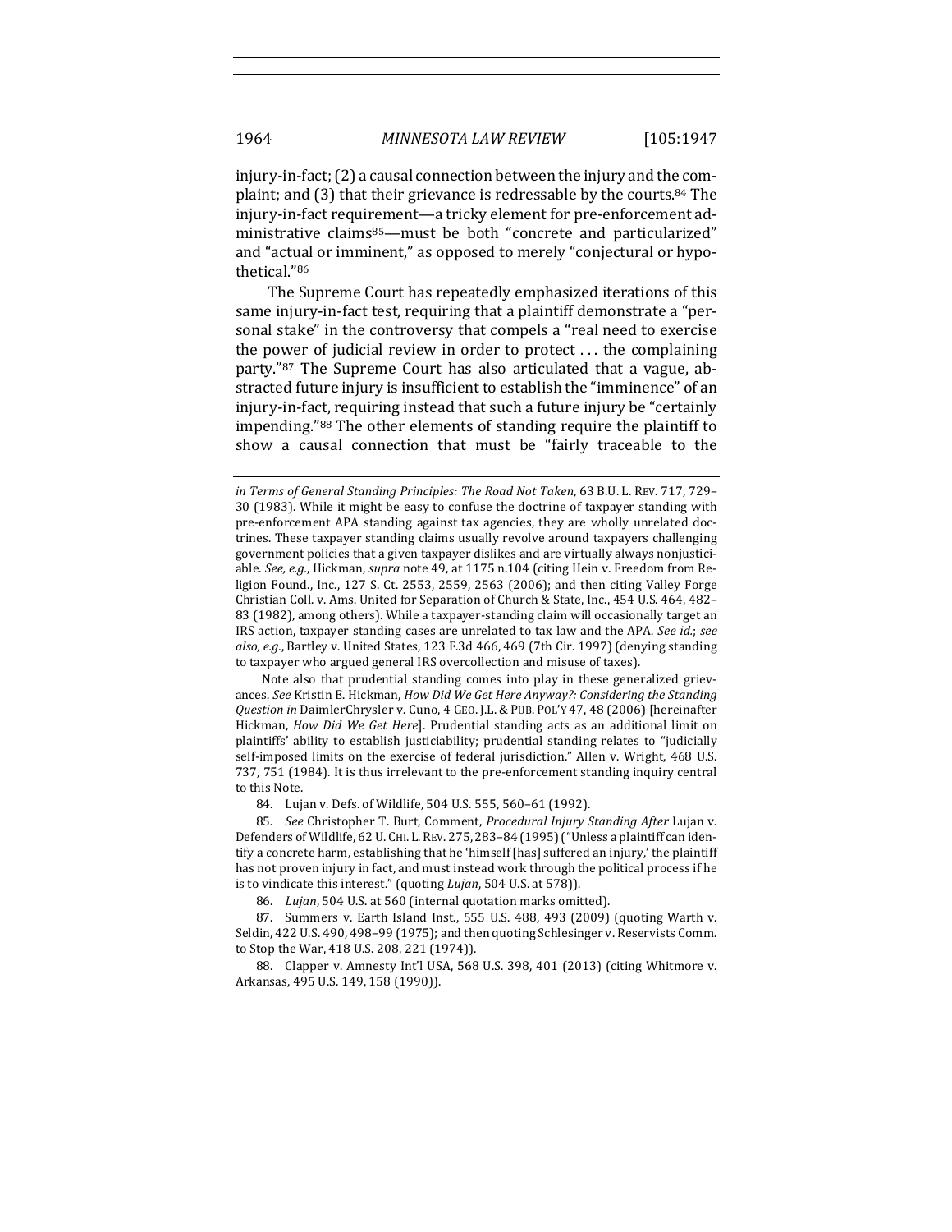injury-in-fact; (2) a causal connection between the injury and the complaint; and (3) that their grievance is redressable by the courts.[84] The injury-in-fact requirement—a tricky element for pre-enforcement administrative claims[85]—must be both "concrete and particularized" and "actual or imminent," as opposed to merely "conjectural or hypothetical."[86]

The Supreme Court has repeatedly emphasized iterations of this same injury-in-fact test, requiring that a plaintiff demonstrate a "personal stake" in the controversy that compels a "real need to exercise the power of judicial review in order to protect . . . the complaining party."[87] The Supreme Court has also articulated that a vague, abstracted future injury is insufficient to establish the "imminence" of an injury-in-fact, requiring instead that such a future injury be "certainly impending."[88] The other elements of standing require the plaintiff to show a causal connection that must be "fairly traceable to the

---

*in Terms of General Standing Principles: The Road Not Taken*, 63 B.U. L. REV. 717, 729–30 (1983). While it might be easy to confuse the doctrine of taxpayer standing with pre-enforcement APA standing against tax agencies, they are wholly unrelated doctrines. These taxpayer standing claims usually revolve around taxpayers challenging government policies that a given taxpayer dislikes and are virtually always nonjusticiable. *See, e.g.*, Hickman, *supra* note 49, at 1175 n.104 (citing Hein v. Freedom from Religion Found., Inc., 127 S. Ct. 2553, 2559, 2563 (2006); and then citing Valley Forge Christian Coll. v. Ams. United for Separation of Church & State, Inc., 454 U.S. 464, 482–83 (1982), among others). While a taxpayer-standing claim will occasionally target an IRS action, taxpayer standing cases are unrelated to tax law and the APA. *See id.*; *see also, e.g.*, Bartley v. United States, 123 F.3d 466, 469 (7th Cir. 1997) (denying standing to taxpayer who argued general IRS overcollection and misuse of taxes).

Note also that prudential standing comes into play in these generalized grievances. *See* Kristin E. Hickman, *How Did We Get Here Anyway?: Considering the Standing Question in* DaimlerChrysler v. Cuno, 4 GEO. J.L. & PUB. POL'Y 47, 48 (2006) [hereinafter Hickman, *How Did We Get Here*]. Prudential standing acts as an additional limit on plaintiffs' ability to establish justiciability; prudential standing relates to "judicially self-imposed limits on the exercise of federal jurisdiction." Allen v. Wright, 468 U.S. 737, 751 (1984). It is thus irrelevant to the pre-enforcement standing inquiry central to this Note.

84. Lujan v. Defs. of Wildlife, 504 U.S. 555, 560–61 (1992).

85. *See* Christopher T. Burt, Comment, *Procedural Injury Standing After* Lujan v. Defenders of Wildlife, 62 U. CHI. L. REV. 275, 283–84 (1995) ("Unless a plaintiff can identify a concrete harm, establishing that he 'himself [has] suffered an injury,' the plaintiff has not proven injury in fact, and must instead work through the political process if he is to vindicate this interest." (quoting *Lujan*, 504 U.S. at 578)).

86. *Lujan*, 504 U.S. at 560 (internal quotation marks omitted).

87. Summers v. Earth Island Inst., 555 U.S. 488, 493 (2009) (quoting Warth v. Seldin, 422 U.S. 490, 498–99 (1975); and then quoting Schlesinger v. Reservists Comm. to Stop the War, 418 U.S. 208, 221 (1974)).

88. Clapper v. Amnesty Int'l USA, 568 U.S. 398, 401 (2013) (citing Whitmore v. Arkansas, 495 U.S. 149, 158 (1990)).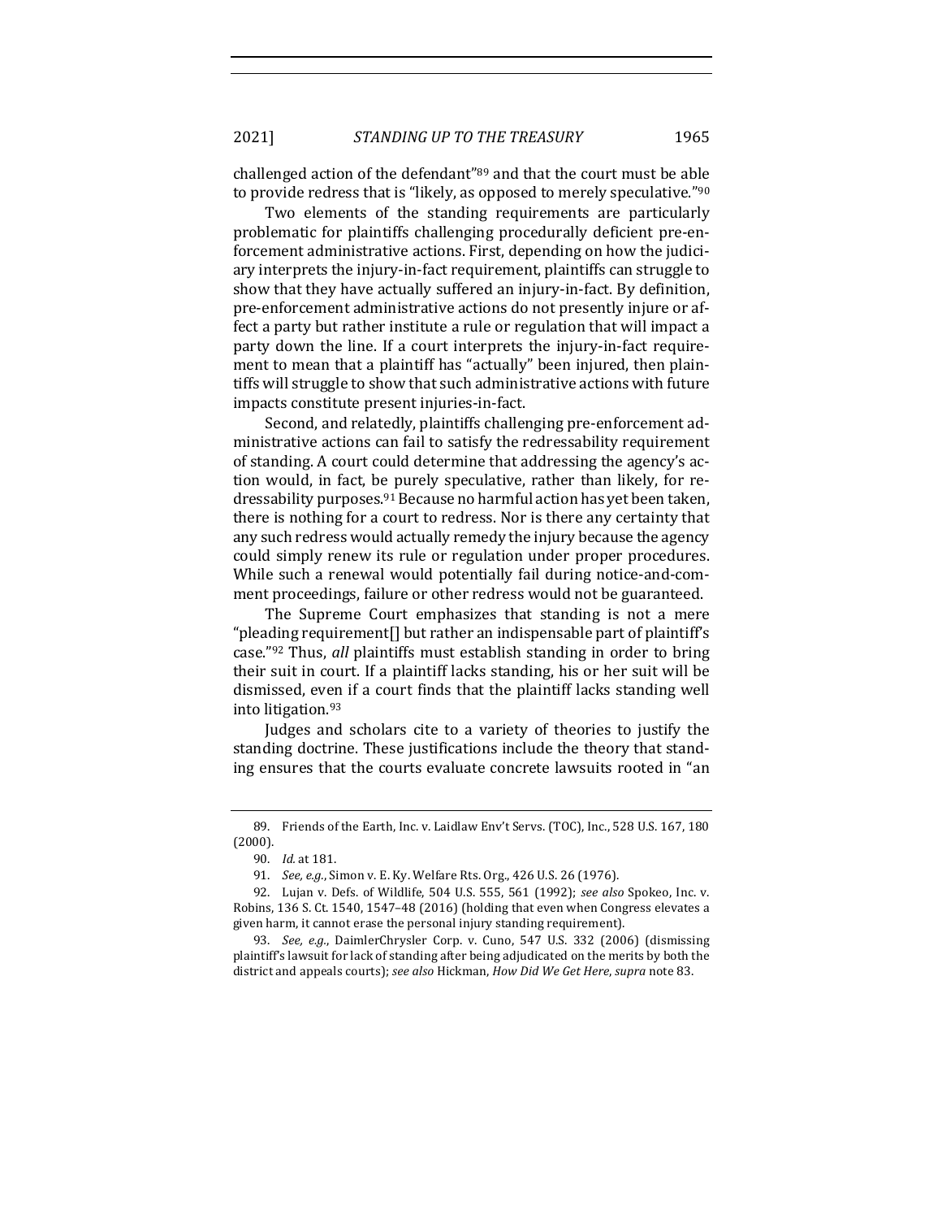challenged action of the defendant"[89] and that the court must be able to provide redress that is "likely, as opposed to merely speculative."[90]

Two elements of the standing requirements are particularly problematic for plaintiffs challenging procedurally deficient pre-enforcement administrative actions. First, depending on how the judiciary interprets the injury-in-fact requirement, plaintiffs can struggle to show that they have actually suffered an injury-in-fact. By definition, pre-enforcement administrative actions do not presently injure or affect a party but rather institute a rule or regulation that will impact a party down the line. If a court interprets the injury-in-fact requirement to mean that a plaintiff has "actually" been injured, then plaintiffs will struggle to show that such administrative actions with future impacts constitute present injuries-in-fact.

Second, and relatedly, plaintiffs challenging pre-enforcement administrative actions can fail to satisfy the redressability requirement of standing. A court could determine that addressing the agency's action would, in fact, be purely speculative, rather than likely, for redressability purposes.[91] Because no harmful action has yet been taken, there is nothing for a court to redress. Nor is there any certainty that any such redress would actually remedy the injury because the agency could simply renew its rule or regulation under proper procedures. While such a renewal would potentially fail during notice-and-comment proceedings, failure or other redress would not be guaranteed.

The Supreme Court emphasizes that standing is not a mere "pleading requirement[] but rather an indispensable part of plaintiff's case."[92] Thus, *all* plaintiffs must establish standing in order to bring their suit in court. If a plaintiff lacks standing, his or her suit will be dismissed, even if a court finds that the plaintiff lacks standing well into litigation.[93]

Judges and scholars cite to a variety of theories to justify the standing doctrine. These justifications include the theory that standing ensures that the courts evaluate concrete lawsuits rooted in "an

---

89. Friends of the Earth, Inc. v. Laidlaw Env't Servs. (TOC), Inc., 528 U.S. 167, 180 (2000).

90. *Id.* at 181.

91. *See, e.g.*, Simon v. E. Ky. Welfare Rts. Org., 426 U.S. 26 (1976).

92. Lujan v. Defs. of Wildlife, 504 U.S. 555, 561 (1992); *see also* Spokeo, Inc. v. Robins, 136 S. Ct. 1540, 1547–48 (2016) (holding that even when Congress elevates a given harm, it cannot erase the personal injury standing requirement).

93. *See, e.g.*, DaimlerChrysler Corp. v. Cuno, 547 U.S. 332 (2006) (dismissing plaintiff's lawsuit for lack of standing after being adjudicated on the merits by both the district and appeals courts); *see also* Hickman, *How Did We Get Here*, *supra* note 83.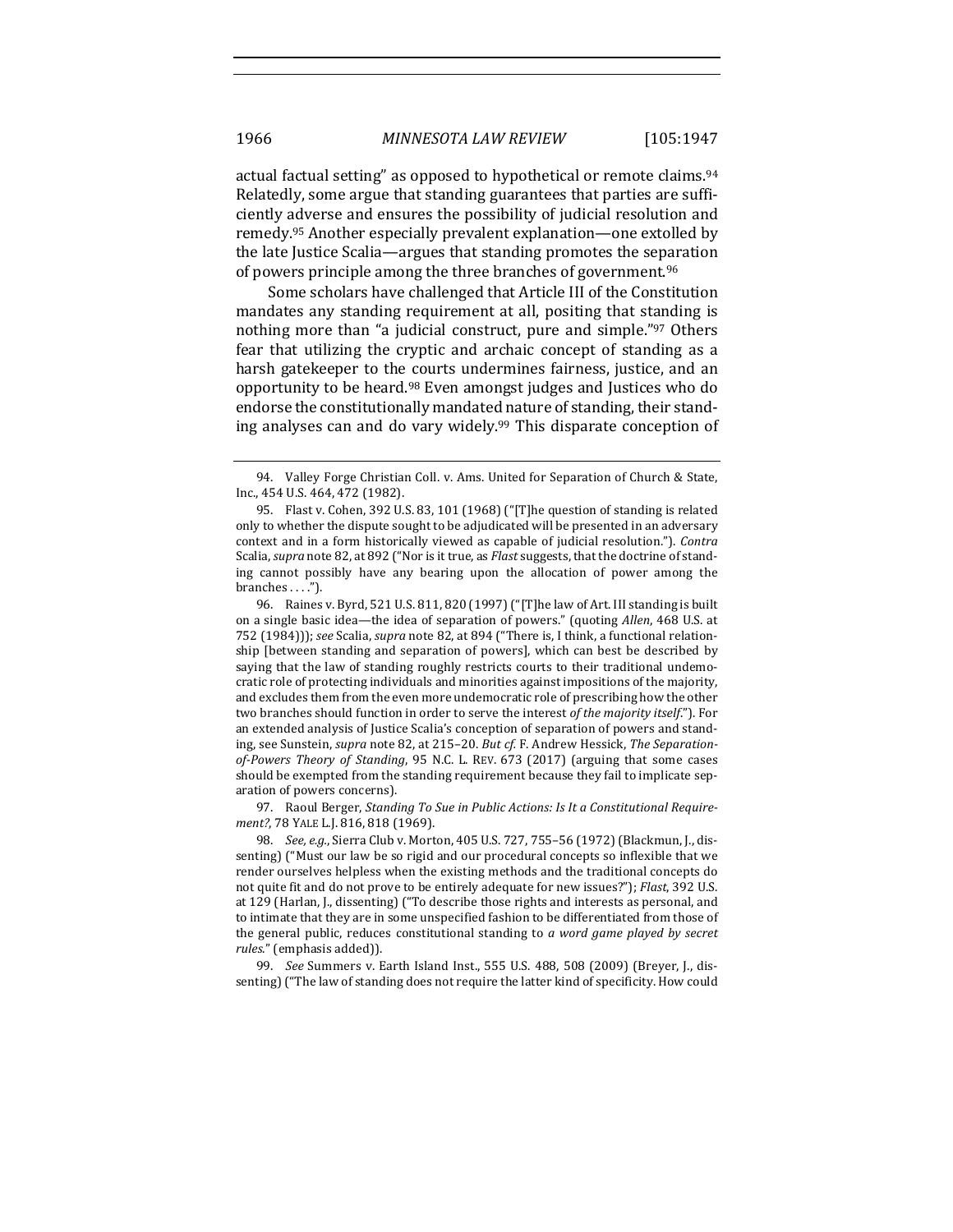actual factual setting" as opposed to hypothetical or remote claims.[94] Relatedly, some argue that standing guarantees that parties are sufficiently adverse and ensures the possibility of judicial resolution and remedy.[95] Another especially prevalent explanation—one extolled by the late Justice Scalia—argues that standing promotes the separation of powers principle among the three branches of government.[96]

Some scholars have challenged that Article III of the Constitution mandates any standing requirement at all, positing that standing is nothing more than "a judicial construct, pure and simple."[97] Others fear that utilizing the cryptic and archaic concept of standing as a harsh gatekeeper to the courts undermines fairness, justice, and an opportunity to be heard.[98] Even amongst judges and Justices who do endorse the constitutionally mandated nature of standing, their standing analyses can and do vary widely.[99] This disparate conception of

---

94. Valley Forge Christian Coll. v. Ams. United for Separation of Church & State, Inc., 454 U.S. 464, 472 (1982).

95. Flast v. Cohen, 392 U.S. 83, 101 (1968) ("[T]he question of standing is related only to whether the dispute sought to be adjudicated will be presented in an adversary context and in a form historically viewed as capable of judicial resolution."). *Contra* Scalia, *supra* note 82, at 892 ("Nor is it true, as *Flast* suggests, that the doctrine of standing cannot possibly have any bearing upon the allocation of power among the branches . . . .").

96. Raines v. Byrd, 521 U.S. 811, 820 (1997) ("[T]he law of Art. III standing is built on a single basic idea—the idea of separation of powers." (quoting *Allen*, 468 U.S. at 752 (1984))); *see* Scalia, *supra* note 82, at 894 ("There is, I think, a functional relationship [between standing and separation of powers], which can best be described by saying that the law of standing roughly restricts courts to their traditional undemocratic role of protecting individuals and minorities against impositions of the majority, and excludes them from the even more undemocratic role of prescribing how the other two branches should function in order to serve the interest *of the majority itself*."). For an extended analysis of Justice Scalia's conception of separation of powers and standing, see Sunstein, *supra* note 82, at 215–20. *But cf.* F. Andrew Hessick, *The Separation-of-Powers Theory of Standing*, 95 N.C. L. REV. 673 (2017) (arguing that some cases should be exempted from the standing requirement because they fail to implicate separation of powers concerns).

97. Raoul Berger, *Standing To Sue in Public Actions: Is It a Constitutional Requirement?*, 78 YALE L.J. 816, 818 (1969).

98. *See, e.g.*, Sierra Club v. Morton, 405 U.S. 727, 755–56 (1972) (Blackmun, J., dissenting) ("Must our law be so rigid and our procedural concepts so inflexible that we render ourselves helpless when the existing methods and the traditional concepts do not quite fit and do not prove to be entirely adequate for new issues?"); *Flast*, 392 U.S. at 129 (Harlan, J., dissenting) ("To describe those rights and interests as personal, and to intimate that they are in some unspecified fashion to be differentiated from those of the general public, reduces constitutional standing to *a word game played by secret rules*." (emphasis added)).

99. *See* Summers v. Earth Island Inst., 555 U.S. 488, 508 (2009) (Breyer, J., dissenting) ("The law of standing does not require the latter kind of specificity. How could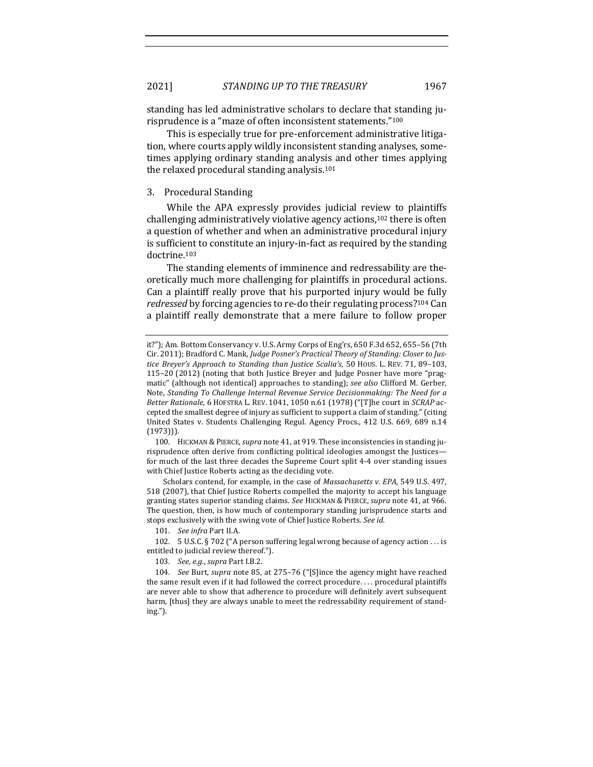standing has led administrative scholars to declare that standing jurisprudence is a "maze of often inconsistent statements."[100]

This is especially true for pre-enforcement administrative litigation, where courts apply wildly inconsistent standing analyses, sometimes applying ordinary standing analysis and other times applying the relaxed procedural standing analysis.[101]

### 3. Procedural Standing

While the APA expressly provides judicial review to plaintiffs challenging administratively violative agency actions,[102] there is often a question of whether and when an administrative procedural injury is sufficient to constitute an injury-in-fact as required by the standing doctrine.[103]

The standing elements of imminence and redressability are theoretically much more challenging for plaintiffs in procedural actions. Can a plaintiff really prove that his purported injury would be fully *redressed* by forcing agencies to re-do their regulating process?[104] Can a plaintiff really demonstrate that a mere failure to follow proper

---

it?"); Am. Bottom Conservancy v. U.S. Army Corps of Eng'rs, 650 F.3d 652, 655–56 (7th Cir. 2011); Bradford C. Mank, *Judge Posner's Practical Theory of Standing: Closer to Justice Breyer's Approach to Standing than Justice Scalia's*, 50 HOUS. L. REV. 71, 89–103, 115–20 (2012) (noting that both Justice Breyer and Judge Posner have more "pragmatic" (although not identical) approaches to standing); *see also* Clifford M. Gerber, Note, *Standing To Challenge Internal Revenue Service Decisionmaking: The Need for a Better Rationale*, 6 HOFSTRA L. REV. 1041, 1050 n.61 (1978) ("[T]he court in *SCRAP* accepted the smallest degree of injury as sufficient to support a claim of standing." (citing United States v. Students Challenging Regul. Agency Procs., 412 U.S. 669, 689 n.14 (1973))).

100. HICKMAN & PIERCE, *supra* note 41, at 919. These inconsistencies in standing jurisprudence often derive from conflicting political ideologies amongst the Justices—for much of the last three decades the Supreme Court split 4-4 over standing issues with Chief Justice Roberts acting as the deciding vote.

Scholars contend, for example, in the case of *Massachusetts v. EPA*, 549 U.S. 497, 518 (2007), that Chief Justice Roberts compelled the majority to accept his language granting states superior standing claims. *See* HICKMAN & PIERCE, *supra* note 41, at 966. The question, then, is how much of contemporary standing jurisprudence starts and stops exclusively with the swing vote of Chief Justice Roberts. *See id.*

101. *See infra* Part II.A.

102. 5 U.S.C. § 702 ("A person suffering legal wrong because of agency action . . . is entitled to judicial review thereof.").

103. *See, e.g.*, *supra* Part I.B.2.

104. *See* Burt, *supra* note 85, at 275–76 ("[S]ince the agency might have reached the same result even if it had followed the correct procedure. . . . procedural plaintiffs are never able to show that adherence to procedure will definitely avert subsequent harm, [thus] they are always unable to meet the redressability requirement of standing.").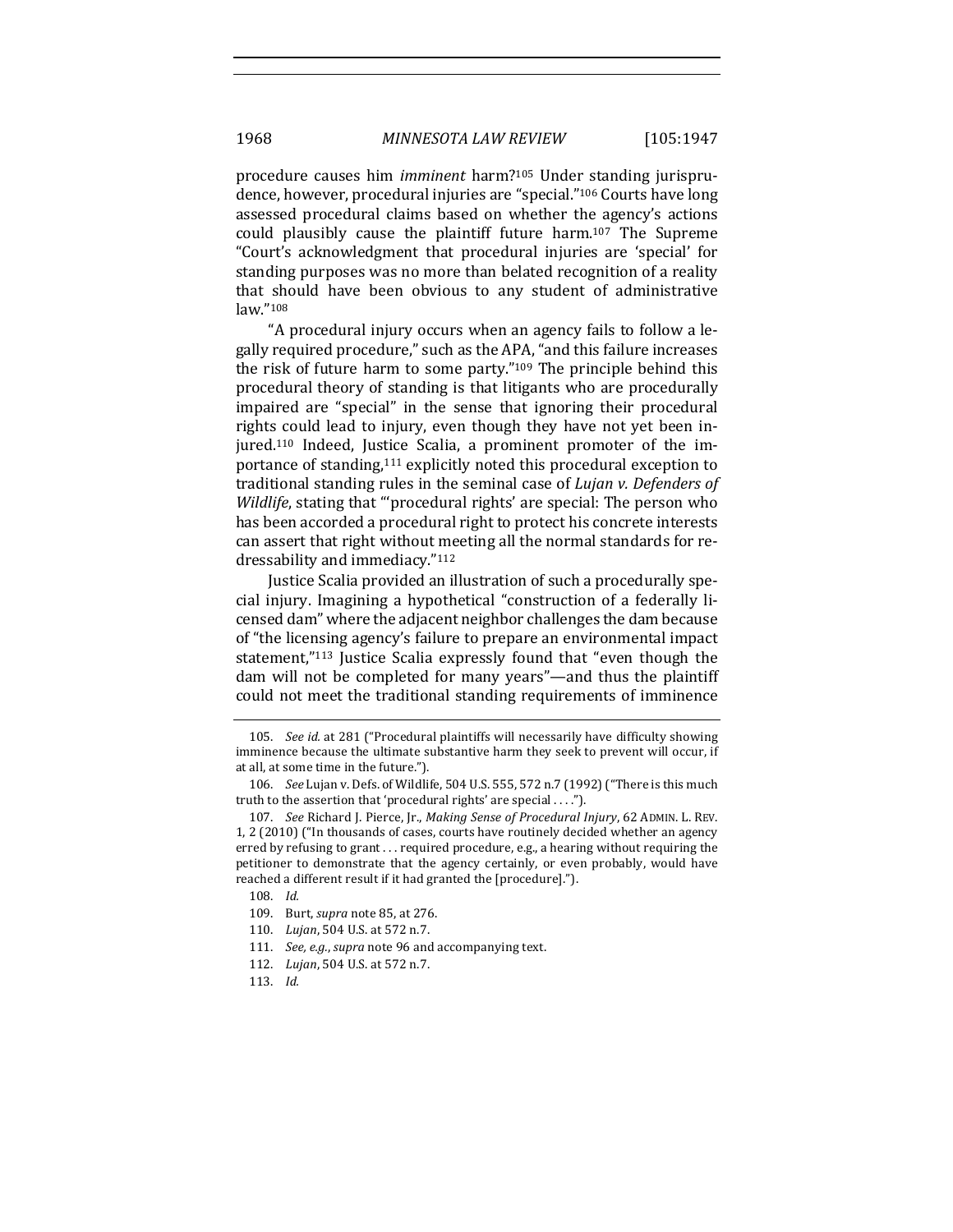procedure causes him *imminent* harm?[105] Under standing jurisprudence, however, procedural injuries are "special."[106] Courts have long assessed procedural claims based on whether the agency's actions could plausibly cause the plaintiff future harm.[107] The Supreme "Court's acknowledgment that procedural injuries are 'special' for standing purposes was no more than belated recognition of a reality that should have been obvious to any student of administrative law."[108]

"A procedural injury occurs when an agency fails to follow a legally required procedure," such as the APA, "and this failure increases the risk of future harm to some party."[109] The principle behind this procedural theory of standing is that litigants who are procedurally impaired are "special" in the sense that ignoring their procedural rights could lead to injury, even though they have not yet been injured.[110] Indeed, Justice Scalia, a prominent promoter of the importance of standing,[111] explicitly noted this procedural exception to traditional standing rules in the seminal case of *Lujan v. Defenders of Wildlife*, stating that "'procedural rights' are special: The person who has been accorded a procedural right to protect his concrete interests can assert that right without meeting all the normal standards for redressability and immediacy."[112]

Justice Scalia provided an illustration of such a procedurally special injury. Imagining a hypothetical "construction of a federally licensed dam" where the adjacent neighbor challenges the dam because of "the licensing agency's failure to prepare an environmental impact statement,"[113] Justice Scalia expressly found that "even though the dam will not be completed for many years"—and thus the plaintiff could not meet the traditional standing requirements of imminence

---

105. *See id.* at 281 ("Procedural plaintiffs will necessarily have difficulty showing imminence because the ultimate substantive harm they seek to prevent will occur, if at all, at some time in the future.").

106. *See* Lujan v. Defs. of Wildlife, 504 U.S. 555, 572 n.7 (1992) ("There is this much truth to the assertion that 'procedural rights' are special . . . .").

107. *See* Richard J. Pierce, Jr., *Making Sense of Procedural Injury*, 62 ADMIN. L. REV. 1, 2 (2010) ("In thousands of cases, courts have routinely decided whether an agency erred by refusing to grant . . . required procedure, e.g., a hearing without requiring the petitioner to demonstrate that the agency certainly, or even probably, would have reached a different result if it had granted the [procedure].").

108. *Id.*

109. Burt, *supra* note 85, at 276.

110. *Lujan*, 504 U.S. at 572 n.7.

111. *See, e.g.*, *supra* note 96 and accompanying text.

112. *Lujan*, 504 U.S. at 572 n.7.

113. *Id.*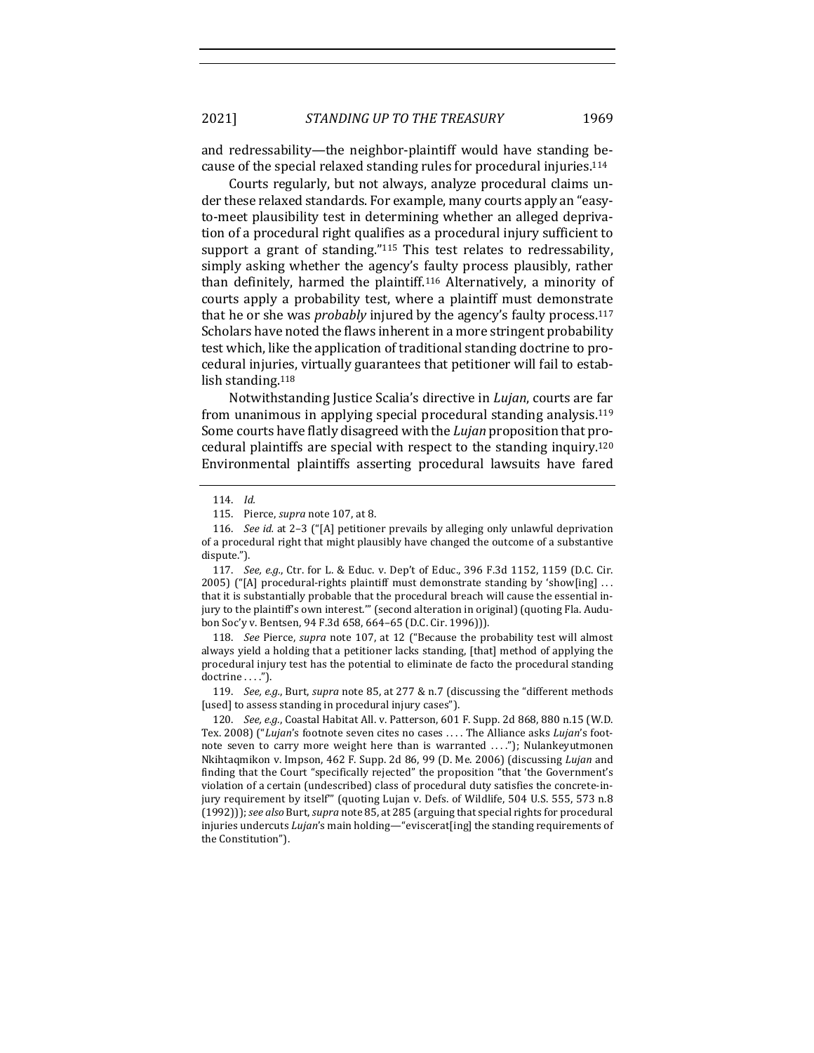and redressability—the neighbor-plaintiff would have standing because of the special relaxed standing rules for procedural injuries.[114]

Courts regularly, but not always, analyze procedural claims under these relaxed standards. For example, many courts apply an "easy-to-meet plausibility test in determining whether an alleged deprivation of a procedural right qualifies as a procedural injury sufficient to support a grant of standing."[115] This test relates to redressability, simply asking whether the agency's faulty process plausibly, rather than definitely, harmed the plaintiff.[116] Alternatively, a minority of courts apply a probability test, where a plaintiff must demonstrate that he or she was *probably* injured by the agency's faulty process.[117] Scholars have noted the flaws inherent in a more stringent probability test which, like the application of traditional standing doctrine to procedural injuries, virtually guarantees that petitioner will fail to establish standing.[118]

Notwithstanding Justice Scalia's directive in *Lujan*, courts are far from unanimous in applying special procedural standing analysis.[119] Some courts have flatly disagreed with the *Lujan* proposition that procedural plaintiffs are special with respect to the standing inquiry.[120] Environmental plaintiffs asserting procedural lawsuits have fared

---

114. *Id.*

115. Pierce, *supra* note 107, at 8.

116. *See id.* at 2–3 ("[A] petitioner prevails by alleging only unlawful deprivation of a procedural right that might plausibly have changed the outcome of a substantive dispute.").

117. *See, e.g.*, Ctr. for L. & Educ. v. Dep't of Educ., 396 F.3d 1152, 1159 (D.C. Cir. 2005) ("[A] procedural-rights plaintiff must demonstrate standing by 'show[ing] . . . that it is substantially probable that the procedural breach will cause the essential injury to the plaintiff's own interest.'" (second alteration in original) (quoting Fla. Audubon Soc'y v. Bentsen, 94 F.3d 658, 664–65 (D.C. Cir. 1996))).

118. *See* Pierce, *supra* note 107, at 12 ("Because the probability test will almost always yield a holding that a petitioner lacks standing, [that] method of applying the procedural injury test has the potential to eliminate de facto the procedural standing doctrine . . . .").

119. *See, e.g.*, Burt, *supra* note 85, at 277 & n.7 (discussing the "different methods [used] to assess standing in procedural injury cases").

120. *See, e.g.*, Coastal Habitat All. v. Patterson, 601 F. Supp. 2d 868, 880 n.15 (W.D. Tex. 2008) ("*Lujan*'s footnote seven cites no cases . . . . The Alliance asks *Lujan*'s footnote seven to carry more weight here than is warranted . . . ."); Nulankeyutmonen Nkihtaqmikon v. Impson, 462 F. Supp. 2d 86, 99 (D. Me. 2006) (discussing *Lujan* and finding that the Court "specifically rejected" the proposition "that 'the Government's violation of a certain (undescribed) class of procedural duty satisfies the concrete-injury requirement by itself'" (quoting Lujan v. Defs. of Wildlife, 504 U.S. 555, 573 n.8 (1992))); *see also* Burt, *supra* note 85, at 285 (arguing that special rights for procedural injuries undercuts *Lujan*'s main holding—"eviscerat[ing] the standing requirements of the Constitution").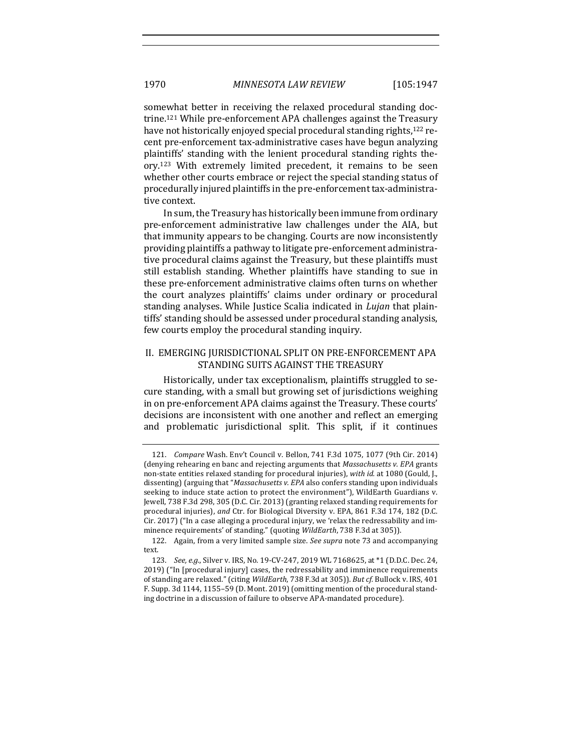somewhat better in receiving the relaxed procedural standing doctrine.[121] While pre-enforcement APA challenges against the Treasury have not historically enjoyed special procedural standing rights,[122] recent pre-enforcement tax-administrative cases have begun analyzing plaintiffs' standing with the lenient procedural standing rights theory.[123] With extremely limited precedent, it remains to be seen whether other courts embrace or reject the special standing status of procedurally injured plaintiffs in the pre-enforcement tax-administrative context.

In sum, the Treasury has historically been immune from ordinary pre-enforcement administrative law challenges under the AIA, but that immunity appears to be changing. Courts are now inconsistently providing plaintiffs a pathway to litigate pre-enforcement administrative procedural claims against the Treasury, but these plaintiffs must still establish standing. Whether plaintiffs have standing to sue in these pre-enforcement administrative claims often turns on whether the court analyzes plaintiffs' claims under ordinary or procedural standing analyses. While Justice Scalia indicated in *Lujan* that plaintiffs' standing should be assessed under procedural standing analysis, few courts employ the procedural standing inquiry.

## II. EMERGING JURISDICTIONAL SPLIT ON PRE-ENFORCEMENT APA STANDING SUITS AGAINST THE TREASURY

Historically, under tax exceptionalism, plaintiffs struggled to secure standing, with a small but growing set of jurisdictions weighing in on pre-enforcement APA claims against the Treasury. These courts' decisions are inconsistent with one another and reflect an emerging and problematic jurisdictional split. This split, if it continues

---

121. *Compare* Wash. Env't Council v. Bellon, 741 F.3d 1075, 1077 (9th Cir. 2014) (denying rehearing en banc and rejecting arguments that *Massachusetts v. EPA* grants non-state entities relaxed standing for procedural injuries), *with id.* at 1080 (Gould, J., dissenting) (arguing that "*Massachusetts v. EPA* also confers standing upon individuals seeking to induce state action to protect the environment"), WildEarth Guardians v. Jewell, 738 F.3d 298, 305 (D.C. Cir. 2013) (granting relaxed standing requirements for procedural injuries), *and* Ctr. for Biological Diversity v. EPA, 861 F.3d 174, 182 (D.C. Cir. 2017) ("In a case alleging a procedural injury, we 'relax the redressability and imminence requirements' of standing." (quoting *WildEarth*, 738 F.3d at 305)).

122. Again, from a very limited sample size. *See supra* note 73 and accompanying text.

123. *See, e.g.*, Silver v. IRS, No. 19-CV-247, 2019 WL 7168625, at *1 (D.D.C. Dec. 24, 2019) ("In [procedural injury] cases, the redressability and imminence requirements of standing are relaxed." (citing *WildEarth*, 738 F.3d at 305)). *But cf.* Bullock v. IRS, 401 F. Supp. 3d 1144, 1155–59 (D. Mont. 2019) (omitting mention of the procedural standing doctrine in a discussion of failure to observe APA-mandated procedure).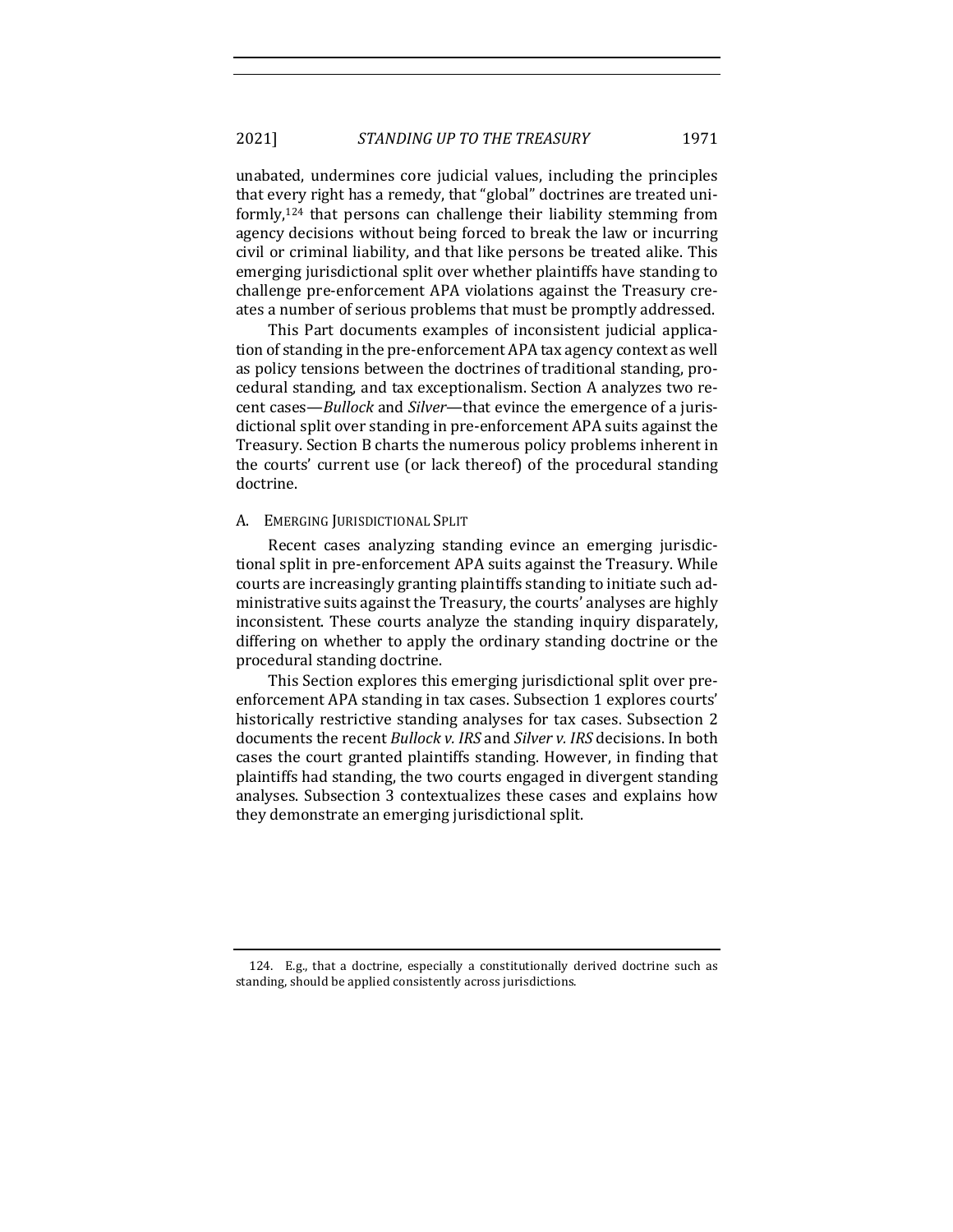unabated, undermines core judicial values, including the principles that every right has a remedy, that "global" doctrines are treated uniformly,[124] that persons can challenge their liability stemming from agency decisions without being forced to break the law or incurring civil or criminal liability, and that like persons be treated alike. This emerging jurisdictional split over whether plaintiffs have standing to challenge pre-enforcement APA violations against the Treasury creates a number of serious problems that must be promptly addressed.

This Part documents examples of inconsistent judicial application of standing in the pre-enforcement APA tax agency context as well as policy tensions between the doctrines of traditional standing, procedural standing, and tax exceptionalism. Section A analyzes two recent cases—*Bullock* and *Silver*—that evince the emergence of a jurisdictional split over standing in pre-enforcement APA suits against the Treasury. Section B charts the numerous policy problems inherent in the courts' current use (or lack thereof) of the procedural standing doctrine.

### A. EMERGING JURISDICTIONAL SPLIT

Recent cases analyzing standing evince an emerging jurisdictional split in pre-enforcement APA suits against the Treasury. While courts are increasingly granting plaintiffs standing to initiate such administrative suits against the Treasury, the courts' analyses are highly inconsistent. These courts analyze the standing inquiry disparately, differing on whether to apply the ordinary standing doctrine or the procedural standing doctrine.

This Section explores this emerging jurisdictional split over pre-enforcement APA standing in tax cases. Subsection 1 explores courts' historically restrictive standing analyses for tax cases. Subsection 2 documents the recent *Bullock v. IRS* and *Silver v. IRS* decisions. In both cases the court granted plaintiffs standing. However, in finding that plaintiffs had standing, the two courts engaged in divergent standing analyses. Subsection 3 contextualizes these cases and explains how they demonstrate an emerging jurisdictional split.

---

124. E.g., that a doctrine, especially a constitutionally derived doctrine such as standing, should be applied consistently across jurisdictions.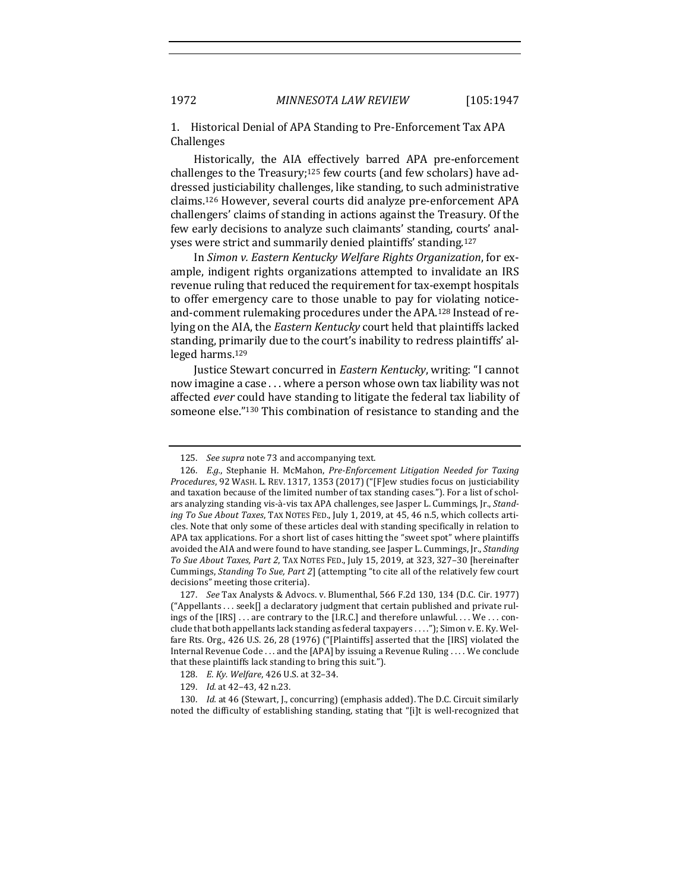### 1. Historical Denial of APA Standing to Pre-Enforcement Tax APA Challenges

Historically, the AIA effectively barred APA pre-enforcement challenges to the Treasury;[125] few courts (and few scholars) have addressed justiciability challenges, like standing, to such administrative claims.[126] However, several courts did analyze pre-enforcement APA challengers' claims of standing in actions against the Treasury. Of the few early decisions to analyze such claimants' standing, courts' analyses were strict and summarily denied plaintiffs' standing.[127]

In *Simon v. Eastern Kentucky Welfare Rights Organization*, for example, indigent rights organizations attempted to invalidate an IRS revenue ruling that reduced the requirement for tax-exempt hospitals to offer emergency care to those unable to pay for violating notice-and-comment rulemaking procedures under the APA.[128] Instead of relying on the AIA, the *Eastern Kentucky* court held that plaintiffs lacked standing, primarily due to the court's inability to redress plaintiffs' alleged harms.[129]

Justice Stewart concurred in *Eastern Kentucky*, writing: "I cannot now imagine a case . . . where a person whose own tax liability was not affected *ever* could have standing to litigate the federal tax liability of someone else."[130] This combination of resistance to standing and the

---

125. *See supra* note 73 and accompanying text.

126. *E.g.*, Stephanie H. McMahon, *Pre-Enforcement Litigation Needed for Taxing Procedures*, 92 WASH. L. REV. 1317, 1353 (2017) ("[F]ew studies focus on justiciability and taxation because of the limited number of tax standing cases."). For a list of scholars analyzing standing vis-à-vis tax APA challenges, see Jasper L. Cummings, Jr., *Standing To Sue About Taxes*, TAX NOTES FED., July 1, 2019, at 45, 46 n.5, which collects articles. Note that only some of these articles deal with standing specifically in relation to APA tax applications. For a short list of cases hitting the "sweet spot" where plaintiffs avoided the AIA and were found to have standing, see Jasper L. Cummings, Jr., *Standing To Sue About Taxes, Part 2*, TAX NOTES FED., July 15, 2019, at 323, 327–30 [hereinafter Cummings, *Standing To Sue, Part 2*] (attempting "to cite all of the relatively few court decisions" meeting those criteria).

127. *See* Tax Analysts & Advocs. v. Blumenthal, 566 F.2d 130, 134 (D.C. Cir. 1977) ("Appellants . . . seek[] a declaratory judgment that certain published and private rulings of the [IRS] . . . are contrary to the [I.R.C.] and therefore unlawful. . . . We . . . conclude that both appellants lack standing as federal taxpayers . . . ."); Simon v. E. Ky. Welfare Rts. Org., 426 U.S. 26, 28 (1976) ("[Plaintiffs] asserted that the [IRS] violated the Internal Revenue Code . . . and the [APA] by issuing a Revenue Ruling . . . . We conclude that these plaintiffs lack standing to bring this suit.").

128. *E. Ky. Welfare*, 426 U.S. at 32–34.

129. *Id.* at 42–43, 42 n.23.

130. *Id.* at 46 (Stewart, J., concurring) (emphasis added). The D.C. Circuit similarly noted the difficulty of establishing standing, stating that "[i]t is well-recognized that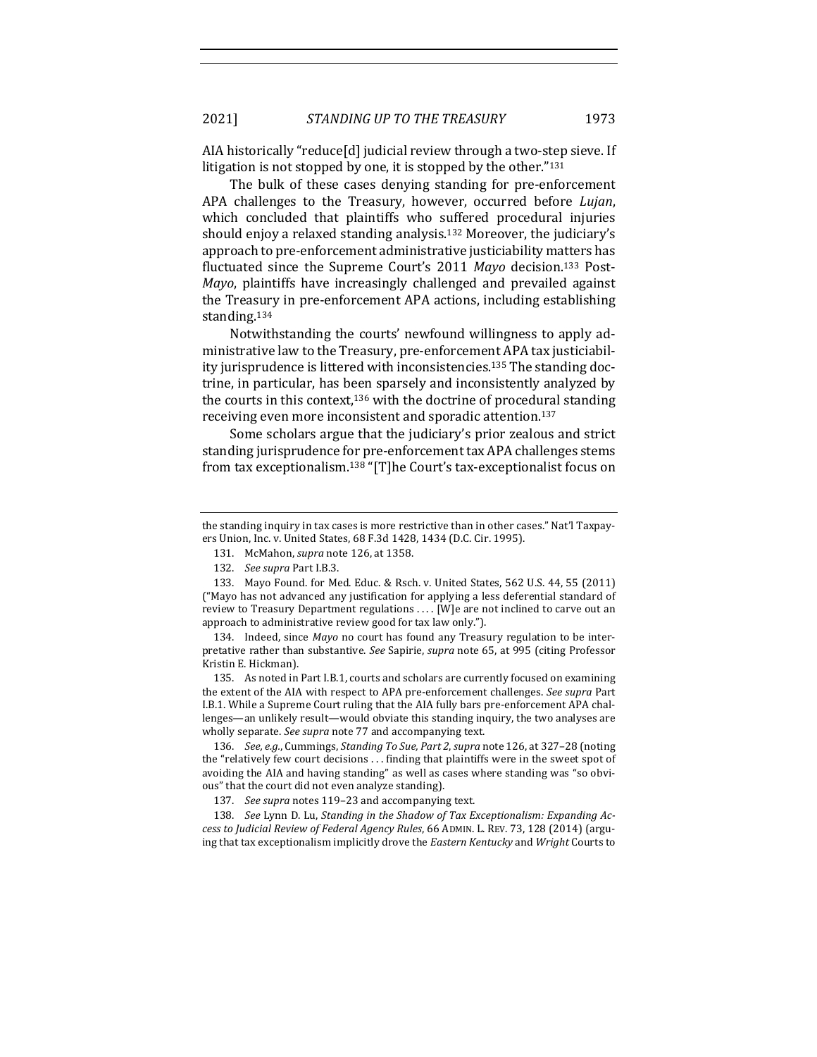AIA historically "reduce[d] judicial review through a two-step sieve. If litigation is not stopped by one, it is stopped by the other."[131]

The bulk of these cases denying standing for pre-enforcement APA challenges to the Treasury, however, occurred before *Lujan*, which concluded that plaintiffs who suffered procedural injuries should enjoy a relaxed standing analysis.[132] Moreover, the judiciary's approach to pre-enforcement administrative justiciability matters has fluctuated since the Supreme Court's 2011 *Mayo* decision.[133] Post-*Mayo*, plaintiffs have increasingly challenged and prevailed against the Treasury in pre-enforcement APA actions, including establishing standing.[134]

Notwithstanding the courts' newfound willingness to apply administrative law to the Treasury, pre-enforcement APA tax justiciability jurisprudence is littered with inconsistencies.[135] The standing doctrine, in particular, has been sparsely and inconsistently analyzed by the courts in this context,[136] with the doctrine of procedural standing receiving even more inconsistent and sporadic attention.[137]

Some scholars argue that the judiciary's prior zealous and strict standing jurisprudence for pre-enforcement tax APA challenges stems from tax exceptionalism.[138] "[T]he Court's tax-exceptionalist focus on

---

the standing inquiry in tax cases is more restrictive than in other cases." Nat'l Taxpayers Union, Inc. v. United States, 68 F.3d 1428, 1434 (D.C. Cir. 1995).

131. McMahon, *supra* note 126, at 1358.

132. *See supra* Part I.B.3.

133. Mayo Found. for Med. Educ. & Rsch. v. United States, 562 U.S. 44, 55 (2011) ("Mayo has not advanced any justification for applying a less deferential standard of review to Treasury Department regulations . . . . [W]e are not inclined to carve out an approach to administrative review good for tax law only.").

134. Indeed, since *Mayo* no court has found any Treasury regulation to be interpretative rather than substantive. *See* Sapirie, *supra* note 65, at 995 (citing Professor Kristin E. Hickman).

135. As noted in Part I.B.1, courts and scholars are currently focused on examining the extent of the AIA with respect to APA pre-enforcement challenges. *See supra* Part I.B.1. While a Supreme Court ruling that the AIA fully bars pre-enforcement APA challenges—an unlikely result—would obviate this standing inquiry, the two analyses are wholly separate. *See supra* note 77 and accompanying text.

136. *See, e.g.*, Cummings, *Standing To Sue, Part 2*, *supra* note 126, at 327–28 (noting the "relatively few court decisions . . . finding that plaintiffs were in the sweet spot of avoiding the AIA and having standing" as well as cases where standing was "so obvious" that the court did not even analyze standing).

137. *See supra* notes 119–23 and accompanying text.

138. *See* Lynn D. Lu, *Standing in the Shadow of Tax Exceptionalism: Expanding Access to Judicial Review of Federal Agency Rules*, 66 ADMIN. L. REV. 73, 128 (2014) (arguing that tax exceptionalism implicitly drove the *Eastern Kentucky* and *Wright* Courts to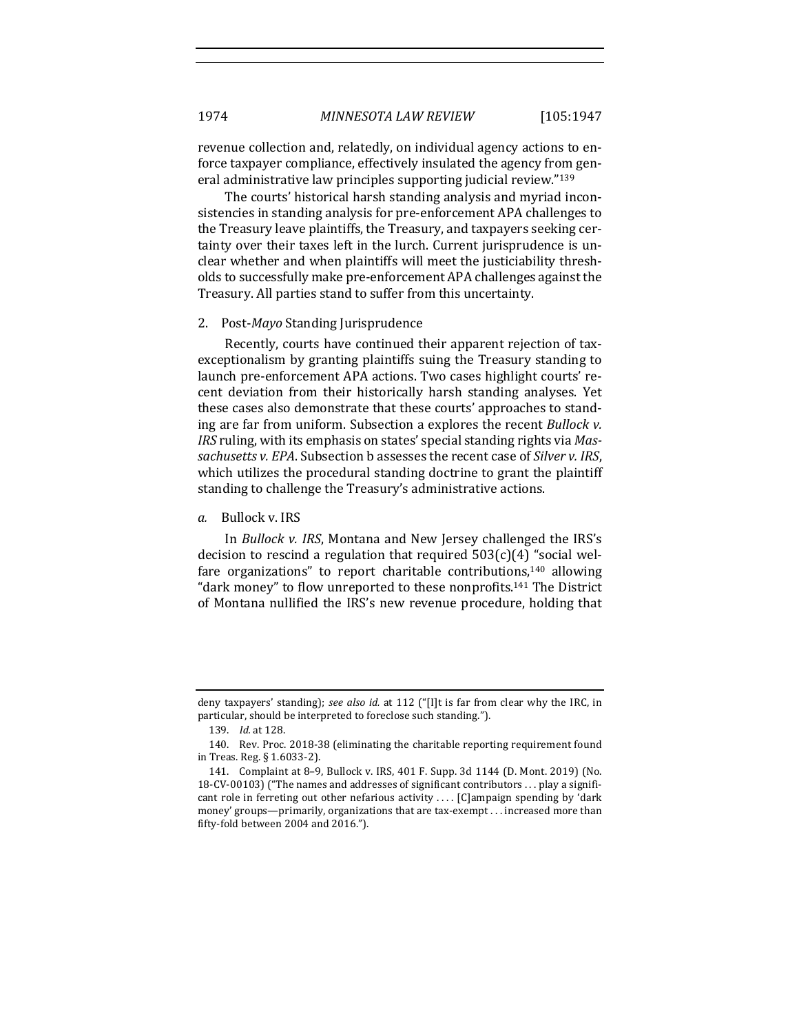revenue collection and, relatedly, on individual agency actions to enforce taxpayer compliance, effectively insulated the agency from general administrative law principles supporting judicial review."[139]

The courts' historical harsh standing analysis and myriad inconsistencies in standing analysis for pre-enforcement APA challenges to the Treasury leave plaintiffs, the Treasury, and taxpayers seeking certainty over their taxes left in the lurch. Current jurisprudence is unclear whether and when plaintiffs will meet the justiciability thresholds to successfully make pre-enforcement APA challenges against the Treasury. All parties stand to suffer from this uncertainty.

### 2. Post-*Mayo* Standing Jurisprudence

Recently, courts have continued their apparent rejection of tax-exceptionalism by granting plaintiffs suing the Treasury standing to launch pre-enforcement APA actions. Two cases highlight courts' recent deviation from their historically harsh standing analyses. Yet these cases also demonstrate that these courts' approaches to standing are far from uniform. Subsection a explores the recent *Bullock v. IRS* ruling, with its emphasis on states' special standing rights via *Massachusetts v. EPA*. Subsection b assesses the recent case of *Silver v. IRS*, which utilizes the procedural standing doctrine to grant the plaintiff standing to challenge the Treasury's administrative actions.

#### *a.* Bullock v. IRS

In *Bullock v. IRS*, Montana and New Jersey challenged the IRS's decision to rescind a regulation that required 503(c)(4) "social welfare organizations" to report charitable contributions,[140] allowing "dark money" to flow unreported to these nonprofits.[141] The District of Montana nullified the IRS's new revenue procedure, holding that

---

deny taxpayers' standing); *see also id.* at 112 ("[I]t is far from clear why the IRC, in particular, should be interpreted to foreclose such standing.").

139. *Id.* at 128.

140. Rev. Proc. 2018-38 (eliminating the charitable reporting requirement found in Treas. Reg. § 1.6033-2).

141. Complaint at 8–9, Bullock v. IRS, 401 F. Supp. 3d 1144 (D. Mont. 2019) (No. 18-CV-00103) ("The names and addresses of significant contributors . . . play a significant role in ferreting out other nefarious activity . . . . [C]ampaign spending by 'dark money' groups—primarily, organizations that are tax-exempt . . . increased more than fifty-fold between 2004 and 2016.").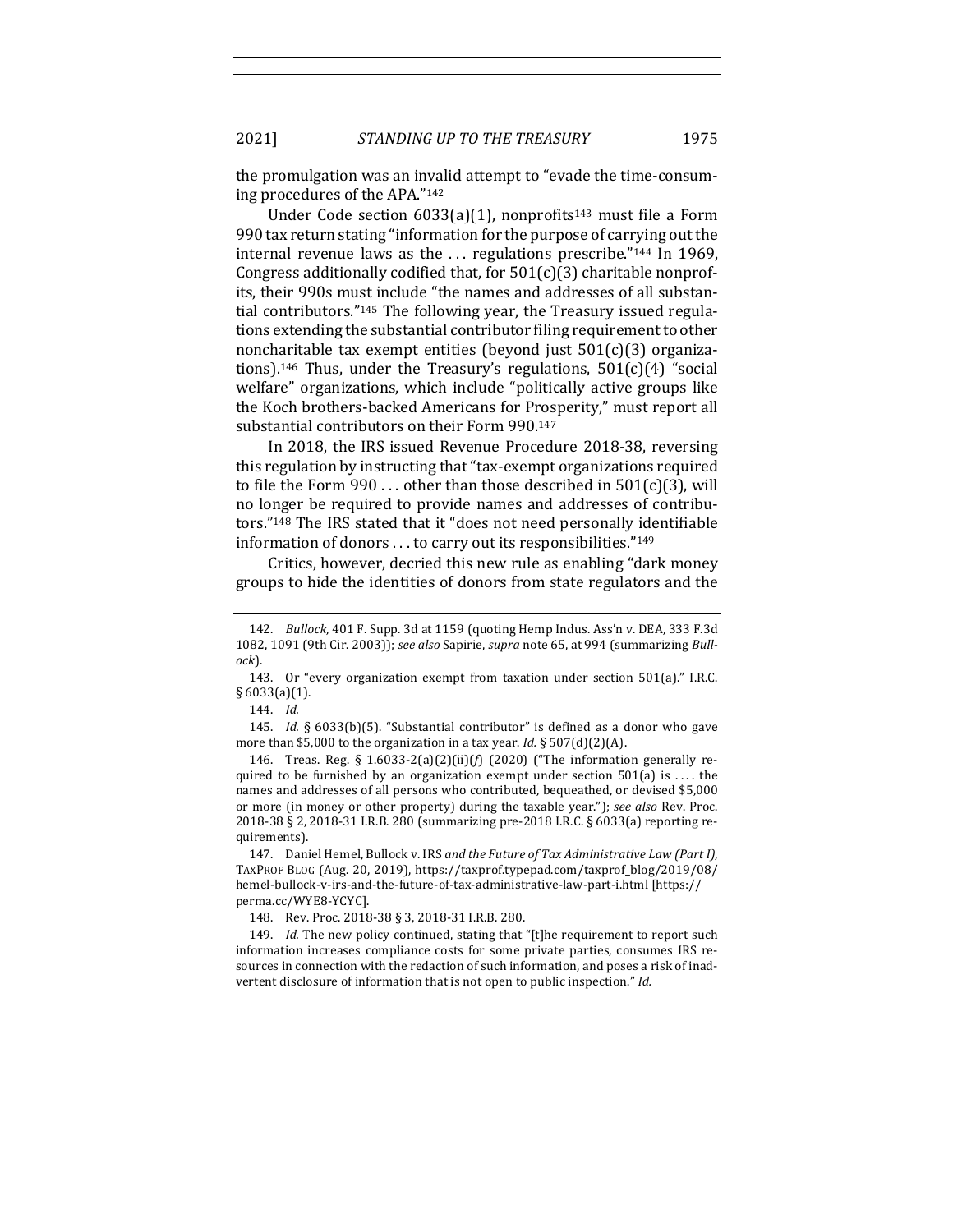the promulgation was an invalid attempt to "evade the time-consuming procedures of the APA."[142]

Under Code section 6033(a)(1), nonprofits[143] must file a Form 990 tax return stating "information for the purpose of carrying out the internal revenue laws as the . . . regulations prescribe."[144] In 1969, Congress additionally codified that, for 501(c)(3) charitable nonprofits, their 990s must include "the names and addresses of all substantial contributors."[145] The following year, the Treasury issued regulations extending the substantial contributor filing requirement to other noncharitable tax exempt entities (beyond just 501(c)(3) organizations).[146] Thus, under the Treasury's regulations, 501(c)(4) "social welfare" organizations, which include "politically active groups like the Koch brothers-backed Americans for Prosperity," must report all substantial contributors on their Form 990.[147]

In 2018, the IRS issued Revenue Procedure 2018-38, reversing this regulation by instructing that "tax-exempt organizations required to file the Form 990 . . . other than those described in 501(c)(3), will no longer be required to provide names and addresses of contributors."[148] The IRS stated that it "does not need personally identifiable information of donors . . . to carry out its responsibilities."[149]

Critics, however, decried this new rule as enabling "dark money groups to hide the identities of donors from state regulators and the

---

142. *Bullock*, 401 F. Supp. 3d at 1159 (quoting Hemp Indus. Ass'n v. DEA, 333 F.3d 1082, 1091 (9th Cir. 2003)); *see also* Sapirie, *supra* note 65, at 994 (summarizing *Bullock*).

143. Or "every organization exempt from taxation under section 501(a)." I.R.C. § 6033(a)(1).

144. *Id.*

145. *Id.* § 6033(b)(5). "Substantial contributor" is defined as a donor who gave more than $5,000 to the organization in a tax year. *Id.* § 507(d)(2)(A).

146. Treas. Reg. § 1.6033-2(a)(2)(ii)(*f*) (2020) ("The information generally required to be furnished by an organization exempt under section 501(a) is . . . . the names and addresses of all persons who contributed, bequeathed, or devised $5,000 or more (in money or other property) during the taxable year."); *see also* Rev. Proc. 2018-38 § 2, 2018-31 I.R.B. 280 (summarizing pre-2018 I.R.C. § 6033(a) reporting requirements).

147. Daniel Hemel, Bullock v. IRS *and the Future of Tax Administrative Law (Part I)*, TaxProf Blog (Aug. 20, 2019), https://taxprof.typepad.com/taxprof_blog/2019/08/hemel-bullock-v-irs-and-the-future-of-tax-administrative-law-part-i.html [https://perma.cc/WYE8-YCYC].

148. Rev. Proc. 2018-38 § 3, 2018-31 I.R.B. 280.

149. *Id.* The new policy continued, stating that "[t]he requirement to report such information increases compliance costs for some private parties, consumes IRS resources in connection with the redaction of such information, and poses a risk of inadvertent disclosure of information that is not open to public inspection." *Id.*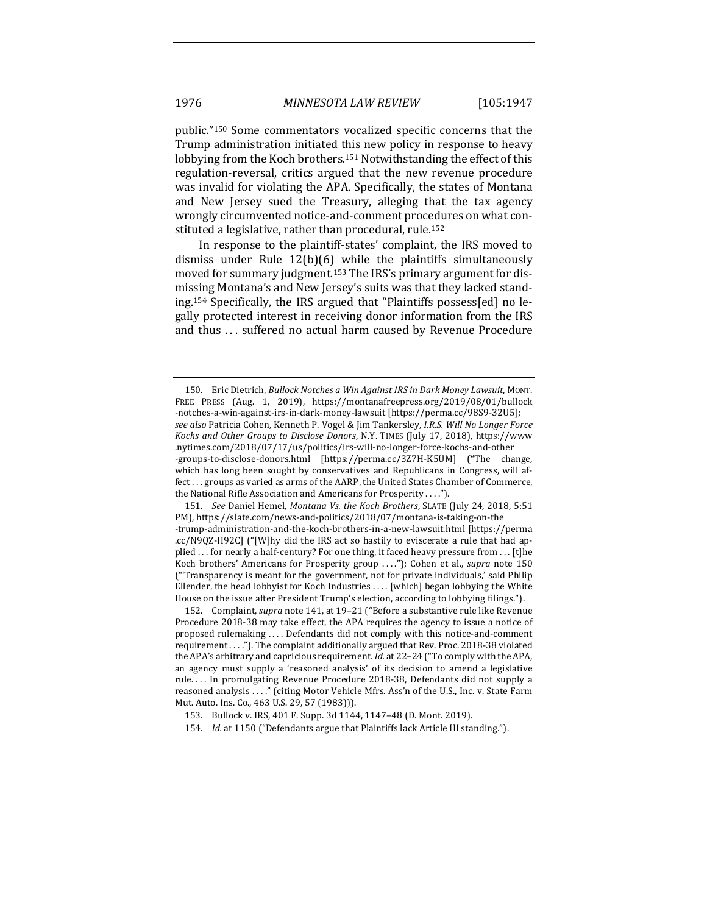public."[150] Some commentators vocalized specific concerns that the Trump administration initiated this new policy in response to heavy lobbying from the Koch brothers.[151] Notwithstanding the effect of this regulation-reversal, critics argued that the new revenue procedure was invalid for violating the APA. Specifically, the states of Montana and New Jersey sued the Treasury, alleging that the tax agency wrongly circumvented notice-and-comment procedures on what constituted a legislative, rather than procedural, rule.[152]

In response to the plaintiff-states' complaint, the IRS moved to dismiss under Rule 12(b)(6) while the plaintiffs simultaneously moved for summary judgment.[153] The IRS's primary argument for dismissing Montana's and New Jersey's suits was that they lacked standing.[154] Specifically, the IRS argued that "Plaintiffs possess[ed] no legally protected interest in receiving donor information from the IRS and thus . . . suffered no actual harm caused by Revenue Procedure

---

150. Eric Dietrich, *Bullock Notches a Win Against IRS in Dark Money Lawsuit*, MONT. FREE PRESS (Aug. 1, 2019), https://montanafreepress.org/2019/08/01/bullock-notches-a-win-against-irs-in-dark-money-lawsuit [https://perma.cc/98S9-32U5]; *see also* Patricia Cohen, Kenneth P. Vogel & Jim Tankersley, *I.R.S. Will No Longer Force Kochs and Other Groups to Disclose Donors*, N.Y. TIMES (July 17, 2018), https://www.nytimes.com/2018/07/17/us/politics/irs-will-no-longer-force-kochs-and-other-groups-to-disclose-donors.html [https://perma.cc/3Z7H-K5UM] ("The change, which has long been sought by conservatives and Republicans in Congress, will affect . . . groups as varied as arms of the AARP, the United States Chamber of Commerce, the National Rifle Association and Americans for Prosperity . . . .").

151. *See* Daniel Hemel, *Montana Vs. the Koch Brothers*, SLATE (July 24, 2018, 5:51 PM), https://slate.com/news-and-politics/2018/07/montana-is-taking-on-the-trump-administration-and-the-koch-brothers-in-a-new-lawsuit.html [https://perma.cc/N9QZ-H92C] ("[W]hy did the IRS act so hastily to eviscerate a rule that had applied . . . for nearly a half-century? For one thing, it faced heavy pressure from . . . [t]he Koch brothers' Americans for Prosperity group . . . ."); Cohen et al., *supra* note 150 ("'Transparency is meant for the government, not for private individuals,' said Philip Ellender, the head lobbyist for Koch Industries . . . . [which] began lobbying the White House on the issue after President Trump's election, according to lobbying filings.").

152. Complaint, *supra* note 141, at 19–21 ("Before a substantive rule like Revenue Procedure 2018-38 may take effect, the APA requires the agency to issue a notice of proposed rulemaking . . . . Defendants did not comply with this notice-and-comment requirement . . . ."). The complaint additionally argued that Rev. Proc. 2018-38 violated the APA's arbitrary and capricious requirement. *Id.* at 22–24 ("To comply with the APA, an agency must supply a 'reasoned analysis' of its decision to amend a legislative rule. . . . In promulgating Revenue Procedure 2018-38, Defendants did not supply a reasoned analysis . . . ." (citing Motor Vehicle Mfrs. Ass'n of the U.S., Inc. v. State Farm Mut. Auto. Ins. Co., 463 U.S. 29, 57 (1983))).

153. Bullock v. IRS, 401 F. Supp. 3d 1144, 1147–48 (D. Mont. 2019).

154. *Id.* at 1150 ("Defendants argue that Plaintiffs lack Article III standing.").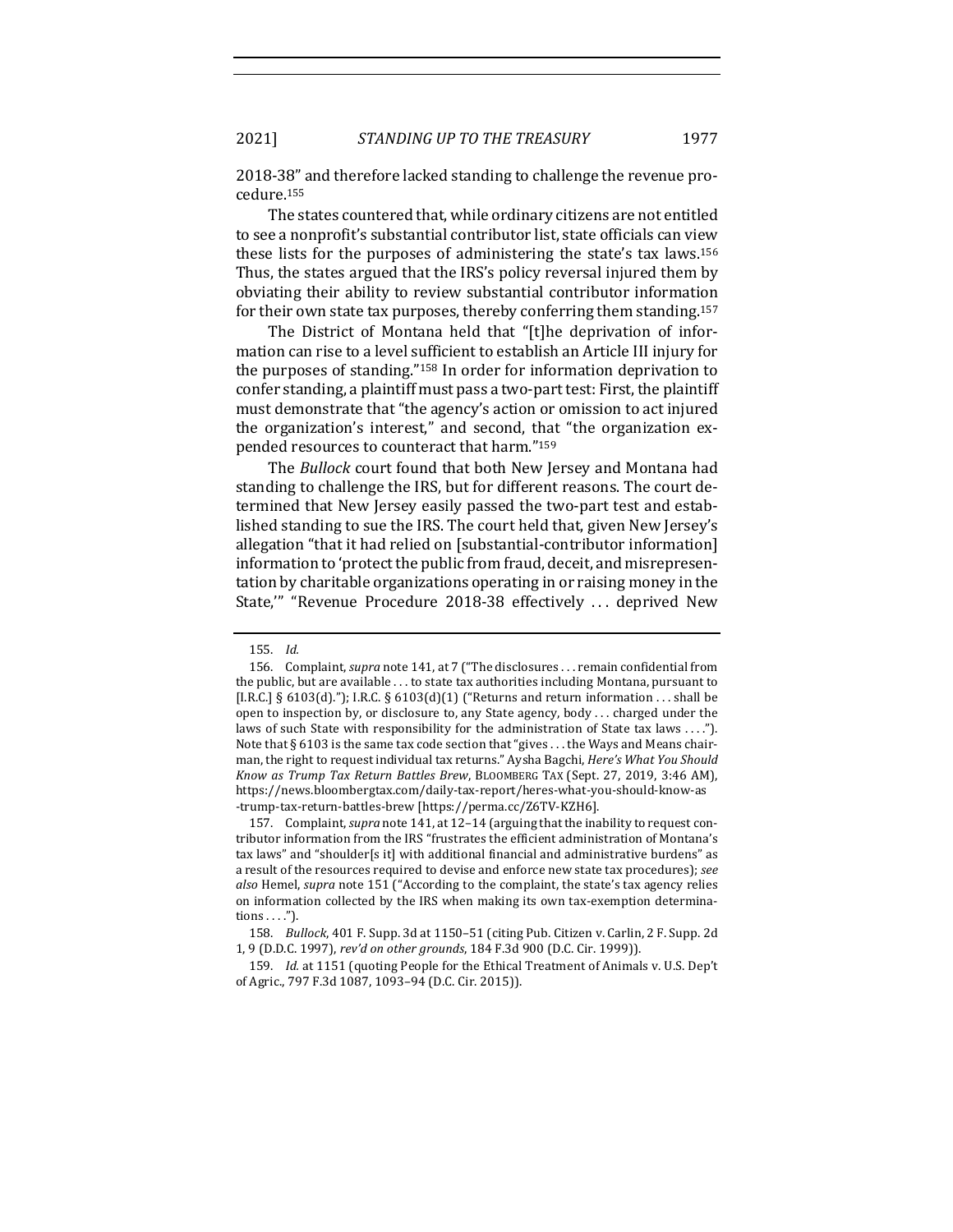2018-38" and therefore lacked standing to challenge the revenue procedure.[155]

The states countered that, while ordinary citizens are not entitled to see a nonprofit's substantial contributor list, state officials can view these lists for the purposes of administering the state's tax laws.[156] Thus, the states argued that the IRS's policy reversal injured them by obviating their ability to review substantial contributor information for their own state tax purposes, thereby conferring them standing.[157]

The District of Montana held that "[t]he deprivation of information can rise to a level sufficient to establish an Article III injury for the purposes of standing."[158] In order for information deprivation to confer standing, a plaintiff must pass a two-part test: First, the plaintiff must demonstrate that "the agency's action or omission to act injured the organization's interest," and second, that "the organization expended resources to counteract that harm."[159]

The *Bullock* court found that both New Jersey and Montana had standing to challenge the IRS, but for different reasons. The court determined that New Jersey easily passed the two-part test and established standing to sue the IRS. The court held that, given New Jersey's allegation "that it had relied on [substantial-contributor information] information to 'protect the public from fraud, deceit, and misrepresentation by charitable organizations operating in or raising money in the State,'" "Revenue Procedure 2018-38 effectively . . . deprived New

---

155. *Id.*

156. Complaint, *supra* note 141, at 7 ("The disclosures . . . remain confidential from the public, but are available . . . to state tax authorities including Montana, pursuant to [I.R.C.] § 6103(d)."); I.R.C. § 6103(d)(1) ("Returns and return information . . . shall be open to inspection by, or disclosure to, any State agency, body . . . charged under the laws of such State with responsibility for the administration of State tax laws . . . ."). Note that § 6103 is the same tax code section that "gives . . . the Ways and Means chairman, the right to request individual tax returns." Aysha Bagchi, *Here's What You Should Know as Trump Tax Return Battles Brew*, BLOOMBERG TAX (Sept. 27, 2019, 3:46 AM), https://news.bloombergtax.com/daily-tax-report/heres-what-you-should-know-as-trump-tax-return-battles-brew [https://perma.cc/Z6TV-KZH6].

157. Complaint, *supra* note 141, at 12–14 (arguing that the inability to request contributor information from the IRS "frustrates the efficient administration of Montana's tax laws" and "shoulder[s it] with additional financial and administrative burdens" as a result of the resources required to devise and enforce new state tax procedures); *see also* Hemel, *supra* note 151 ("According to the complaint, the state's tax agency relies on information collected by the IRS when making its own tax-exemption determinations . . . .").

158. *Bullock*, 401 F. Supp. 3d at 1150–51 (citing Pub. Citizen v. Carlin, 2 F. Supp. 2d 1, 9 (D.D.C. 1997), *rev'd on other grounds*, 184 F.3d 900 (D.C. Cir. 1999)).

159. *Id.* at 1151 (quoting People for the Ethical Treatment of Animals v. U.S. Dep't of Agric., 797 F.3d 1087, 1093–94 (D.C. Cir. 2015)).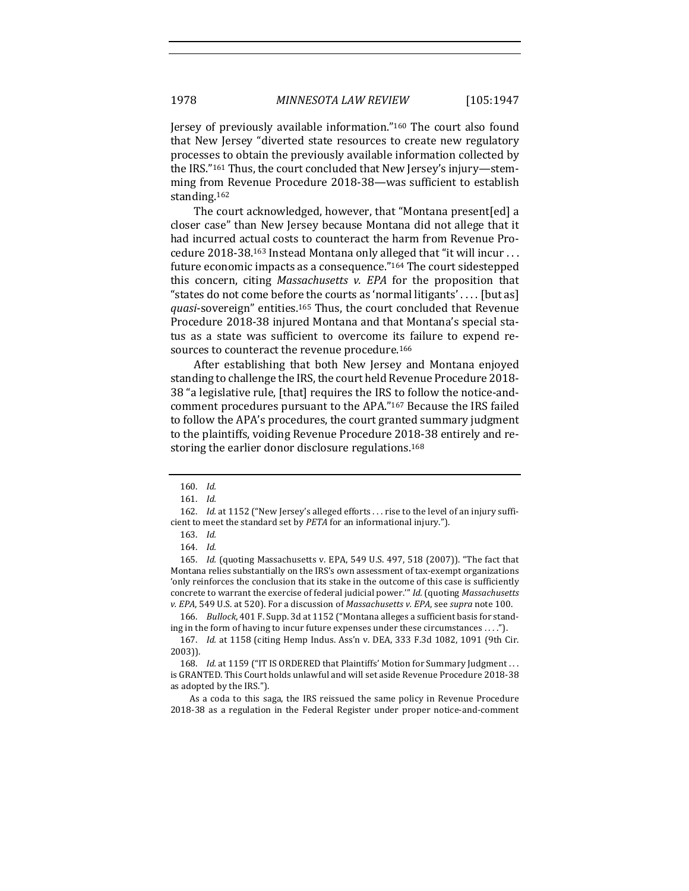Jersey of previously available information."[160] The court also found that New Jersey "diverted state resources to create new regulatory processes to obtain the previously available information collected by the IRS."[161] Thus, the court concluded that New Jersey's injury—stemming from Revenue Procedure 2018-38—was sufficient to establish standing.[162]

The court acknowledged, however, that "Montana present[ed] a closer case" than New Jersey because Montana did not allege that it had incurred actual costs to counteract the harm from Revenue Procedure 2018-38.[163] Instead Montana only alleged that "it will incur . . . future economic impacts as a consequence."[164] The court sidestepped this concern, citing *Massachusetts v. EPA* for the proposition that "states do not come before the courts as 'normal litigants' . . . . [but as] *quasi*-sovereign" entities.[165] Thus, the court concluded that Revenue Procedure 2018-38 injured Montana and that Montana's special status as a state was sufficient to overcome its failure to expend resources to counteract the revenue procedure.[166]

After establishing that both New Jersey and Montana enjoyed standing to challenge the IRS, the court held Revenue Procedure 2018-38 "a legislative rule, [that] requires the IRS to follow the notice-and-comment procedures pursuant to the APA."[167] Because the IRS failed to follow the APA's procedures, the court granted summary judgment to the plaintiffs, voiding Revenue Procedure 2018-38 entirely and restoring the earlier donor disclosure regulations.[168]

---

160. *Id.*

161. *Id.*

162. *Id.* at 1152 ("New Jersey's alleged efforts . . . rise to the level of an injury sufficient to meet the standard set by *PETA* for an informational injury.").

163. *Id.*

164. *Id.*

165. *Id.* (quoting Massachusetts v. EPA, 549 U.S. 497, 518 (2007)). "The fact that Montana relies substantially on the IRS's own assessment of tax-exempt organizations 'only reinforces the conclusion that its stake in the outcome of this case is sufficiently concrete to warrant the exercise of federal judicial power.'" *Id.* (quoting *Massachusetts v. EPA*, 549 U.S. at 520). For a discussion of *Massachusetts v. EPA*, see *supra* note 100.

166. *Bullock*, 401 F. Supp. 3d at 1152 ("Montana alleges a sufficient basis for standing in the form of having to incur future expenses under these circumstances . . . .").

167. *Id.* at 1158 (citing Hemp Indus. Ass'n v. DEA, 333 F.3d 1082, 1091 (9th Cir. 2003)).

168. *Id.* at 1159 ("IT IS ORDERED that Plaintiffs' Motion for Summary Judgment . . . is GRANTED. This Court holds unlawful and will set aside Revenue Procedure 2018-38 as adopted by the IRS.").

As a coda to this saga, the IRS reissued the same policy in Revenue Procedure 2018-38 as a regulation in the Federal Register under proper notice-and-comment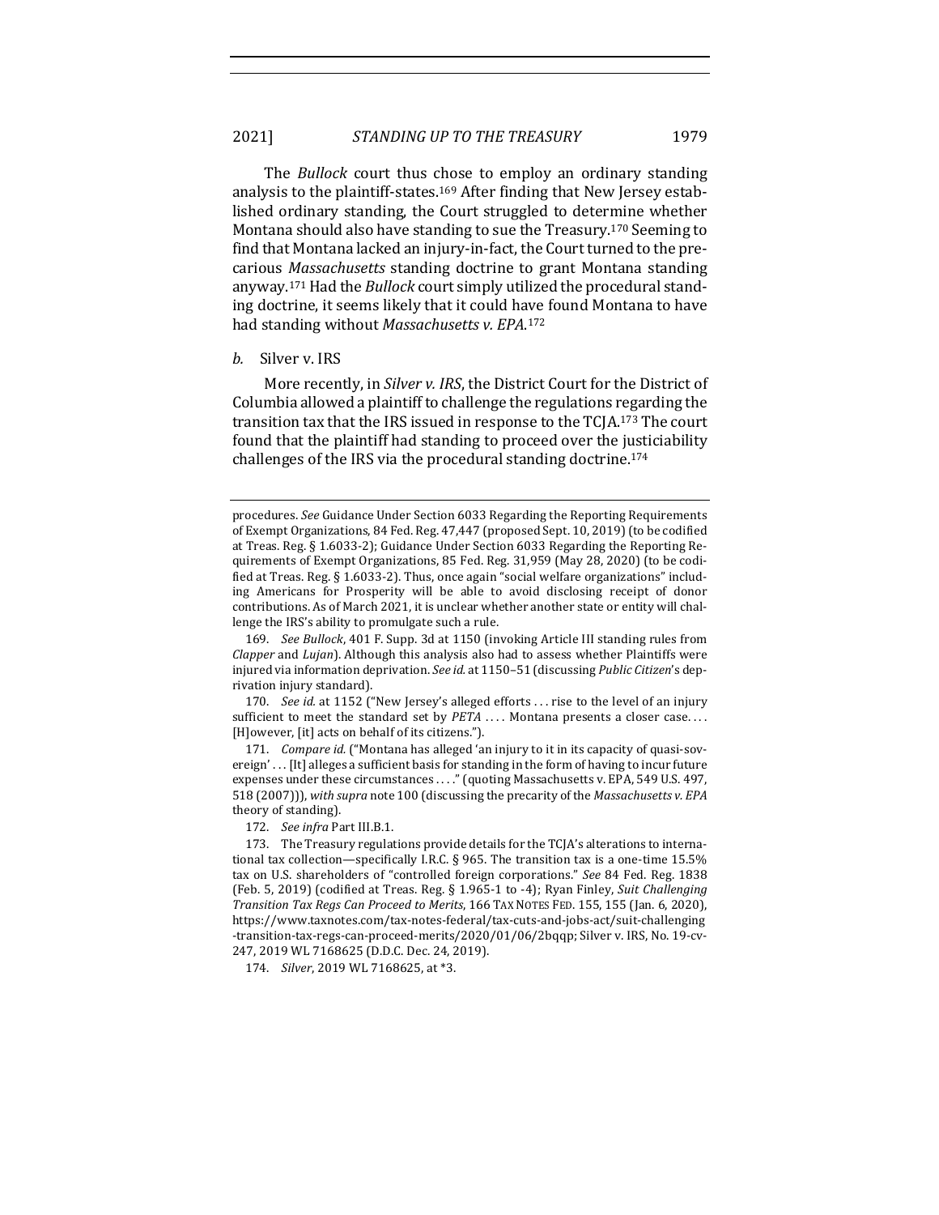The *Bullock* court thus chose to employ an ordinary standing analysis to the plaintiff-states.[169] After finding that New Jersey established ordinary standing, the Court struggled to determine whether Montana should also have standing to sue the Treasury.[170] Seeming to find that Montana lacked an injury-in-fact, the Court turned to the precarious *Massachusetts* standing doctrine to grant Montana standing anyway.[171] Had the *Bullock* court simply utilized the procedural standing doctrine, it seems likely that it could have found Montana to have had standing without *Massachusetts v. EPA*.[172]

*b.* Silver v. IRS

More recently, in *Silver v. IRS*, the District Court for the District of Columbia allowed a plaintiff to challenge the regulations regarding the transition tax that the IRS issued in response to the TCJA.[173] The court found that the plaintiff had standing to proceed over the justiciability challenges of the IRS via the procedural standing doctrine.[174]

---

procedures. *See* Guidance Under Section 6033 Regarding the Reporting Requirements of Exempt Organizations, 84 Fed. Reg. 47,447 (proposed Sept. 10, 2019) (to be codified at Treas. Reg. § 1.6033-2); Guidance Under Section 6033 Regarding the Reporting Requirements of Exempt Organizations, 85 Fed. Reg. 31,959 (May 28, 2020) (to be codified at Treas. Reg. § 1.6033-2). Thus, once again "social welfare organizations" including Americans for Prosperity will be able to avoid disclosing receipt of donor contributions. As of March 2021, it is unclear whether another state or entity will challenge the IRS's ability to promulgate such a rule.

169. *See Bullock*, 401 F. Supp. 3d at 1150 (invoking Article III standing rules from *Clapper* and *Lujan*). Although this analysis also had to assess whether Plaintiffs were injured via information deprivation. *See id.* at 1150–51 (discussing *Public Citizen*'s deprivation injury standard).

170. *See id.* at 1152 ("New Jersey's alleged efforts . . . rise to the level of an injury sufficient to meet the standard set by *PETA* . . . . Montana presents a closer case. . . . [H]owever, [it] acts on behalf of its citizens.").

171. *Compare id.* ("Montana has alleged 'an injury to it in its capacity of quasi-sovereign' . . . [It] alleges a sufficient basis for standing in the form of having to incur future expenses under these circumstances . . . ." (quoting Massachusetts v. EPA, 549 U.S. 497, 518 (2007))), *with supra* note 100 (discussing the precarity of the *Massachusetts v. EPA* theory of standing).

172. *See infra* Part III.B.1.

173. The Treasury regulations provide details for the TCJA's alterations to international tax collection—specifically I.R.C. § 965. The transition tax is a one-time 15.5% tax on U.S. shareholders of "controlled foreign corporations." *See* 84 Fed. Reg. 1838 (Feb. 5, 2019) (codified at Treas. Reg. § 1.965-1 to -4); Ryan Finley, *Suit Challenging Transition Tax Regs Can Proceed to Merits*, 166 TAX NOTES FED. 155, 155 (Jan. 6, 2020), https://www.taxnotes.com/tax-notes-federal/tax-cuts-and-jobs-act/suit-challenging-transition-tax-regs-can-proceed-merits/2020/01/06/2bqqp; Silver v. IRS, No. 19-cv-247, 2019 WL 7168625 (D.D.C. Dec. 24, 2019).

174. *Silver*, 2019 WL 7168625, at *3.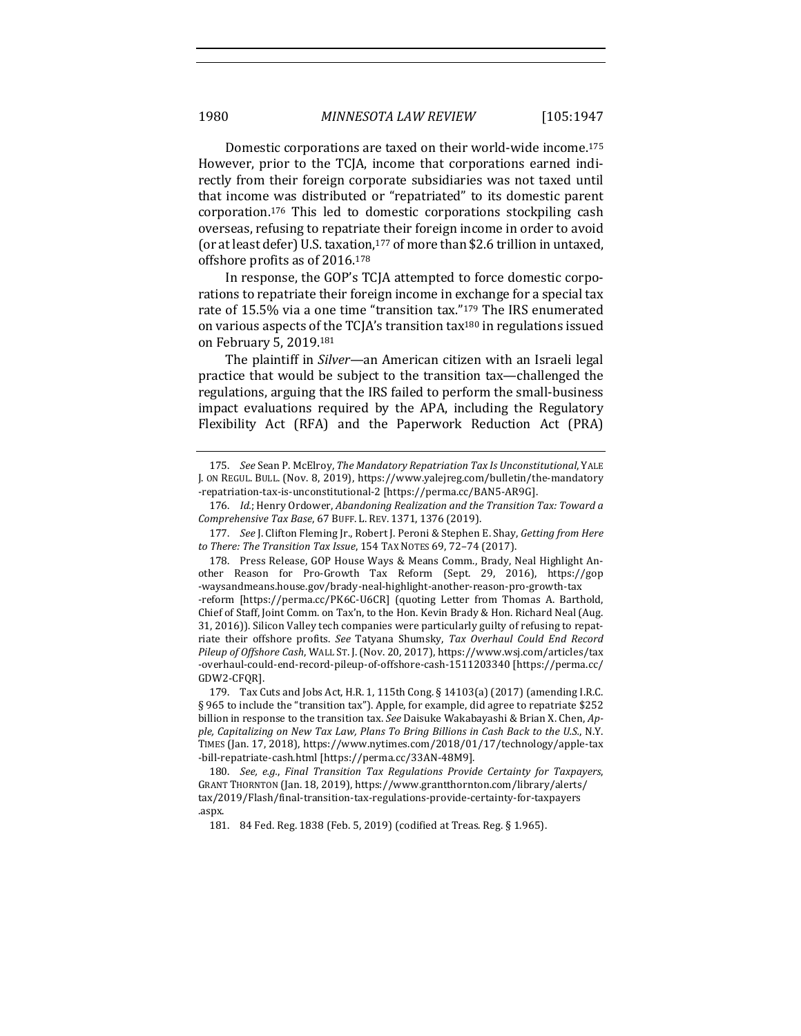Domestic corporations are taxed on their world-wide income.[175] However, prior to the TCJA, income that corporations earned indirectly from their foreign corporate subsidiaries was not taxed until that income was distributed or "repatriated" to its domestic parent corporation.[176] This led to domestic corporations stockpiling cash overseas, refusing to repatriate their foreign income in order to avoid (or at least defer) U.S. taxation,[177] of more than $2.6 trillion in untaxed, offshore profits as of 2016.[178]

In response, the GOP's TCJA attempted to force domestic corporations to repatriate their foreign income in exchange for a special tax rate of 15.5% via a one time "transition tax."[179] The IRS enumerated on various aspects of the TCJA's transition tax[180] in regulations issued on February 5, 2019.[181]

The plaintiff in *Silver*—an American citizen with an Israeli legal practice that would be subject to the transition tax—challenged the regulations, arguing that the IRS failed to perform the small-business impact evaluations required by the APA, including the Regulatory Flexibility Act (RFA) and the Paperwork Reduction Act (PRA)

---

175. *See* Sean P. McElroy, *The Mandatory Repatriation Tax Is Unconstitutional*, YALE J. ON REGUL. BULL. (Nov. 8, 2019), https://www.yalejreg.com/bulletin/the-mandatory-repatriation-tax-is-unconstitutional-2 [https://perma.cc/BAN5-AR9G].

176. *Id.*; Henry Ordower, *Abandoning Realization and the Transition Tax: Toward a Comprehensive Tax Base*, 67 BUFF. L. REV. 1371, 1376 (2019).

177. *See* J. Clifton Fleming Jr., Robert J. Peroni & Stephen E. Shay, *Getting from Here to There: The Transition Tax Issue*, 154 TAX NOTES 69, 72–74 (2017).

178. Press Release, GOP House Ways & Means Comm., Brady, Neal Highlight Another Reason for Pro-Growth Tax Reform (Sept. 29, 2016), https://gop-waysandmeans.house.gov/brady-neal-highlight-another-reason-pro-growth-tax-reform [https://perma.cc/PK6C-U6CR] (quoting Letter from Thomas A. Barthold, Chief of Staff, Joint Comm. on Tax'n, to the Hon. Kevin Brady & Hon. Richard Neal (Aug. 31, 2016)). Silicon Valley tech companies were particularly guilty of refusing to repatriate their offshore profits. *See* Tatyana Shumsky, *Tax Overhaul Could End Record Pileup of Offshore Cash*, WALL ST. J. (Nov. 20, 2017), https://www.wsj.com/articles/tax-overhaul-could-end-record-pileup-of-offshore-cash-1511203340 [https://perma.cc/GDW2-CFQR].

179. Tax Cuts and Jobs Act, H.R. 1, 115th Cong. § 14103(a) (2017) (amending I.R.C. § 965 to include the "transition tax"). Apple, for example, did agree to repatriate $252 billion in response to the transition tax. *See* Daisuke Wakabayashi & Brian X. Chen, *Apple, Capitalizing on New Tax Law, Plans To Bring Billions in Cash Back to the U.S.*, N.Y. TIMES (Jan. 17, 2018), https://www.nytimes.com/2018/01/17/technology/apple-tax-bill-repatriate-cash.html [https://perma.cc/33AN-48M9].

180. *See, e.g.*, *Final Transition Tax Regulations Provide Certainty for Taxpayers*, GRANT THORNTON (Jan. 18, 2019), https://www.grantthornton.com/library/alerts/tax/2019/Flash/final-transition-tax-regulations-provide-certainty-for-taxpayers.aspx.

181. 84 Fed. Reg. 1838 (Feb. 5, 2019) (codified at Treas. Reg. § 1.965).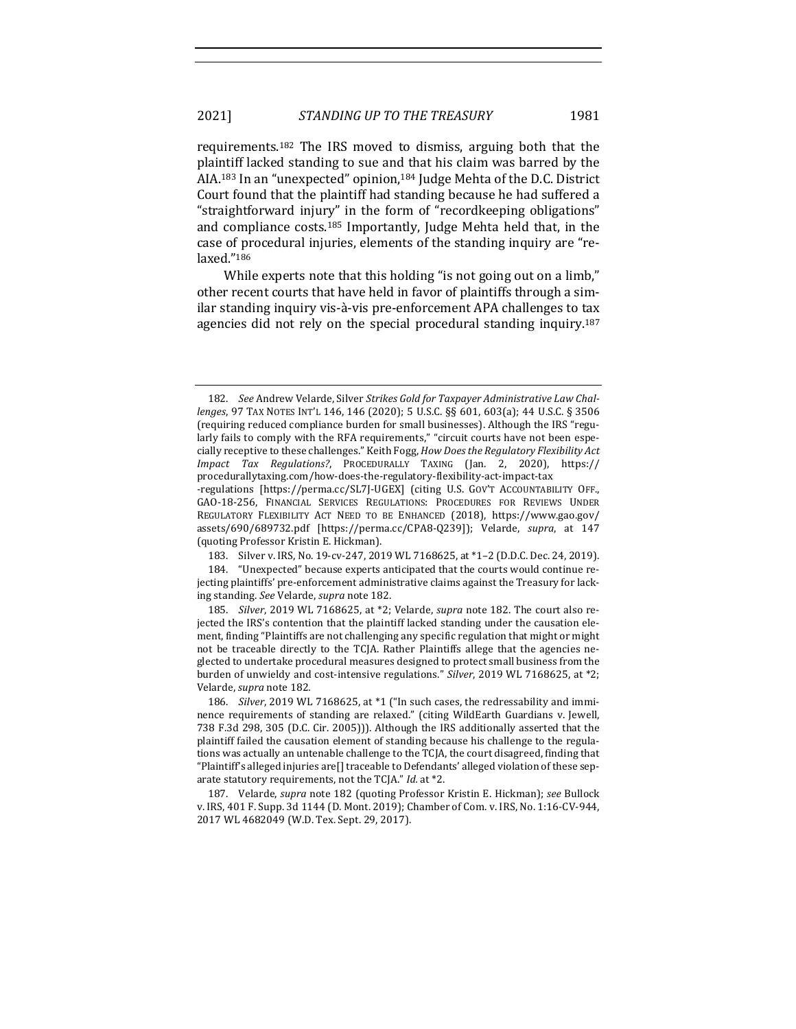requirements.[182] The IRS moved to dismiss, arguing both that the plaintiff lacked standing to sue and that his claim was barred by the AIA.[183] In an "unexpected" opinion,[184] Judge Mehta of the D.C. District Court found that the plaintiff had standing because he had suffered a "straightforward injury" in the form of "recordkeeping obligations" and compliance costs.[185] Importantly, Judge Mehta held that, in the case of procedural injuries, elements of the standing inquiry are "relaxed."[186]

While experts note that this holding "is not going out on a limb," other recent courts that have held in favor of plaintiffs through a similar standing inquiry vis-à-vis pre-enforcement APA challenges to tax agencies did not rely on the special procedural standing inquiry.[187]

---

182. *See* Andrew Velarde, Silver *Strikes Gold for Taxpayer Administrative Law Challenges*, 97 TAX NOTES INT'L 146, 146 (2020); 5 U.S.C. §§ 601, 603(a); 44 U.S.C. § 3506 (requiring reduced compliance burden for small businesses). Although the IRS "regularly fails to comply with the RFA requirements," "circuit courts have not been especially receptive to these challenges." Keith Fogg, *How Does the Regulatory Flexibility Act Impact Tax Regulations?*, PROCEDURALLY TAXING (Jan. 2, 2020), https://procedurallytaxing.com/how-does-the-regulatory-flexibility-act-impact-tax-regulations [https://perma.cc/SL7J-UGEX] (citing U.S. GOV'T ACCOUNTABILITY OFF., GAO-18-256, FINANCIAL SERVICES REGULATIONS: PROCEDURES FOR REVIEWS UNDER REGULATORY FLEXIBILITY ACT NEED TO BE ENHANCED (2018), https://www.gao.gov/assets/690/689732.pdf [https://perma.cc/CPA8-Q239]); Velarde, *supra*, at 147 (quoting Professor Kristin E. Hickman).

183. Silver v. IRS, No. 19-cv-247, 2019 WL 7168625, at *1–2 (D.D.C. Dec. 24, 2019).

184. "Unexpected" because experts anticipated that the courts would continue rejecting plaintiffs' pre-enforcement administrative claims against the Treasury for lacking standing. *See* Velarde, *supra* note 182.

185. *Silver*, 2019 WL 7168625, at *2; Velarde, *supra* note 182. The court also rejected the IRS's contention that the plaintiff lacked standing under the causation element, finding "Plaintiffs are not challenging any specific regulation that might or might not be traceable directly to the TCJA. Rather Plaintiffs allege that the agencies neglected to undertake procedural measures designed to protect small business from the burden of unwieldy and cost-intensive regulations." *Silver*, 2019 WL 7168625, at *2; Velarde, *supra* note 182.

186. *Silver*, 2019 WL 7168625, at *1 ("In such cases, the redressability and imminence requirements of standing are relaxed." (citing WildEarth Guardians v. Jewell, 738 F.3d 298, 305 (D.C. Cir. 2005))). Although the IRS additionally asserted that the plaintiff failed the causation element of standing because his challenge to the regulations was actually an untenable challenge to the TCJA, the court disagreed, finding that "Plaintiff's alleged injuries are[] traceable to Defendants' alleged violation of these separate statutory requirements, not the TCJA." *Id.* at *2.

187. Velarde, *supra* note 182 (quoting Professor Kristin E. Hickman); *see* Bullock v. IRS, 401 F. Supp. 3d 1144 (D. Mont. 2019); Chamber of Com. v. IRS, No. 1:16-CV-944, 2017 WL 4682049 (W.D. Tex. Sept. 29, 2017).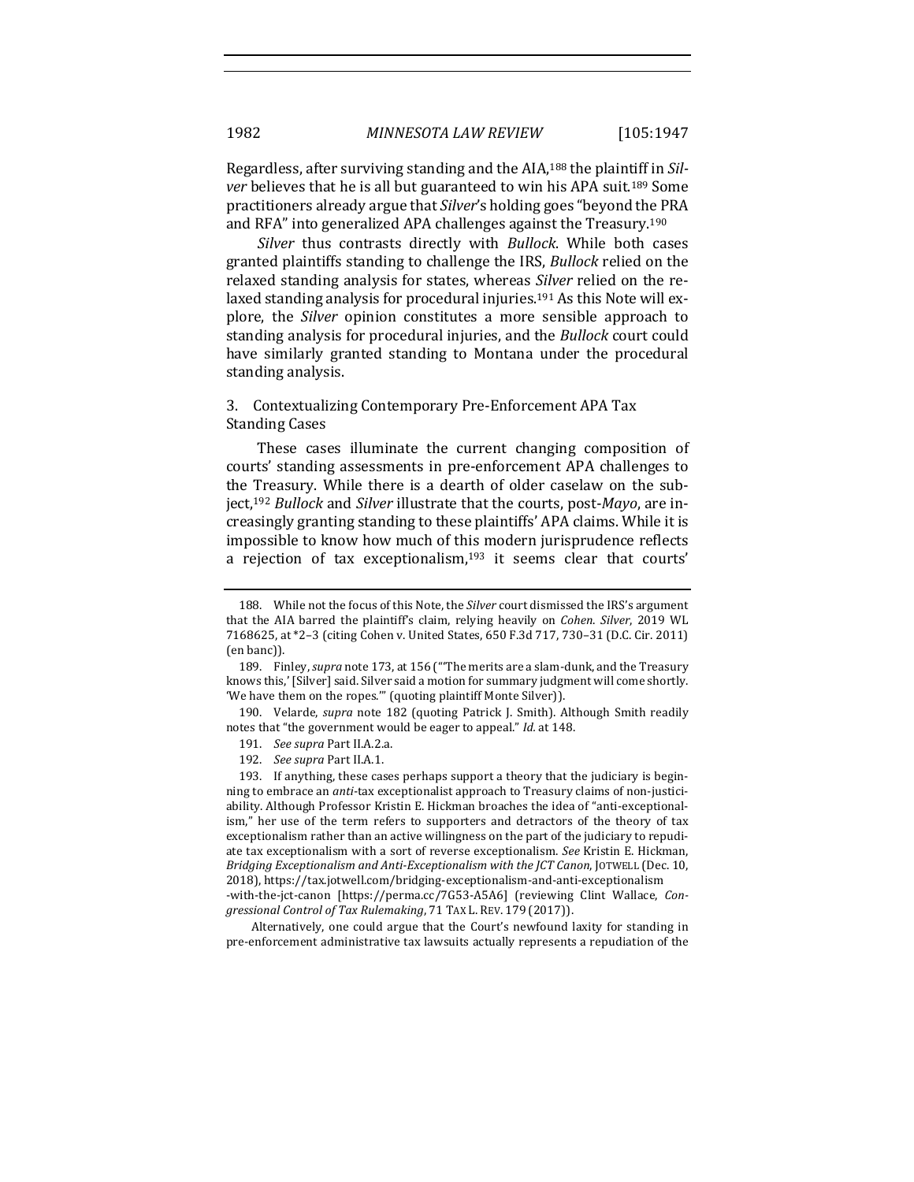Regardless, after surviving standing and the AIA,[188] the plaintiff in *Silver* believes that he is all but guaranteed to win his APA suit.[189] Some practitioners already argue that *Silver*'s holding goes "beyond the PRA and RFA" into generalized APA challenges against the Treasury.[190]

*Silver* thus contrasts directly with *Bullock*. While both cases granted plaintiffs standing to challenge the IRS, *Bullock* relied on the relaxed standing analysis for states, whereas *Silver* relied on the relaxed standing analysis for procedural injuries.[191] As this Note will explore, the *Silver* opinion constitutes a more sensible approach to standing analysis for procedural injuries, and the *Bullock* court could have similarly granted standing to Montana under the procedural standing analysis.

### 3. Contextualizing Contemporary Pre-Enforcement APA Tax Standing Cases

These cases illuminate the current changing composition of courts' standing assessments in pre-enforcement APA challenges to the Treasury. While there is a dearth of older caselaw on the subject,[192] *Bullock* and *Silver* illustrate that the courts, post-*Mayo*, are increasingly granting standing to these plaintiffs' APA claims. While it is impossible to know how much of this modern jurisprudence reflects a rejection of tax exceptionalism,[193] it seems clear that courts'

---

188. While not the focus of this Note, the *Silver* court dismissed the IRS's argument that the AIA barred the plaintiff's claim, relying heavily on *Cohen*. *Silver*, 2019 WL 7168625, at *2–3 (citing Cohen v. United States, 650 F.3d 717, 730–31 (D.C. Cir. 2011) (en banc)).

189. Finley, *supra* note 173, at 156 ("'The merits are a slam-dunk, and the Treasury knows this,' [Silver] said. Silver said a motion for summary judgment will come shortly. 'We have them on the ropes.'" (quoting plaintiff Monte Silver)).

190. Velarde, *supra* note 182 (quoting Patrick J. Smith). Although Smith readily notes that "the government would be eager to appeal." *Id.* at 148.

191. *See supra* Part II.A.2.a.

192. *See supra* Part II.A.1.

193. If anything, these cases perhaps support a theory that the judiciary is beginning to embrace an *anti*-tax exceptionalist approach to Treasury claims of non-justiciability. Although Professor Kristin E. Hickman broaches the idea of "anti-exceptionalism," her use of the term refers to supporters and detractors of the theory of tax exceptionalism rather than an active willingness on the part of the judiciary to repudiate tax exceptionalism with a sort of reverse exceptionalism. *See* Kristin E. Hickman, *Bridging Exceptionalism and Anti-Exceptionalism with the JCT Canon*, JOTWELL (Dec. 10, 2018), https://tax.jotwell.com/bridging-exceptionalism-and-anti-exceptionalism-with-the-jct-canon [https://perma.cc/7G53-A5A6] (reviewing Clint Wallace, *Congressional Control of Tax Rulemaking*, 71 TAX L. REV. 179 (2017)).

Alternatively, one could argue that the Court's newfound laxity for standing in pre-enforcement administrative tax lawsuits actually represents a repudiation of the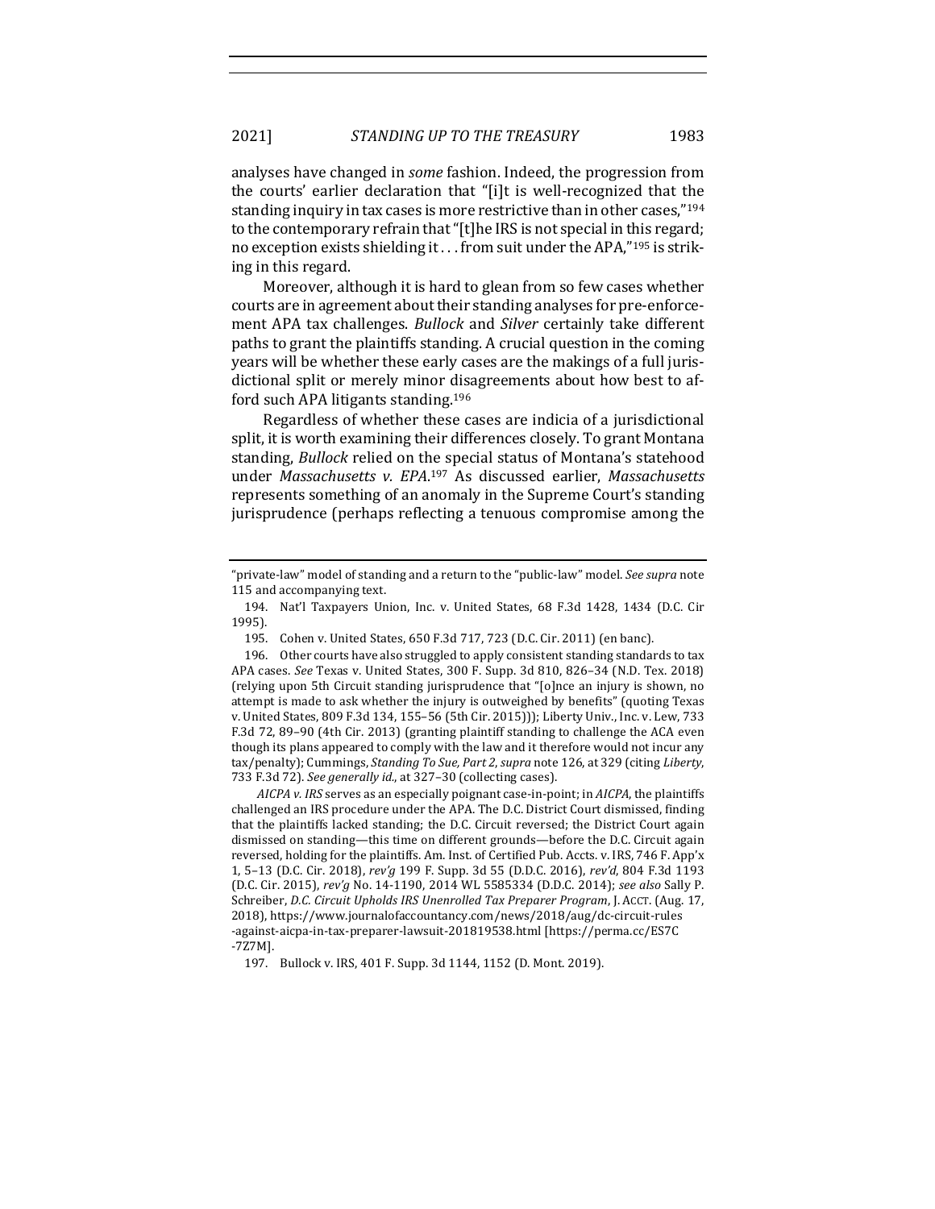analyses have changed in *some* fashion. Indeed, the progression from the courts' earlier declaration that "[i]t is well-recognized that the standing inquiry in tax cases is more restrictive than in other cases,"[194] to the contemporary refrain that "[t]he IRS is not special in this regard; no exception exists shielding it . . . from suit under the APA,"[195] is striking in this regard.

Moreover, although it is hard to glean from so few cases whether courts are in agreement about their standing analyses for pre-enforcement APA tax challenges. *Bullock* and *Silver* certainly take different paths to grant the plaintiffs standing. A crucial question in the coming years will be whether these early cases are the makings of a full jurisdictional split or merely minor disagreements about how best to afford such APA litigants standing.[196]

Regardless of whether these cases are indicia of a jurisdictional split, it is worth examining their differences closely. To grant Montana standing, *Bullock* relied on the special status of Montana's statehood under *Massachusetts v. EPA*.[197] As discussed earlier, *Massachusetts* represents something of an anomaly in the Supreme Court's standing jurisprudence (perhaps reflecting a tenuous compromise among the

---

"private-law" model of standing and a return to the "public-law" model. *See supra* note 115 and accompanying text.

194. Nat'l Taxpayers Union, Inc. v. United States, 68 F.3d 1428, 1434 (D.C. Cir 1995).

195. Cohen v. United States, 650 F.3d 717, 723 (D.C. Cir. 2011) (en banc).

196. Other courts have also struggled to apply consistent standing standards to tax APA cases. *See* Texas v. United States, 300 F. Supp. 3d 810, 826–34 (N.D. Tex. 2018) (relying upon 5th Circuit standing jurisprudence that "[o]nce an injury is shown, no attempt is made to ask whether the injury is outweighed by benefits" (quoting Texas v. United States, 809 F.3d 134, 155–56 (5th Cir. 2015))); Liberty Univ., Inc. v. Lew, 733 F.3d 72, 89–90 (4th Cir. 2013) (granting plaintiff standing to challenge the ACA even though its plans appeared to comply with the law and it therefore would not incur any tax/penalty); Cummings, *Standing To Sue, Part 2*, *supra* note 126, at 329 (citing *Liberty*, 733 F.3d 72). *See generally id.*, at 327–30 (collecting cases).

*AICPA v. IRS* serves as an especially poignant case-in-point; in *AICPA*, the plaintiffs challenged an IRS procedure under the APA. The D.C. District Court dismissed, finding that the plaintiffs lacked standing; the D.C. Circuit reversed; the District Court again dismissed on standing—this time on different grounds—before the D.C. Circuit again reversed, holding for the plaintiffs. Am. Inst. of Certified Pub. Accts. v. IRS, 746 F. App'x 1, 5–13 (D.C. Cir. 2018), *rev'g* 199 F. Supp. 3d 55 (D.D.C. 2016), *rev'd*, 804 F.3d 1193 (D.C. Cir. 2015), *rev'g* No. 14-1190, 2014 WL 5585334 (D.D.C. 2014); *see also* Sally P. Schreiber, *D.C. Circuit Upholds IRS Unenrolled Tax Preparer Program*, J. ACCT. (Aug. 17, 2018), https://www.journalofaccountancy.com/news/2018/aug/dc-circuit-rules-against-aicpa-in-tax-preparer-lawsuit-201819538.html [https://perma.cc/ES7C-7Z7M].

197. Bullock v. IRS, 401 F. Supp. 3d 1144, 1152 (D. Mont. 2019).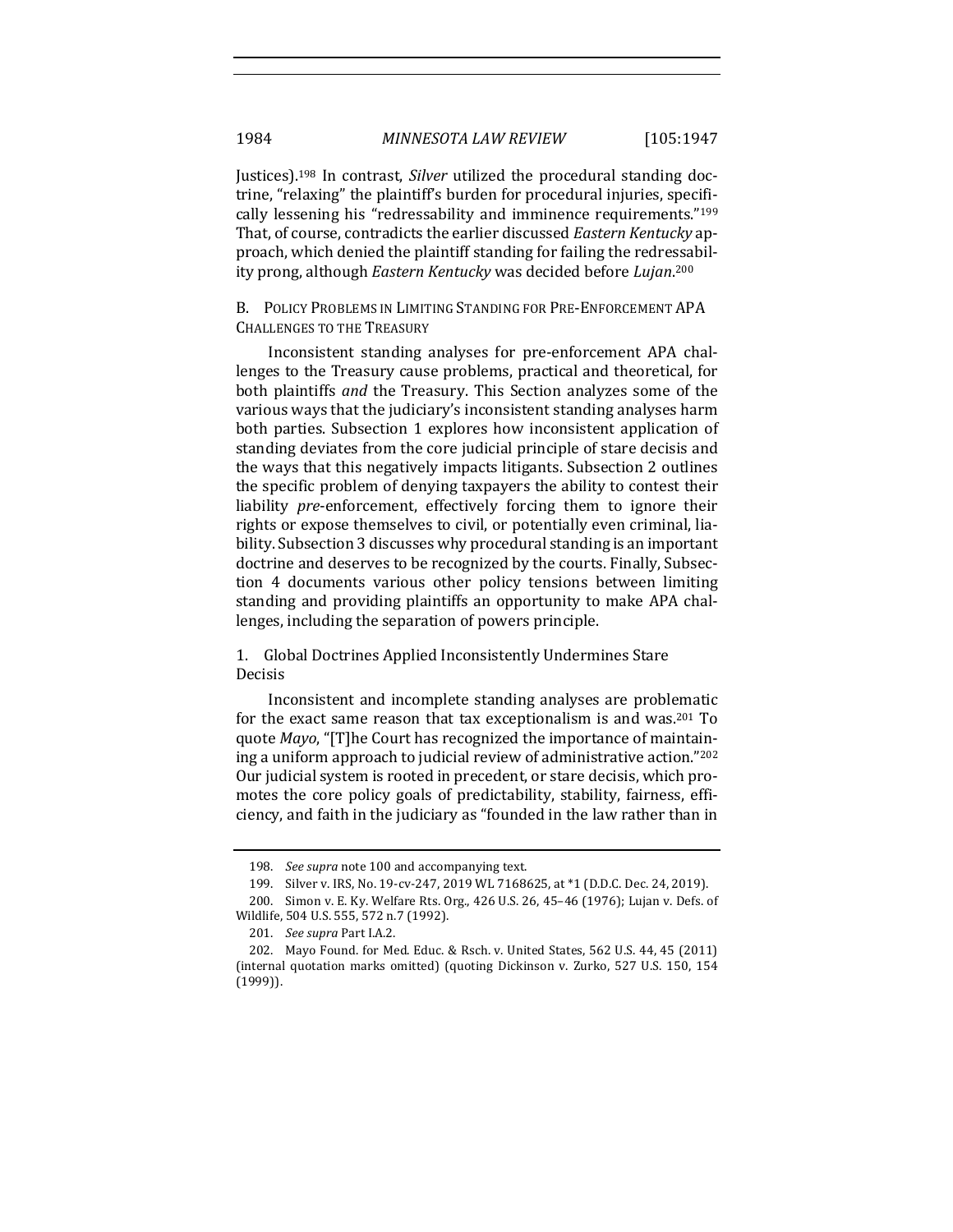Justices).[198] In contrast, *Silver* utilized the procedural standing doctrine, "relaxing" the plaintiff's burden for procedural injuries, specifically lessening his "redressability and imminence requirements."[199] That, of course, contradicts the earlier discussed *Eastern Kentucky* approach, which denied the plaintiff standing for failing the redressability prong, although *Eastern Kentucky* was decided before *Lujan*.[200]

### B. Policy Problems in Limiting Standing for Pre-Enforcement APA Challenges to the Treasury

Inconsistent standing analyses for pre-enforcement APA challenges to the Treasury cause problems, practical and theoretical, for both plaintiffs *and* the Treasury. This Section analyzes some of the various ways that the judiciary's inconsistent standing analyses harm both parties. Subsection 1 explores how inconsistent application of standing deviates from the core judicial principle of stare decisis and the ways that this negatively impacts litigants. Subsection 2 outlines the specific problem of denying taxpayers the ability to contest their liability *pre*-enforcement, effectively forcing them to ignore their rights or expose themselves to civil, or potentially even criminal, liability. Subsection 3 discusses why procedural standing is an important doctrine and deserves to be recognized by the courts. Finally, Subsection 4 documents various other policy tensions between limiting standing and providing plaintiffs an opportunity to make APA challenges, including the separation of powers principle.

#### 1. Global Doctrines Applied Inconsistently Undermines Stare Decisis

Inconsistent and incomplete standing analyses are problematic for the exact same reason that tax exceptionalism is and was.[201] To quote *Mayo*, "[T]he Court has recognized the importance of maintaining a uniform approach to judicial review of administrative action."[202] Our judicial system is rooted in precedent, or stare decisis, which promotes the core policy goals of predictability, stability, fairness, efficiency, and faith in the judiciary as "founded in the law rather than in

---

198. *See supra* note 100 and accompanying text.

199. Silver v. IRS, No. 19-cv-247, 2019 WL 7168625, at *1 (D.D.C. Dec. 24, 2019).

200. Simon v. E. Ky. Welfare Rts. Org., 426 U.S. 26, 45–46 (1976); Lujan v. Defs. of Wildlife, 504 U.S. 555, 572 n.7 (1992).

201. *See supra* Part I.A.2.

202. Mayo Found. for Med. Educ. & Rsch. v. United States, 562 U.S. 44, 45 (2011) (internal quotation marks omitted) (quoting Dickinson v. Zurko, 527 U.S. 150, 154 (1999)).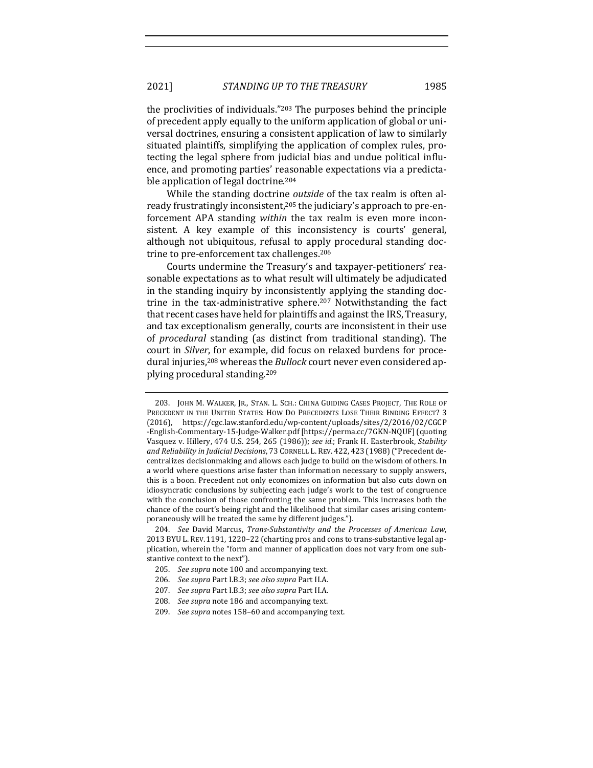the proclivities of individuals."[203] The purposes behind the principle of precedent apply equally to the uniform application of global or universal doctrines, ensuring a consistent application of law to similarly situated plaintiffs, simplifying the application of complex rules, protecting the legal sphere from judicial bias and undue political influence, and promoting parties' reasonable expectations via a predictable application of legal doctrine.[204]

While the standing doctrine *outside* of the tax realm is often already frustratingly inconsistent,[205] the judiciary's approach to pre-enforcement APA standing *within* the tax realm is even more inconsistent. A key example of this inconsistency is courts' general, although not ubiquitous, refusal to apply procedural standing doctrine to pre-enforcement tax challenges.[206]

Courts undermine the Treasury's and taxpayer-petitioners' reasonable expectations as to what result will ultimately be adjudicated in the standing inquiry by inconsistently applying the standing doctrine in the tax-administrative sphere.[207] Notwithstanding the fact that recent cases have held for plaintiffs and against the IRS, Treasury, and tax exceptionalism generally, courts are inconsistent in their use of *procedural* standing (as distinct from traditional standing). The court in *Silver*, for example, did focus on relaxed burdens for procedural injuries,[208] whereas the *Bullock* court never even considered applying procedural standing.[209]

---

203. JOHN M. WALKER, JR., STAN. L. SCH.: CHINA GUIDING CASES PROJECT, THE ROLE OF PRECEDENT IN THE UNITED STATES: HOW DO PRECEDENTS LOSE THEIR BINDING EFFECT? 3 (2016), https://cgc.law.stanford.edu/wp-content/uploads/sites/2/2016/02/CGCP-English-Commentary-15-Judge-Walker.pdf [https://perma.cc/7GKN-NQUF] (quoting Vasquez v. Hillery, 474 U.S. 254, 265 (1986)); *see id.*; Frank H. Easterbrook, *Stability and Reliability in Judicial Decisions*, 73 CORNELL L. REV. 422, 423 (1988) ("Precedent decentralizes decisionmaking and allows each judge to build on the wisdom of others. In a world where questions arise faster than information necessary to supply answers, this is a boon. Precedent not only economizes on information but also cuts down on idiosyncratic conclusions by subjecting each judge's work to the test of congruence with the conclusion of those confronting the same problem. This increases both the chance of the court's being right and the likelihood that similar cases arising contemporaneously will be treated the same by different judges.").

204. *See* David Marcus, *Trans-Substantivity and the Processes of American Law*, 2013 BYU L. REV. 1191, 1220–22 (charting pros and cons to trans-substantive legal application, wherein the "form and manner of application does not vary from one substantive context to the next").

205. *See supra* note 100 and accompanying text.

206. *See supra* Part I.B.3; *see also supra* Part II.A.

207. *See supra* Part I.B.3; *see also supra* Part II.A.

208. *See supra* note 186 and accompanying text.

209. *See supra* notes 158–60 and accompanying text.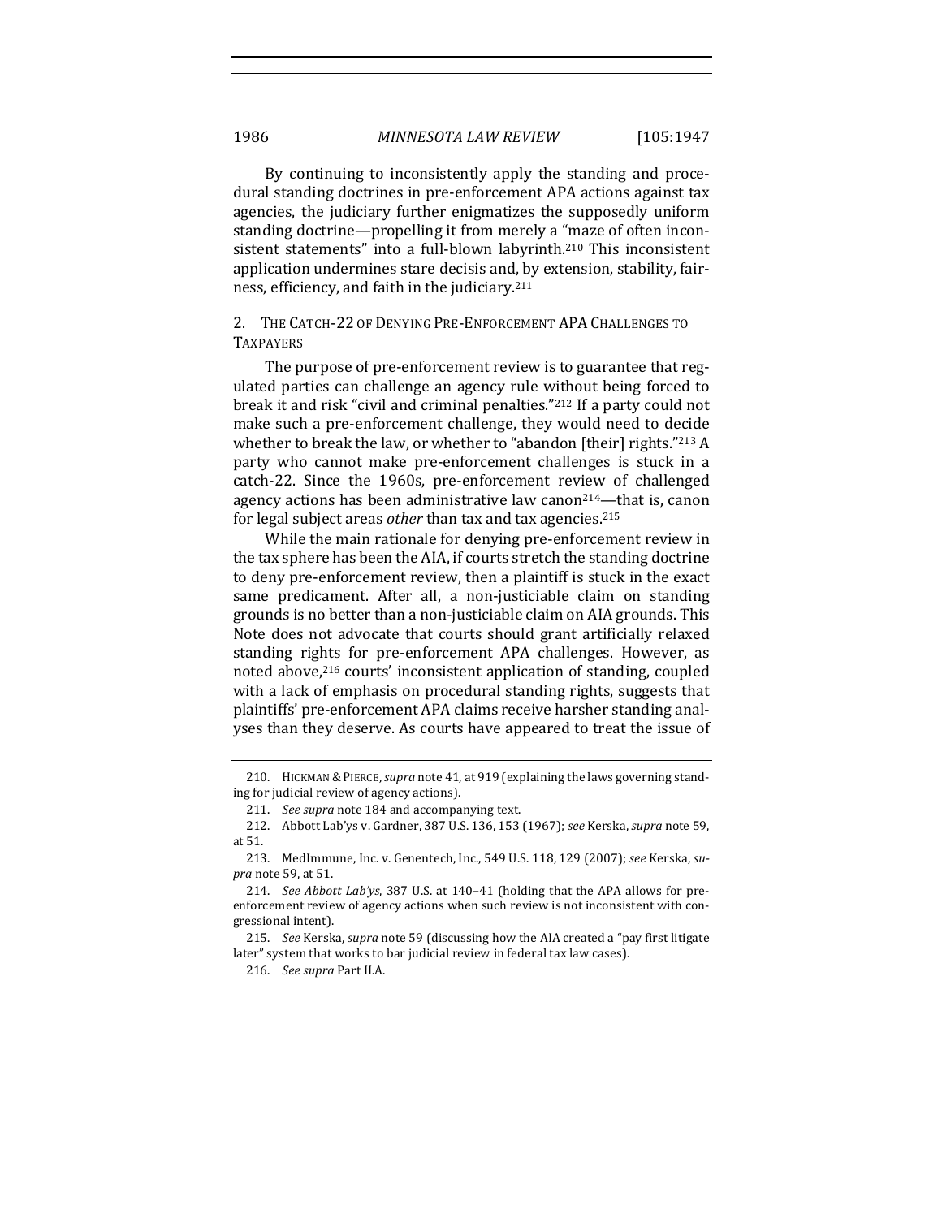By continuing to inconsistently apply the standing and procedural standing doctrines in pre-enforcement APA actions against tax agencies, the judiciary further enigmatizes the supposedly uniform standing doctrine—propelling it from merely a "maze of often inconsistent statements" into a full-blown labyrinth.[210] This inconsistent application undermines stare decisis and, by extension, stability, fairness, efficiency, and faith in the judiciary.[211]

### 2. The Catch-22 of Denying Pre-Enforcement APA Challenges to Taxpayers

The purpose of pre-enforcement review is to guarantee that regulated parties can challenge an agency rule without being forced to break it and risk "civil and criminal penalties."[212] If a party could not make such a pre-enforcement challenge, they would need to decide whether to break the law, or whether to "abandon [their] rights."[213] A party who cannot make pre-enforcement challenges is stuck in a catch-22. Since the 1960s, pre-enforcement review of challenged agency actions has been administrative law canon[214]—that is, canon for legal subject areas *other* than tax and tax agencies.[215]

While the main rationale for denying pre-enforcement review in the tax sphere has been the AIA, if courts stretch the standing doctrine to deny pre-enforcement review, then a plaintiff is stuck in the exact same predicament. After all, a non-justiciable claim on standing grounds is no better than a non-justiciable claim on AIA grounds. This Note does not advocate that courts should grant artificially relaxed standing rights for pre-enforcement APA challenges. However, as noted above,[216] courts' inconsistent application of standing, coupled with a lack of emphasis on procedural standing rights, suggests that plaintiffs' pre-enforcement APA claims receive harsher standing analyses than they deserve. As courts have appeared to treat the issue of

---

210. Hickman & Pierce, *supra* note 41, at 919 (explaining the laws governing standing for judicial review of agency actions).

211. *See supra* note 184 and accompanying text.

212. Abbott Lab'ys v. Gardner, 387 U.S. 136, 153 (1967); *see* Kerska, *supra* note 59, at 51.

213. MedImmune, Inc. v. Genentech, Inc., 549 U.S. 118, 129 (2007); *see* Kerska, *supra* note 59, at 51.

214. *See Abbott Lab'ys*, 387 U.S. at 140–41 (holding that the APA allows for pre-enforcement review of agency actions when such review is not inconsistent with congressional intent).

215. *See* Kerska, *supra* note 59 (discussing how the AIA created a "pay first litigate later" system that works to bar judicial review in federal tax law cases).

216. *See supra* Part II.A.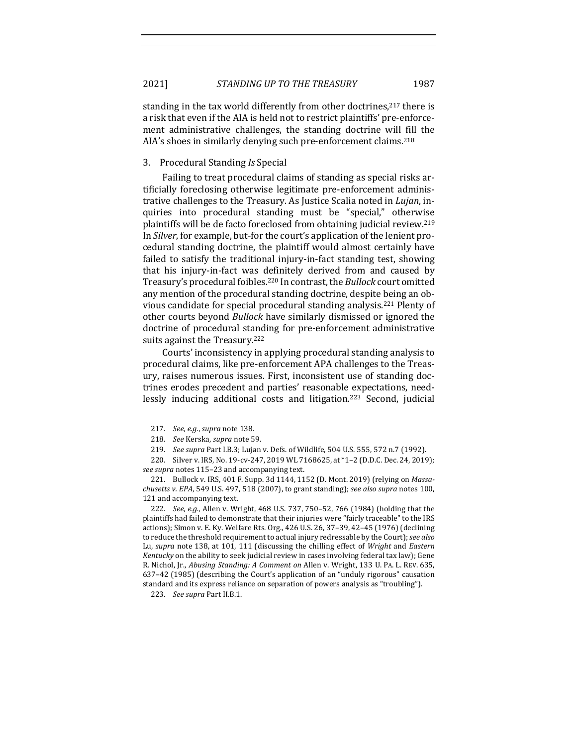standing in the tax world differently from other doctrines,[217] there is a risk that even if the AIA is held not to restrict plaintiffs' pre-enforcement administrative challenges, the standing doctrine will fill the AIA's shoes in similarly denying such pre-enforcement claims.[218]

### 3. Procedural Standing *Is* Special

Failing to treat procedural claims of standing as special risks artificially foreclosing otherwise legitimate pre-enforcement administrative challenges to the Treasury. As Justice Scalia noted in *Lujan*, inquiries into procedural standing must be "special," otherwise plaintiffs will be de facto foreclosed from obtaining judicial review.[219] In *Silver*, for example, but-for the court's application of the lenient procedural standing doctrine, the plaintiff would almost certainly have failed to satisfy the traditional injury-in-fact standing test, showing that his injury-in-fact was definitely derived from and caused by Treasury's procedural foibles.[220] In contrast, the *Bullock* court omitted any mention of the procedural standing doctrine, despite being an obvious candidate for special procedural standing analysis.[221] Plenty of other courts beyond *Bullock* have similarly dismissed or ignored the doctrine of procedural standing for pre-enforcement administrative suits against the Treasury.[222]

Courts' inconsistency in applying procedural standing analysis to procedural claims, like pre-enforcement APA challenges to the Treasury, raises numerous issues. First, inconsistent use of standing doctrines erodes precedent and parties' reasonable expectations, needlessly inducing additional costs and litigation.[223] Second, judicial

---

217. *See, e.g.*, *supra* note 138.

218. *See* Kerska, *supra* note 59.

219. *See supra* Part I.B.3; Lujan v. Defs. of Wildlife, 504 U.S. 555, 572 n.7 (1992).

220. Silver v. IRS, No. 19-cv-247, 2019 WL 7168625, at *1–2 (D.D.C. Dec. 24, 2019); *see supra* notes 115–23 and accompanying text.

221. Bullock v. IRS, 401 F. Supp. 3d 1144, 1152 (D. Mont. 2019) (relying on *Massachusetts v. EPA*, 549 U.S. 497, 518 (2007), to grant standing); *see also supra* notes 100, 121 and accompanying text.

222. *See, e.g.*, Allen v. Wright, 468 U.S. 737, 750–52, 766 (1984) (holding that the plaintiffs had failed to demonstrate that their injuries were "fairly traceable" to the IRS actions); Simon v. E. Ky. Welfare Rts. Org., 426 U.S. 26, 37–39, 42–45 (1976) (declining to reduce the threshold requirement to actual injury redressable by the Court); *see also* Lu, *supra* note 138, at 101, 111 (discussing the chilling effect of *Wright* and *Eastern Kentucky* on the ability to seek judicial review in cases involving federal tax law); Gene R. Nichol, Jr., *Abusing Standing: A Comment on* Allen v. Wright, 133 U. PA. L. REV. 635, 637–42 (1985) (describing the Court's application of an "unduly rigorous" causation standard and its express reliance on separation of powers analysis as "troubling").

223. *See supra* Part II.B.1.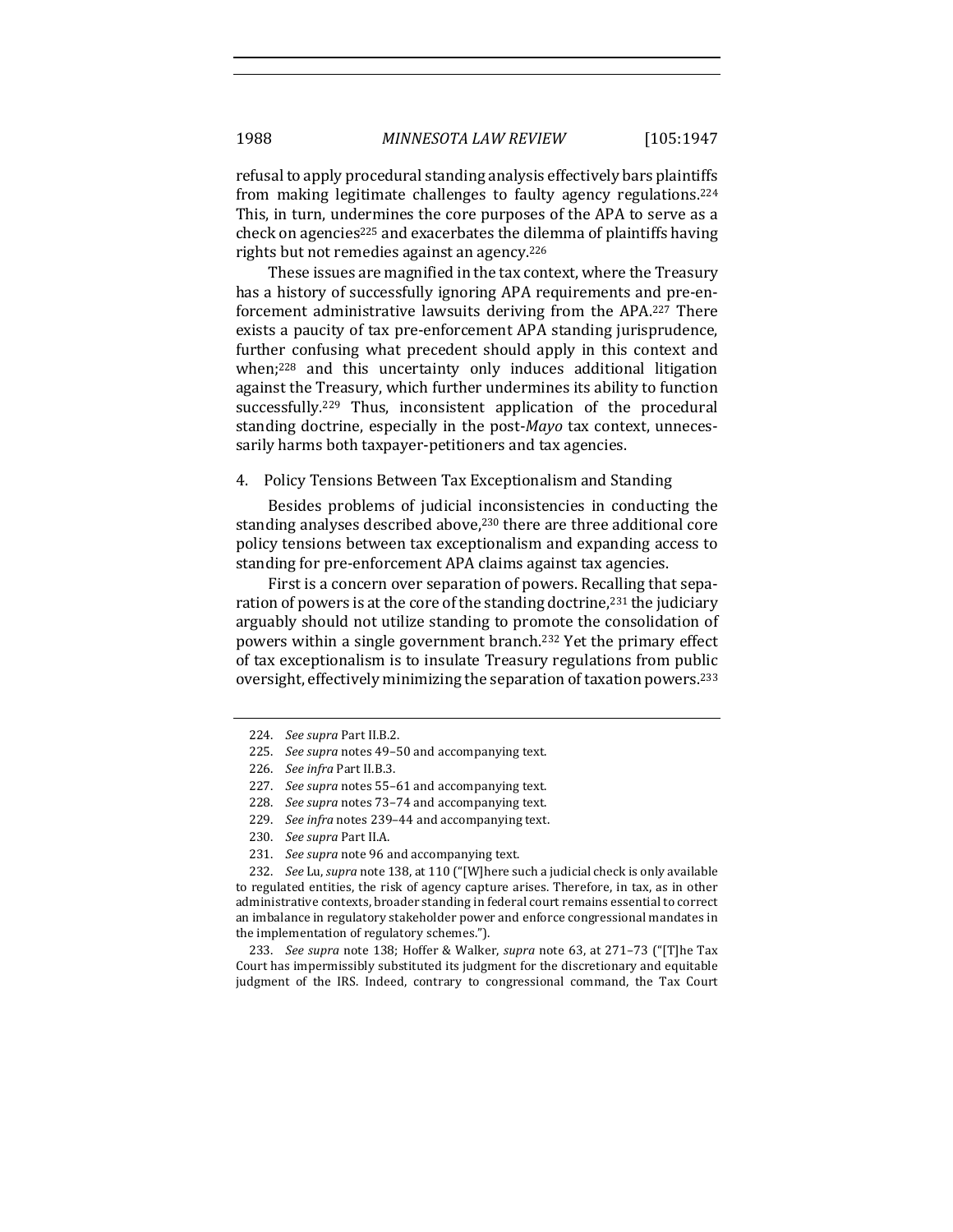refusal to apply procedural standing analysis effectively bars plaintiffs from making legitimate challenges to faulty agency regulations.[224] This, in turn, undermines the core purposes of the APA to serve as a check on agencies[225] and exacerbates the dilemma of plaintiffs having rights but not remedies against an agency.[226]

These issues are magnified in the tax context, where the Treasury has a history of successfully ignoring APA requirements and pre-enforcement administrative lawsuits deriving from the APA.[227] There exists a paucity of tax pre-enforcement APA standing jurisprudence, further confusing what precedent should apply in this context and when;[228] and this uncertainty only induces additional litigation against the Treasury, which further undermines its ability to function successfully.[229] Thus, inconsistent application of the procedural standing doctrine, especially in the post-*Mayo* tax context, unnecessarily harms both taxpayer-petitioners and tax agencies.

4. Policy Tensions Between Tax Exceptionalism and Standing

Besides problems of judicial inconsistencies in conducting the standing analyses described above,[230] there are three additional core policy tensions between tax exceptionalism and expanding access to standing for pre-enforcement APA claims against tax agencies.

First is a concern over separation of powers. Recalling that separation of powers is at the core of the standing doctrine,[231] the judiciary arguably should not utilize standing to promote the consolidation of powers within a single government branch.[232] Yet the primary effect of tax exceptionalism is to insulate Treasury regulations from public oversight, effectively minimizing the separation of taxation powers.[233]

---

224. *See supra* Part II.B.2.

225. *See supra* notes 49–50 and accompanying text.

226. *See infra* Part II.B.3.

227. *See supra* notes 55–61 and accompanying text.

228. *See supra* notes 73–74 and accompanying text.

229. *See infra* notes 239–44 and accompanying text.

230. *See supra* Part II.A.

231. *See supra* note 96 and accompanying text.

232. *See* Lu, *supra* note 138, at 110 ("[W]here such a judicial check is only available to regulated entities, the risk of agency capture arises. Therefore, in tax, as in other administrative contexts, broader standing in federal court remains essential to correct an imbalance in regulatory stakeholder power and enforce congressional mandates in the implementation of regulatory schemes.").

233. *See supra* note 138; Hoffer & Walker, *supra* note 63, at 271–73 ("[T]he Tax Court has impermissibly substituted its judgment for the discretionary and equitable judgment of the IRS. Indeed, contrary to congressional command, the Tax Court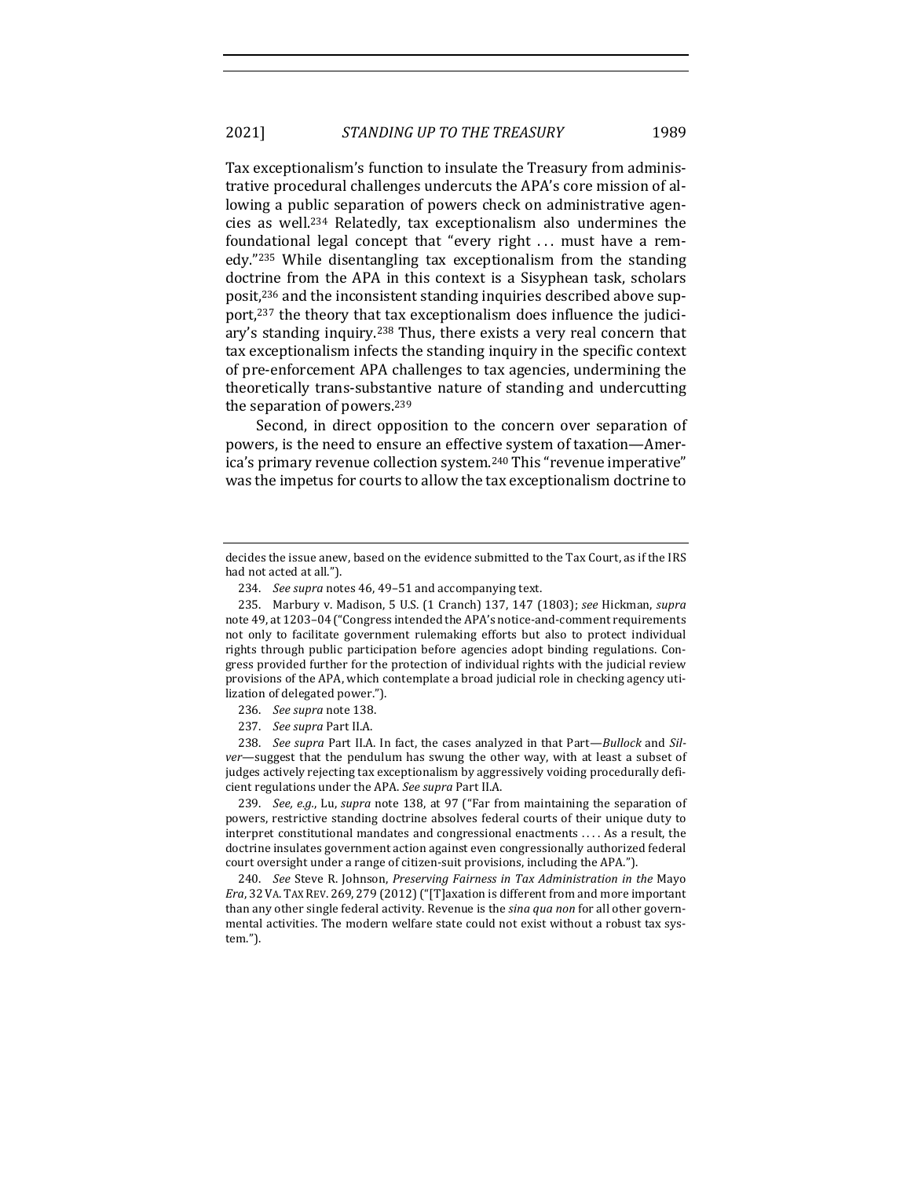Tax exceptionalism's function to insulate the Treasury from administrative procedural challenges undercuts the APA's core mission of allowing a public separation of powers check on administrative agencies as well.[234] Relatedly, tax exceptionalism also undermines the foundational legal concept that "every right . . . must have a remedy."[235] While disentangling tax exceptionalism from the standing doctrine from the APA in this context is a Sisyphean task, scholars posit,[236] and the inconsistent standing inquiries described above support,[237] the theory that tax exceptionalism does influence the judiciary's standing inquiry.[238] Thus, there exists a very real concern that tax exceptionalism infects the standing inquiry in the specific context of pre-enforcement APA challenges to tax agencies, undermining the theoretically trans-substantive nature of standing and undercutting the separation of powers.[239]

Second, in direct opposition to the concern over separation of powers, is the need to ensure an effective system of taxation—America's primary revenue collection system.[240] This "revenue imperative" was the impetus for courts to allow the tax exceptionalism doctrine to

---

decides the issue anew, based on the evidence submitted to the Tax Court, as if the IRS had not acted at all.").

234. *See supra* notes 46, 49–51 and accompanying text.

235. Marbury v. Madison, 5 U.S. (1 Cranch) 137, 147 (1803); *see* Hickman, *supra* note 49, at 1203–04 ("Congress intended the APA's notice-and-comment requirements not only to facilitate government rulemaking efforts but also to protect individual rights through public participation before agencies adopt binding regulations. Congress provided further for the protection of individual rights with the judicial review provisions of the APA, which contemplate a broad judicial role in checking agency utilization of delegated power.").

236. *See supra* note 138.

237. *See supra* Part II.A.

238. *See supra* Part II.A. In fact, the cases analyzed in that Part—*Bullock* and *Silver*—suggest that the pendulum has swung the other way, with at least a subset of judges actively rejecting tax exceptionalism by aggressively voiding procedurally deficient regulations under the APA. *See supra* Part II.A.

239. *See, e.g.*, Lu, *supra* note 138, at 97 ("Far from maintaining the separation of powers, restrictive standing doctrine absolves federal courts of their unique duty to interpret constitutional mandates and congressional enactments . . . . As a result, the doctrine insulates government action against even congressionally authorized federal court oversight under a range of citizen-suit provisions, including the APA.").

240. *See* Steve R. Johnson, *Preserving Fairness in Tax Administration in the* Mayo *Era*, 32 VA. TAX REV. 269, 279 (2012) ("[T]axation is different from and more important than any other single federal activity. Revenue is the *sina qua non* for all other governmental activities. The modern welfare state could not exist without a robust tax system.").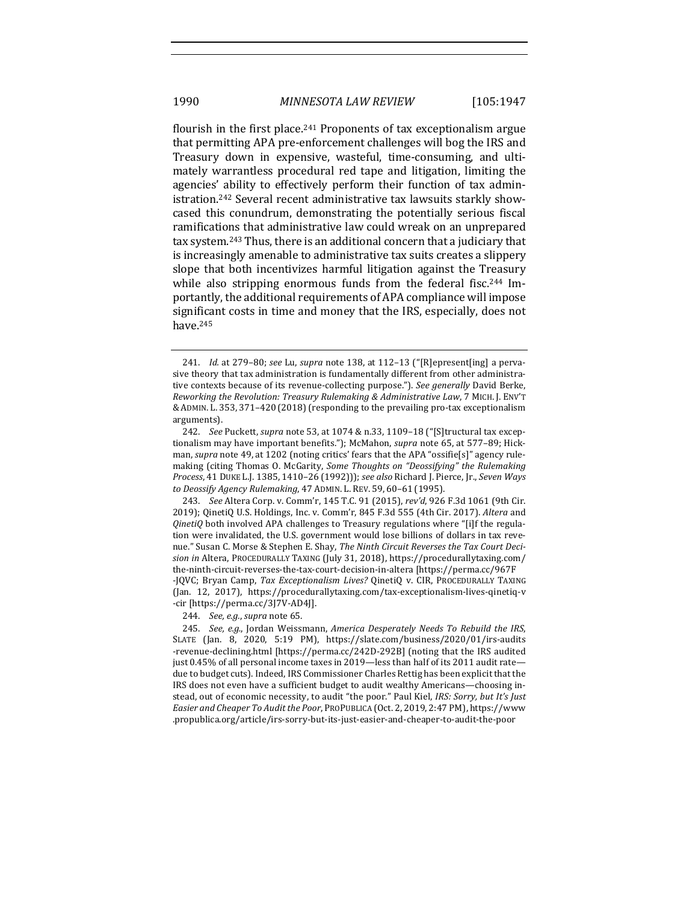flourish in the first place.[241] Proponents of tax exceptionalism argue that permitting APA pre-enforcement challenges will bog the IRS and Treasury down in expensive, wasteful, time-consuming, and ultimately warrantless procedural red tape and litigation, limiting the agencies' ability to effectively perform their function of tax administration.[242] Several recent administrative tax lawsuits starkly showcased this conundrum, demonstrating the potentially serious fiscal ramifications that administrative law could wreak on an unprepared tax system.[243] Thus, there is an additional concern that a judiciary that is increasingly amenable to administrative tax suits creates a slippery slope that both incentivizes harmful litigation against the Treasury while also stripping enormous funds from the federal fisc.[244] Importantly, the additional requirements of APA compliance will impose significant costs in time and money that the IRS, especially, does not have.[245]

---

241. *Id.* at 279–80; *see* Lu, *supra* note 138, at 112–13 ("[R]epresent[ing] a pervasive theory that tax administration is fundamentally different from other administrative contexts because of its revenue-collecting purpose."). *See generally* David Berke, *Reworking the Revolution: Treasury Rulemaking & Administrative Law*, 7 MICH. J. ENV'T & ADMIN. L. 353, 371–420 (2018) (responding to the prevailing pro-tax exceptionalism arguments).

242. *See* Puckett, *supra* note 53, at 1074 & n.33, 1109–18 ("[S]tructural tax exceptionalism may have important benefits."); McMahon, *supra* note 65, at 577–89; Hickman, *supra* note 49, at 1202 (noting critics' fears that the APA "ossifie[s]" agency rulemaking (citing Thomas O. McGarity, *Some Thoughts on "Deossifying" the Rulemaking Process*, 41 DUKE L.J. 1385, 1410–26 (1992))); *see also* Richard J. Pierce, Jr., *Seven Ways to Deossify Agency Rulemaking*, 47 ADMIN. L. REV. 59, 60–61 (1995).

243. *See* Altera Corp. v. Comm'r, 145 T.C. 91 (2015), *rev'd*, 926 F.3d 1061 (9th Cir. 2019); QinetiQ U.S. Holdings, Inc. v. Comm'r, 845 F.3d 555 (4th Cir. 2017). *Altera* and *QinetiQ* both involved APA challenges to Treasury regulations where "[i]f the regulation were invalidated, the U.S. government would lose billions of dollars in tax revenue." Susan C. Morse & Stephen E. Shay, *The Ninth Circuit Reverses the Tax Court Decision in* Altera, PROCEDURALLY TAXING (July 31, 2018), https://procedurallytaxing.com/the-ninth-circuit-reverses-the-tax-court-decision-in-altera [https://perma.cc/967F-JQVC; Bryan Camp, *Tax Exceptionalism Lives?* QinetiQ v. CIR, PROCEDURALLY TAXING (Jan. 12, 2017), https://procedurallytaxing.com/tax-exceptionalism-lives-qinetiq-v-cir [https://perma.cc/3J7V-AD4J].

244. *See, e.g.*, *supra* note 65.

245. *See, e.g.*, Jordan Weissmann, *America Desperately Needs To Rebuild the IRS*, SLATE (Jan. 8, 2020, 5:19 PM), https://slate.com/business/2020/01/irs-audits-revenue-declining.html [https://perma.cc/242D-292B] (noting that the IRS audited just 0.45% of all personal income taxes in 2019—less than half of its 2011 audit rate—due to budget cuts). Indeed, IRS Commissioner Charles Rettig has been explicit that the IRS does not even have a sufficient budget to audit wealthy Americans—choosing instead, out of economic necessity, to audit "the poor." Paul Kiel, *IRS: Sorry, but It's Just Easier and Cheaper To Audit the Poor*, PROPUBLICA (Oct. 2, 2019, 2:47 PM), https://www.propublica.org/article/irs-sorry-but-its-just-easier-and-cheaper-to-audit-the-poor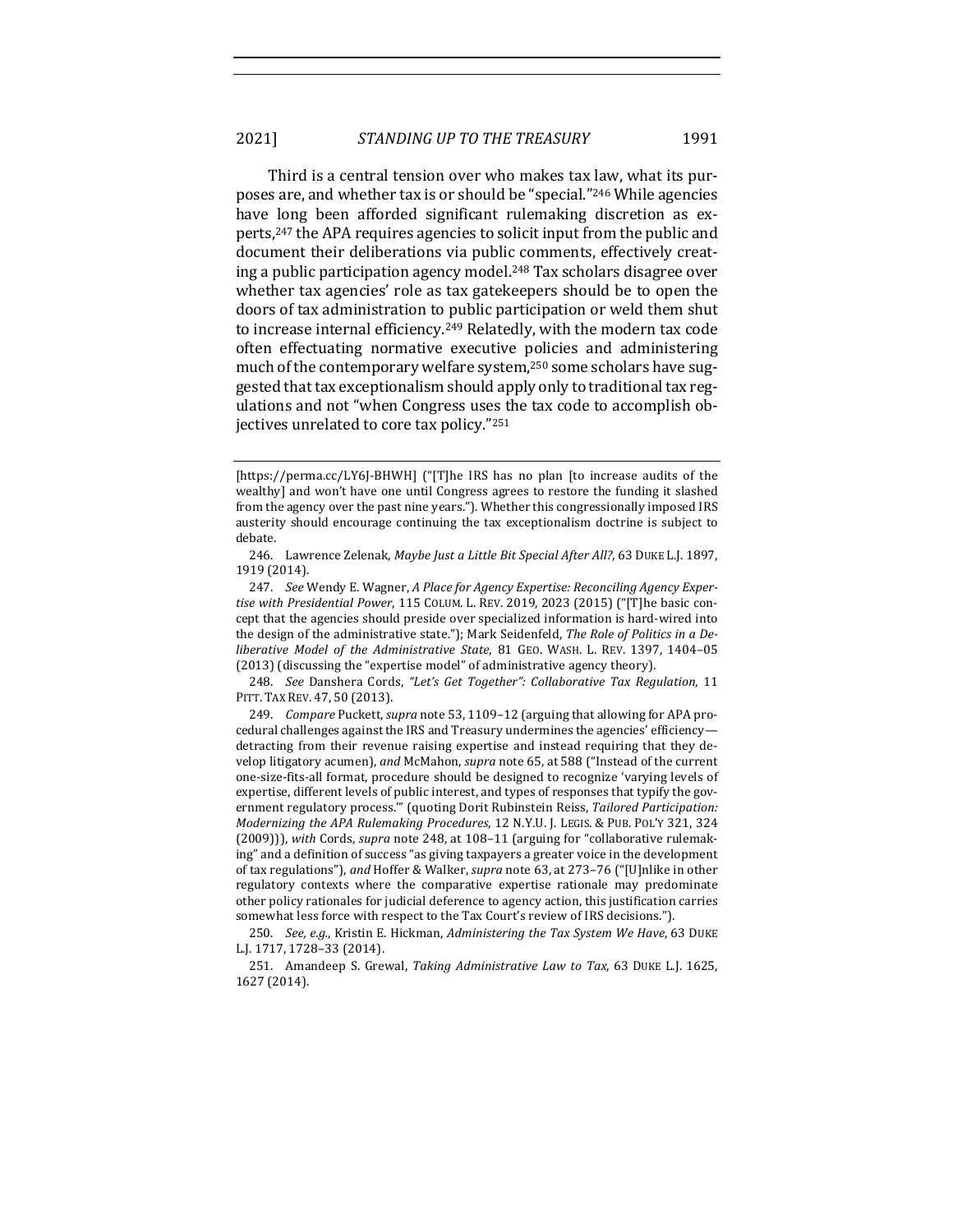Third is a central tension over who makes tax law, what its purposes are, and whether tax is or should be "special."[246] While agencies have long been afforded significant rulemaking discretion as experts,[247] the APA requires agencies to solicit input from the public and document their deliberations via public comments, effectively creating a public participation agency model.[248] Tax scholars disagree over whether tax agencies' role as tax gatekeepers should be to open the doors of tax administration to public participation or weld them shut to increase internal efficiency.[249] Relatedly, with the modern tax code often effectuating normative executive policies and administering much of the contemporary welfare system,[250] some scholars have suggested that tax exceptionalism should apply only to traditional tax regulations and not "when Congress uses the tax code to accomplish objectives unrelated to core tax policy."[251]

---

[https://perma.cc/LY6J-BHWH] ("[T]he IRS has no plan [to increase audits of the wealthy] and won't have one until Congress agrees to restore the funding it slashed from the agency over the past nine years."). Whether this congressionally imposed IRS austerity should encourage continuing the tax exceptionalism doctrine is subject to debate.

246. Lawrence Zelenak, *Maybe Just a Little Bit Special After All?*, 63 DUKE L.J. 1897, 1919 (2014).

247. *See* Wendy E. Wagner, *A Place for Agency Expertise: Reconciling Agency Expertise with Presidential Power*, 115 COLUM. L. REV. 2019, 2023 (2015) ("[T]he basic concept that the agencies should preside over specialized information is hard-wired into the design of the administrative state."); Mark Seidenfeld, *The Role of Politics in a Deliberative Model of the Administrative State*, 81 GEO. WASH. L. REV. 1397, 1404–05 (2013) (discussing the "expertise model" of administrative agency theory).

248. *See* Danshera Cords, *"Let's Get Together": Collaborative Tax Regulation*, 11 PITT. TAX REV. 47, 50 (2013).

249. *Compare* Puckett, *supra* note 53, 1109–12 (arguing that allowing for APA procedural challenges against the IRS and Treasury undermines the agencies' efficiency—detracting from their revenue raising expertise and instead requiring that they develop litigatory acumen), *and* McMahon, *supra* note 65, at 588 ("Instead of the current one-size-fits-all format, procedure should be designed to recognize 'varying levels of expertise, different levels of public interest, and types of responses that typify the government regulatory process.'" (quoting Dorit Rubinstein Reiss, *Tailored Participation: Modernizing the APA Rulemaking Procedures*, 12 N.Y.U. J. LEGIS. & PUB. POL'Y 321, 324 (2009))), *with* Cords, *supra* note 248, at 108–11 (arguing for "collaborative rulemaking" and a definition of success "as giving taxpayers a greater voice in the development of tax regulations"), *and* Hoffer & Walker, *supra* note 63, at 273–76 ("[U]nlike in other regulatory contexts where the comparative expertise rationale may predominate other policy rationales for judicial deference to agency action, this justification carries somewhat less force with respect to the Tax Court's review of IRS decisions.").

250. *See, e.g.*, Kristin E. Hickman, *Administering the Tax System We Have*, 63 DUKE L.J. 1717, 1728–33 (2014).

251. Amandeep S. Grewal, *Taking Administrative Law to Tax*, 63 DUKE L.J. 1625, 1627 (2014).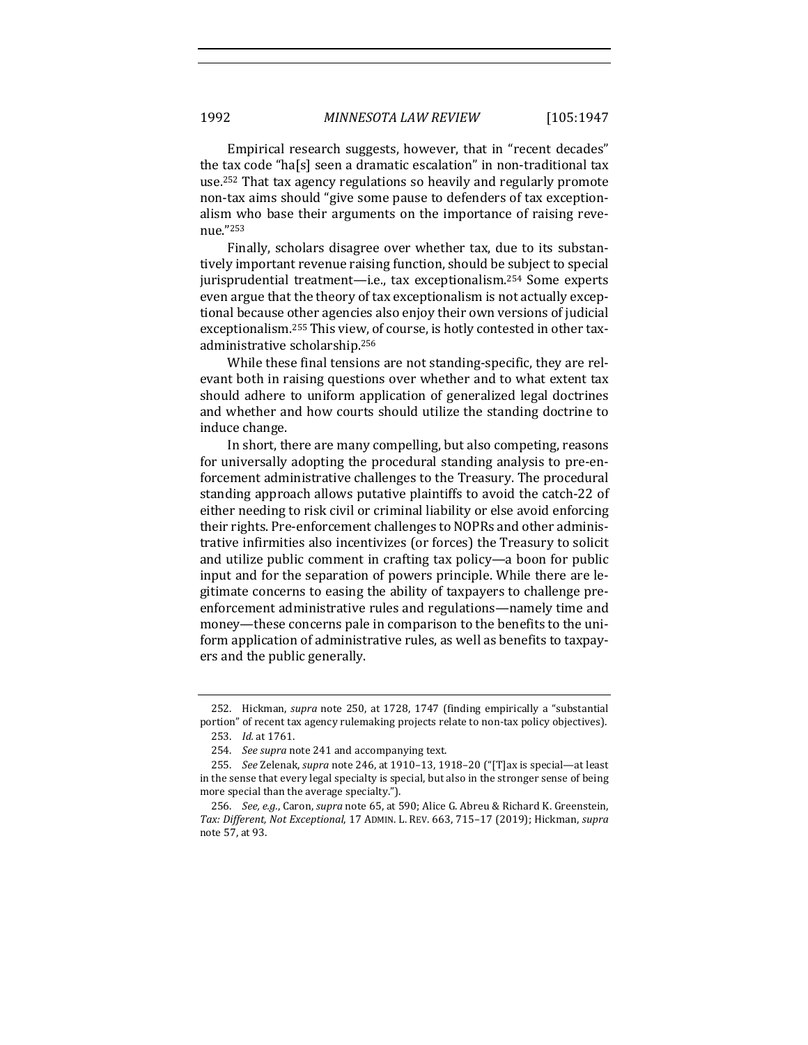Empirical research suggests, however, that in "recent decades" the tax code "ha[s] seen a dramatic escalation" in non-traditional tax use.[252] That tax agency regulations so heavily and regularly promote non-tax aims should "give some pause to defenders of tax exceptionalism who base their arguments on the importance of raising revenue."[253]

Finally, scholars disagree over whether tax, due to its substantively important revenue raising function, should be subject to special jurisprudential treatment—i.e., tax exceptionalism.[254] Some experts even argue that the theory of tax exceptionalism is not actually exceptional because other agencies also enjoy their own versions of judicial exceptionalism.[255] This view, of course, is hotly contested in other tax-administrative scholarship.[256]

While these final tensions are not standing-specific, they are relevant both in raising questions over whether and to what extent tax should adhere to uniform application of generalized legal doctrines and whether and how courts should utilize the standing doctrine to induce change.

In short, there are many compelling, but also competing, reasons for universally adopting the procedural standing analysis to pre-enforcement administrative challenges to the Treasury. The procedural standing approach allows putative plaintiffs to avoid the catch-22 of either needing to risk civil or criminal liability or else avoid enforcing their rights. Pre-enforcement challenges to NOPRs and other administrative infirmities also incentivizes (or forces) the Treasury to solicit and utilize public comment in crafting tax policy—a boon for public input and for the separation of powers principle. While there are legitimate concerns to easing the ability of taxpayers to challenge pre-enforcement administrative rules and regulations—namely time and money—these concerns pale in comparison to the benefits to the uniform application of administrative rules, as well as benefits to taxpayers and the public generally.

---

252. Hickman, *supra* note 250, at 1728, 1747 (finding empirically a "substantial portion" of recent tax agency rulemaking projects relate to non-tax policy objectives).

253. *Id.* at 1761.

254. *See supra* note 241 and accompanying text.

255. *See* Zelenak, *supra* note 246, at 1910–13, 1918–20 ("[T]ax is special—at least in the sense that every legal specialty is special, but also in the stronger sense of being more special than the average specialty.").

256. *See, e.g.*, Caron, *supra* note 65, at 590; Alice G. Abreu & Richard K. Greenstein, *Tax: Different, Not Exceptional*, 17 ADMIN. L. REV. 663, 715–17 (2019); Hickman, *supra* note 57, at 93.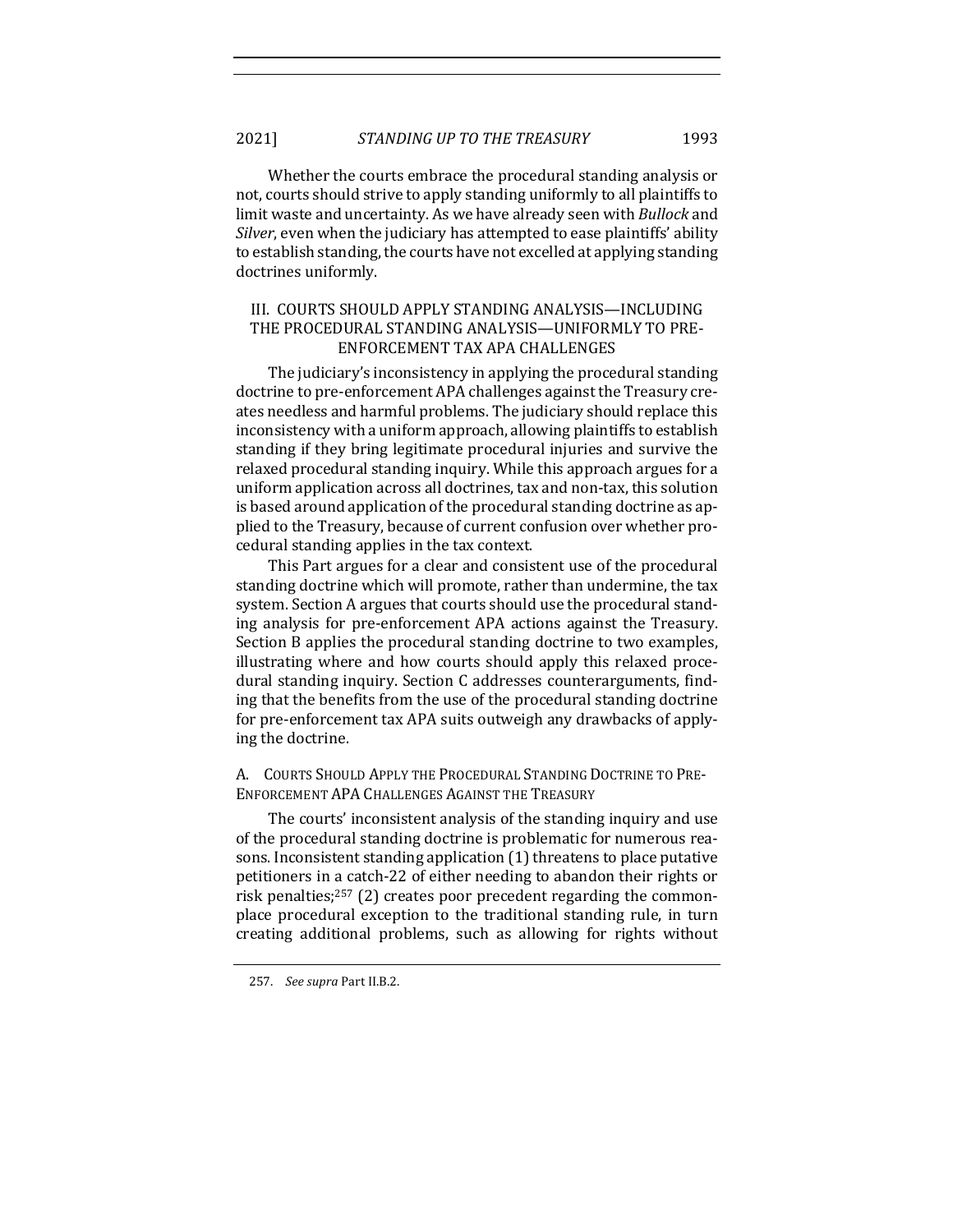Whether the courts embrace the procedural standing analysis or not, courts should strive to apply standing uniformly to all plaintiffs to limit waste and uncertainty. As we have already seen with *Bullock* and *Silver*, even when the judiciary has attempted to ease plaintiffs' ability to establish standing, the courts have not excelled at applying standing doctrines uniformly.

## III. COURTS SHOULD APPLY STANDING ANALYSIS—INCLUDING THE PROCEDURAL STANDING ANALYSIS—UNIFORMLY TO PRE-ENFORCEMENT TAX APA CHALLENGES

The judiciary's inconsistency in applying the procedural standing doctrine to pre-enforcement APA challenges against the Treasury creates needless and harmful problems. The judiciary should replace this inconsistency with a uniform approach, allowing plaintiffs to establish standing if they bring legitimate procedural injuries and survive the relaxed procedural standing inquiry. While this approach argues for a uniform application across all doctrines, tax and non-tax, this solution is based around application of the procedural standing doctrine as applied to the Treasury, because of current confusion over whether procedural standing applies in the tax context.

This Part argues for a clear and consistent use of the procedural standing doctrine which will promote, rather than undermine, the tax system. Section A argues that courts should use the procedural standing analysis for pre-enforcement APA actions against the Treasury. Section B applies the procedural standing doctrine to two examples, illustrating where and how courts should apply this relaxed procedural standing inquiry. Section C addresses counterarguments, finding that the benefits from the use of the procedural standing doctrine for pre-enforcement tax APA suits outweigh any drawbacks of applying the doctrine.

### A. COURTS SHOULD APPLY THE PROCEDURAL STANDING DOCTRINE TO PRE-ENFORCEMENT APA CHALLENGES AGAINST THE TREASURY

The courts' inconsistent analysis of the standing inquiry and use of the procedural standing doctrine is problematic for numerous reasons. Inconsistent standing application (1) threatens to place putative petitioners in a catch-22 of either needing to abandon their rights or risk penalties;[257] (2) creates poor precedent regarding the commonplace procedural exception to the traditional standing rule, in turn creating additional problems, such as allowing for rights without

257. *See supra* Part II.B.2.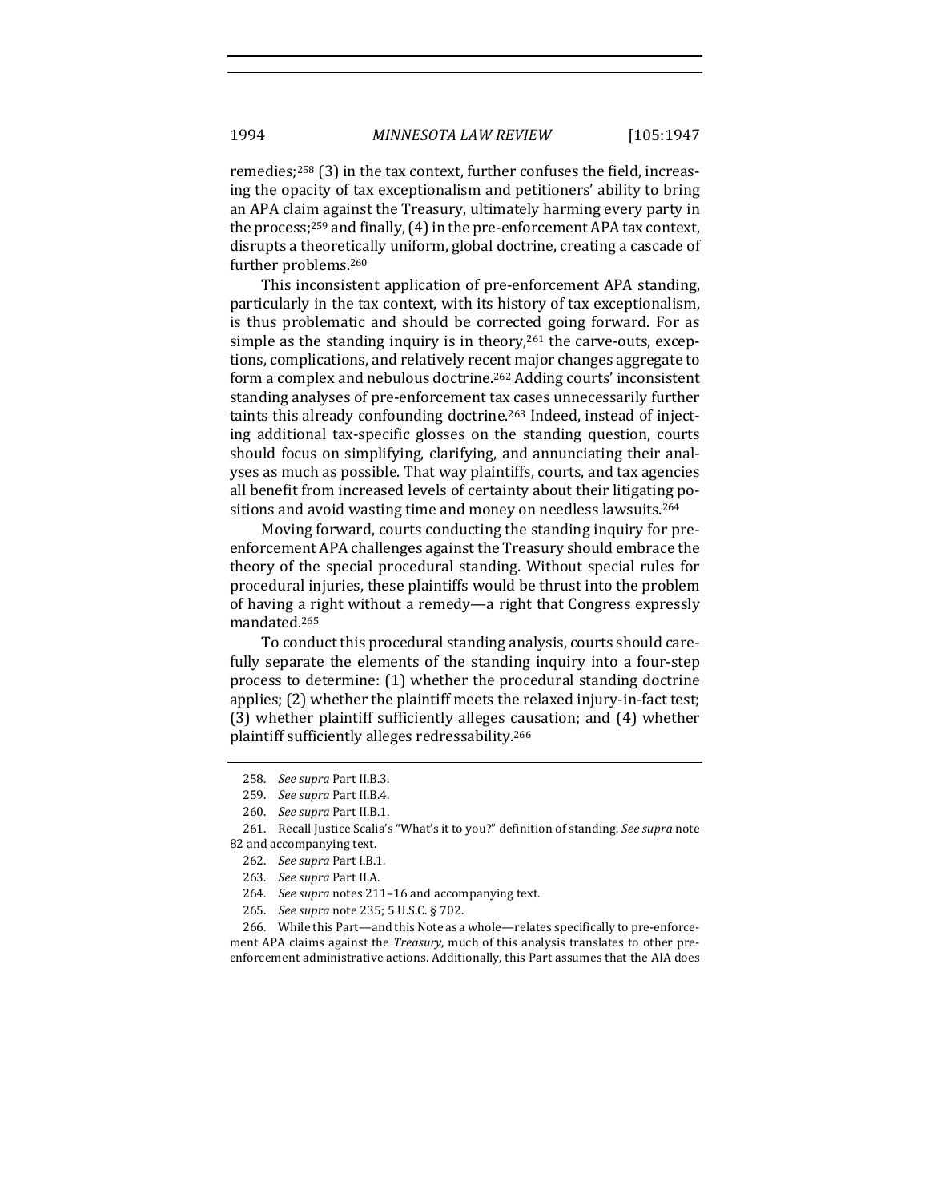remedies;[258] (3) in the tax context, further confuses the field, increasing the opacity of tax exceptionalism and petitioners' ability to bring an APA claim against the Treasury, ultimately harming every party in the process;[259] and finally, (4) in the pre-enforcement APA tax context, disrupts a theoretically uniform, global doctrine, creating a cascade of further problems.[260]

This inconsistent application of pre-enforcement APA standing, particularly in the tax context, with its history of tax exceptionalism, is thus problematic and should be corrected going forward. For as simple as the standing inquiry is in theory,[261] the carve-outs, exceptions, complications, and relatively recent major changes aggregate to form a complex and nebulous doctrine.[262] Adding courts' inconsistent standing analyses of pre-enforcement tax cases unnecessarily further taints this already confounding doctrine.[263] Indeed, instead of injecting additional tax-specific glosses on the standing question, courts should focus on simplifying, clarifying, and annunciating their analyses as much as possible. That way plaintiffs, courts, and tax agencies all benefit from increased levels of certainty about their litigating positions and avoid wasting time and money on needless lawsuits.[264]

Moving forward, courts conducting the standing inquiry for pre-enforcement APA challenges against the Treasury should embrace the theory of the special procedural standing. Without special rules for procedural injuries, these plaintiffs would be thrust into the problem of having a right without a remedy—a right that Congress expressly mandated.[265]

To conduct this procedural standing analysis, courts should carefully separate the elements of the standing inquiry into a four-step process to determine: (1) whether the procedural standing doctrine applies; (2) whether the plaintiff meets the relaxed injury-in-fact test; (3) whether plaintiff sufficiently alleges causation; and (4) whether plaintiff sufficiently alleges redressability.[266]

---

258. *See supra* Part II.B.3.

259. *See supra* Part II.B.4.

260. *See supra* Part II.B.1.

261. Recall Justice Scalia's "What's it to you?" definition of standing. *See supra* note 82 and accompanying text.

262. *See supra* Part I.B.1.

263. *See supra* Part II.A.

264. *See supra* notes 211–16 and accompanying text.

265. *See supra* note 235; 5 U.S.C. § 702.

266. While this Part—and this Note as a whole—relates specifically to pre-enforcement APA claims against the *Treasury*, much of this analysis translates to other pre-enforcement administrative actions. Additionally, this Part assumes that the AIA does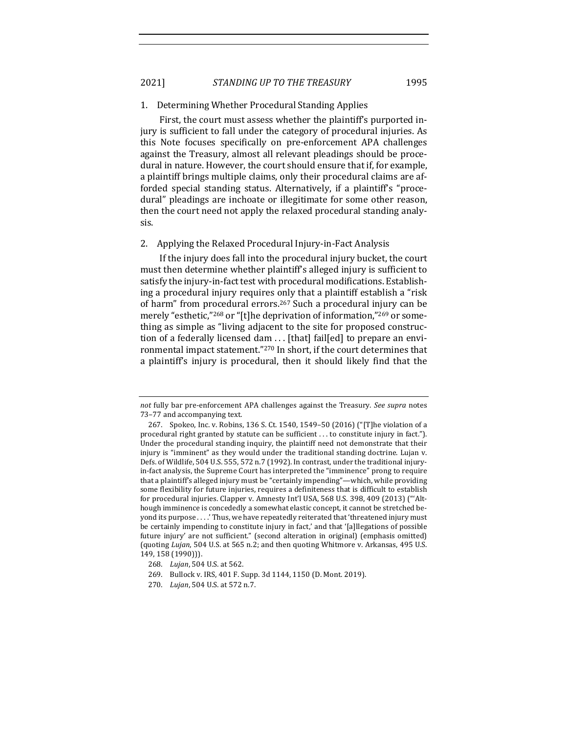### 1. Determining Whether Procedural Standing Applies

First, the court must assess whether the plaintiff's purported injury is sufficient to fall under the category of procedural injuries. As this Note focuses specifically on pre-enforcement APA challenges against the Treasury, almost all relevant pleadings should be procedural in nature. However, the court should ensure that if, for example, a plaintiff brings multiple claims, only their procedural claims are afforded special standing status. Alternatively, if a plaintiff's "procedural" pleadings are inchoate or illegitimate for some other reason, then the court need not apply the relaxed procedural standing analysis.

### 2. Applying the Relaxed Procedural Injury-in-Fact Analysis

If the injury does fall into the procedural injury bucket, the court must then determine whether plaintiff's alleged injury is sufficient to satisfy the injury-in-fact test with procedural modifications. Establishing a procedural injury requires only that a plaintiff establish a "risk of harm" from procedural errors.[267] Such a procedural injury can be merely "esthetic,"[268] or "[t]he deprivation of information,"[269] or something as simple as "living adjacent to the site for proposed construction of a federally licensed dam . . . [that] fail[ed] to prepare an environmental impact statement."[270] In short, if the court determines that a plaintiff's injury is procedural, then it should likely find that the

---

*not* fully bar pre-enforcement APA challenges against the Treasury. *See supra* notes 73–77 and accompanying text.

267. Spokeo, Inc. v. Robins, 136 S. Ct. 1540, 1549–50 (2016) ("[T]he violation of a procedural right granted by statute can be sufficient . . . to constitute injury in fact."). Under the procedural standing inquiry, the plaintiff need not demonstrate that their injury is "imminent" as they would under the traditional standing doctrine. Lujan v. Defs. of Wildlife, 504 U.S. 555, 572 n.7 (1992). In contrast, under the traditional injury-in-fact analysis, the Supreme Court has interpreted the "imminence" prong to require that a plaintiff's alleged injury must be "certainly impending"—which, while providing some flexibility for future injuries, requires a definiteness that is difficult to establish for procedural injuries. Clapper v. Amnesty Int'l USA, 568 U.S. 398, 409 (2013) ("'Although imminence is concededly a somewhat elastic concept, it cannot be stretched beyond its purpose . . . .' Thus, we have repeatedly reiterated that 'threatened injury must be certainly impending to constitute injury in fact,' and that '[a]llegations of possible future injury' are not sufficient." (second alteration in original) (emphasis omitted) (quoting *Lujan*, 504 U.S. at 565 n.2; and then quoting Whitmore v. Arkansas, 495 U.S. 149, 158 (1990))).

268. *Lujan*, 504 U.S. at 562.

269. Bullock v. IRS, 401 F. Supp. 3d 1144, 1150 (D. Mont. 2019).

270. *Lujan*, 504 U.S. at 572 n.7.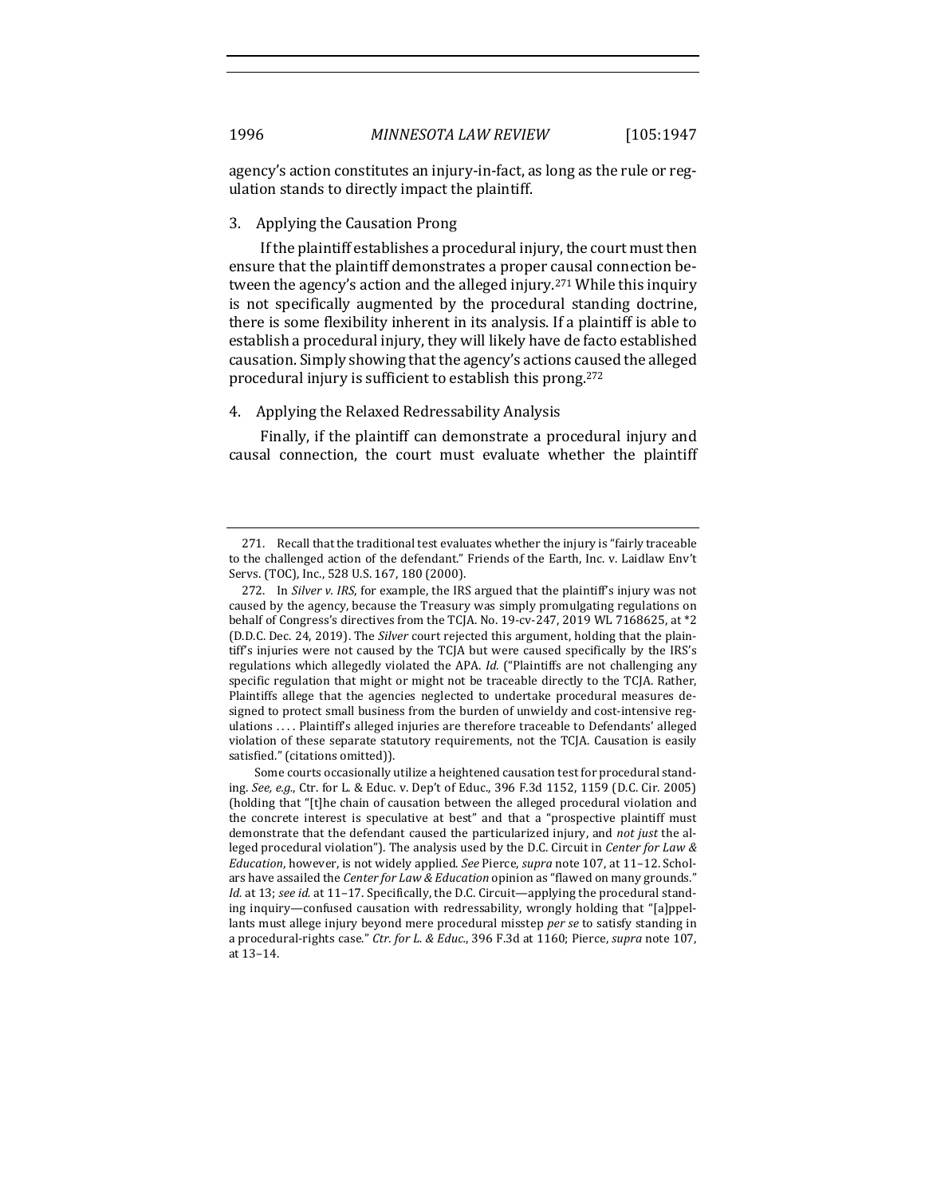agency's action constitutes an injury-in-fact, as long as the rule or regulation stands to directly impact the plaintiff.

### 3. Applying the Causation Prong

If the plaintiff establishes a procedural injury, the court must then ensure that the plaintiff demonstrates a proper causal connection between the agency's action and the alleged injury.[271] While this inquiry is not specifically augmented by the procedural standing doctrine, there is some flexibility inherent in its analysis. If a plaintiff is able to establish a procedural injury, they will likely have de facto established causation. Simply showing that the agency's actions caused the alleged procedural injury is sufficient to establish this prong.[272]

### 4. Applying the Relaxed Redressability Analysis

Finally, if the plaintiff can demonstrate a procedural injury and causal connection, the court must evaluate whether the plaintiff

---

271. Recall that the traditional test evaluates whether the injury is "fairly traceable to the challenged action of the defendant." Friends of the Earth, Inc. v. Laidlaw Env't Servs. (TOC), Inc., 528 U.S. 167, 180 (2000).

272. In *Silver v. IRS*, for example, the IRS argued that the plaintiff's injury was not caused by the agency, because the Treasury was simply promulgating regulations on behalf of Congress's directives from the TCJA. No. 19-cv-247, 2019 WL 7168625, at *2 (D.D.C. Dec. 24, 2019). The *Silver* court rejected this argument, holding that the plaintiff's injuries were not caused by the TCJA but were caused specifically by the IRS's regulations which allegedly violated the APA. *Id.* ("Plaintiffs are not challenging any specific regulation that might or might not be traceable directly to the TCJA. Rather, Plaintiffs allege that the agencies neglected to undertake procedural measures designed to protect small business from the burden of unwieldy and cost-intensive regulations . . . . Plaintiff's alleged injuries are therefore traceable to Defendants' alleged violation of these separate statutory requirements, not the TCJA. Causation is easily satisfied." (citations omitted)).

Some courts occasionally utilize a heightened causation test for procedural standing. *See, e.g.*, Ctr. for L. & Educ. v. Dep't of Educ., 396 F.3d 1152, 1159 (D.C. Cir. 2005) (holding that "[t]he chain of causation between the alleged procedural violation and the concrete interest is speculative at best" and that a "prospective plaintiff must demonstrate that the defendant caused the particularized injury, and *not just* the alleged procedural violation"). The analysis used by the D.C. Circuit in *Center for Law & Education*, however, is not widely applied. *See* Pierce, *supra* note 107, at 11–12. Scholars have assailed the *Center for Law & Education* opinion as "flawed on many grounds." *Id.* at 13; *see id.* at 11–17. Specifically, the D.C. Circuit—applying the procedural standing inquiry—confused causation with redressability, wrongly holding that "[a]ppellants must allege injury beyond mere procedural misstep *per se* to satisfy standing in a procedural-rights case." *Ctr. for L. & Educ.*, 396 F.3d at 1160; Pierce, *supra* note 107, at 13–14.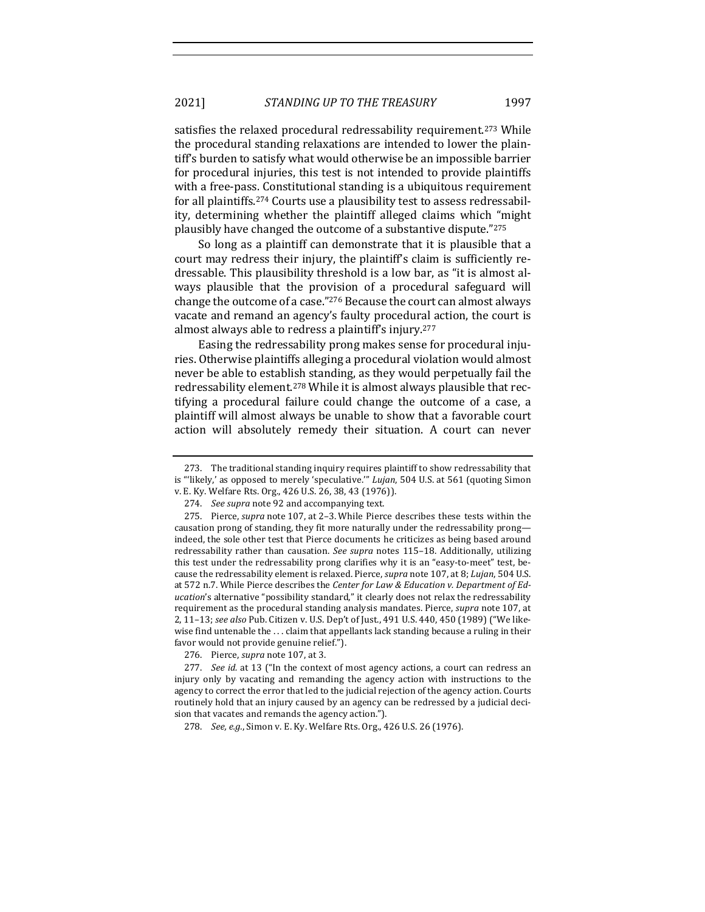satisfies the relaxed procedural redressability requirement.[273] While the procedural standing relaxations are intended to lower the plaintiff's burden to satisfy what would otherwise be an impossible barrier for procedural injuries, this test is not intended to provide plaintiffs with a free-pass. Constitutional standing is a ubiquitous requirement for all plaintiffs.[274] Courts use a plausibility test to assess redressability, determining whether the plaintiff alleged claims which "might plausibly have changed the outcome of a substantive dispute."[275]

So long as a plaintiff can demonstrate that it is plausible that a court may redress their injury, the plaintiff's claim is sufficiently redressable. This plausibility threshold is a low bar, as "it is almost always plausible that the provision of a procedural safeguard will change the outcome of a case."[276] Because the court can almost always vacate and remand an agency's faulty procedural action, the court is almost always able to redress a plaintiff's injury.[277]

Easing the redressability prong makes sense for procedural injuries. Otherwise plaintiffs alleging a procedural violation would almost never be able to establish standing, as they would perpetually fail the redressability element.[278] While it is almost always plausible that rectifying a procedural failure could change the outcome of a case, a plaintiff will almost always be unable to show that a favorable court action will absolutely remedy their situation. A court can never

---

273. The traditional standing inquiry requires plaintiff to show redressability that is "'likely,' as opposed to merely 'speculative.'" *Lujan*, 504 U.S. at 561 (quoting Simon v. E. Ky. Welfare Rts. Org., 426 U.S. 26, 38, 43 (1976)).

274. *See supra* note 92 and accompanying text.

275. Pierce, *supra* note 107, at 2–3. While Pierce describes these tests within the causation prong of standing, they fit more naturally under the redressability prong—indeed, the sole other test that Pierce documents he criticizes as being based around redressability rather than causation. *See supra* notes 115–18. Additionally, utilizing this test under the redressability prong clarifies why it is an "easy-to-meet" test, because the redressability element is relaxed. Pierce, *supra* note 107, at 8; *Lujan*, 504 U.S. at 572 n.7. While Pierce describes the *Center for Law & Education v. Department of Education*'s alternative "possibility standard," it clearly does not relax the redressability requirement as the procedural standing analysis mandates. Pierce, *supra* note 107, at 2, 11–13; *see also* Pub. Citizen v. U.S. Dep't of Just., 491 U.S. 440, 450 (1989) ("We likewise find untenable the . . . claim that appellants lack standing because a ruling in their favor would not provide genuine relief.").

276. Pierce, *supra* note 107, at 3.

277. *See id.* at 13 ("In the context of most agency actions, a court can redress an injury only by vacating and remanding the agency action with instructions to the agency to correct the error that led to the judicial rejection of the agency action. Courts routinely hold that an injury caused by an agency can be redressed by a judicial decision that vacates and remands the agency action.").

278. *See, e.g.*, Simon v. E. Ky. Welfare Rts. Org., 426 U.S. 26 (1976).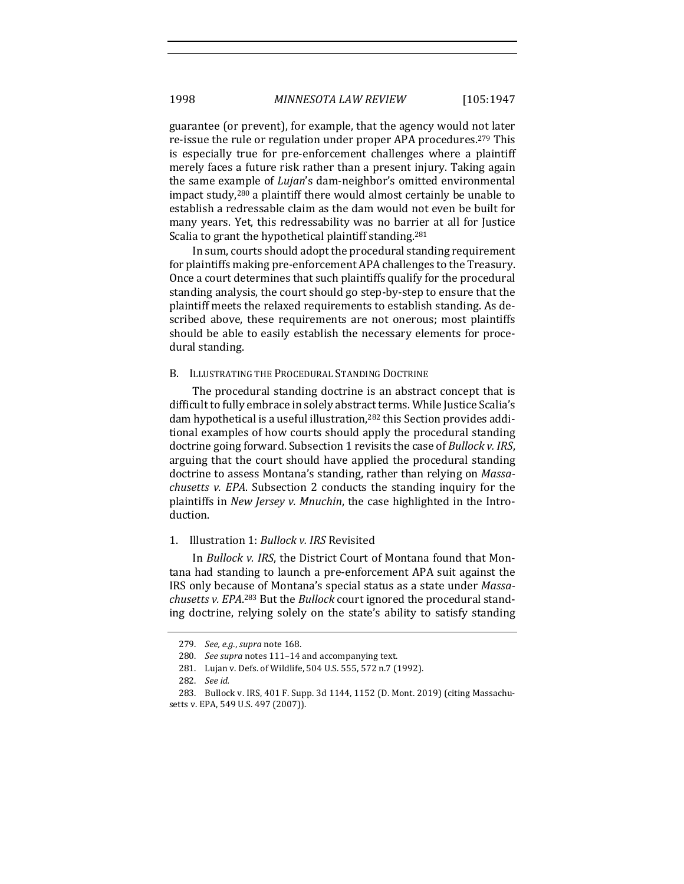guarantee (or prevent), for example, that the agency would not later re-issue the rule or regulation under proper APA procedures.[279] This is especially true for pre-enforcement challenges where a plaintiff merely faces a future risk rather than a present injury. Taking again the same example of *Lujan*'s dam-neighbor's omitted environmental impact study,[280] a plaintiff there would almost certainly be unable to establish a redressable claim as the dam would not even be built for many years. Yet, this redressability was no barrier at all for Justice Scalia to grant the hypothetical plaintiff standing.[281]

In sum, courts should adopt the procedural standing requirement for plaintiffs making pre-enforcement APA challenges to the Treasury. Once a court determines that such plaintiffs qualify for the procedural standing analysis, the court should go step-by-step to ensure that the plaintiff meets the relaxed requirements to establish standing. As described above, these requirements are not onerous; most plaintiffs should be able to easily establish the necessary elements for procedural standing.

### B. Illustrating the Procedural Standing Doctrine

The procedural standing doctrine is an abstract concept that is difficult to fully embrace in solely abstract terms. While Justice Scalia's dam hypothetical is a useful illustration,[282] this Section provides additional examples of how courts should apply the procedural standing doctrine going forward. Subsection 1 revisits the case of *Bullock v. IRS*, arguing that the court should have applied the procedural standing doctrine to assess Montana's standing, rather than relying on *Massachusetts v. EPA*. Subsection 2 conducts the standing inquiry for the plaintiffs in *New Jersey v. Mnuchin*, the case highlighted in the Introduction.

#### 1. Illustration 1: *Bullock v. IRS* Revisited

In *Bullock v. IRS*, the District Court of Montana found that Montana had standing to launch a pre-enforcement APA suit against the IRS only because of Montana's special status as a state under *Massachusetts v. EPA*.[283] But the *Bullock* court ignored the procedural standing doctrine, relying solely on the state's ability to satisfy standing

---

279. *See, e.g.*, *supra* note 168.

280. *See supra* notes 111–14 and accompanying text.

281. Lujan v. Defs. of Wildlife, 504 U.S. 555, 572 n.7 (1992).

282. *See id.*

283. Bullock v. IRS, 401 F. Supp. 3d 1144, 1152 (D. Mont. 2019) (citing Massachusetts v. EPA, 549 U.S. 497 (2007)).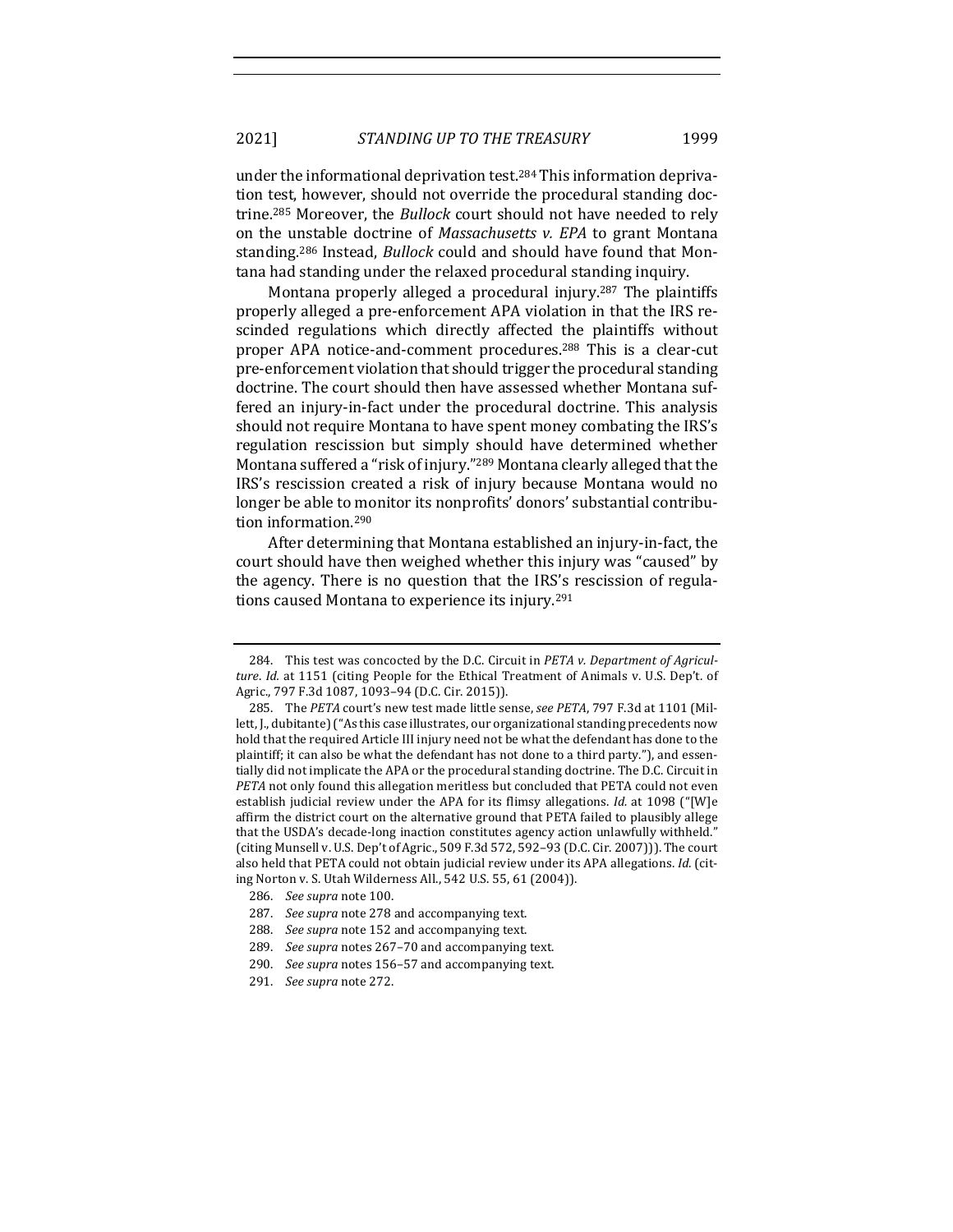under the informational deprivation test.[284] This information deprivation test, however, should not override the procedural standing doctrine.[285] Moreover, the *Bullock* court should not have needed to rely on the unstable doctrine of *Massachusetts v. EPA* to grant Montana standing.[286] Instead, *Bullock* could and should have found that Montana had standing under the relaxed procedural standing inquiry.

Montana properly alleged a procedural injury.[287] The plaintiffs properly alleged a pre-enforcement APA violation in that the IRS rescinded regulations which directly affected the plaintiffs without proper APA notice-and-comment procedures.[288] This is a clear-cut pre-enforcement violation that should trigger the procedural standing doctrine. The court should then have assessed whether Montana suffered an injury-in-fact under the procedural doctrine. This analysis should not require Montana to have spent money combating the IRS's regulation rescission but simply should have determined whether Montana suffered a "risk of injury."[289] Montana clearly alleged that the IRS's rescission created a risk of injury because Montana would no longer be able to monitor its nonprofits' donors' substantial contribution information.[290]

After determining that Montana established an injury-in-fact, the court should have then weighed whether this injury was "caused" by the agency. There is no question that the IRS's rescission of regulations caused Montana to experience its injury.[291]

---

284. This test was concocted by the D.C. Circuit in *PETA v. Department of Agriculture*. *Id.* at 1151 (citing People for the Ethical Treatment of Animals v. U.S. Dep't. of Agric., 797 F.3d 1087, 1093–94 (D.C. Cir. 2015)).

285. The *PETA* court's new test made little sense, *see PETA*, 797 F.3d at 1101 (Millett, J., dubitante) ("As this case illustrates, our organizational standing precedents now hold that the required Article III injury need not be what the defendant has done to the plaintiff; it can also be what the defendant has not done to a third party."), and essentially did not implicate the APA or the procedural standing doctrine. The D.C. Circuit in *PETA* not only found this allegation meritless but concluded that PETA could not even establish judicial review under the APA for its flimsy allegations. *Id.* at 1098 ("[W]e affirm the district court on the alternative ground that PETA failed to plausibly allege that the USDA's decade-long inaction constitutes agency action unlawfully withheld." (citing Munsell v. U.S. Dep't of Agric., 509 F.3d 572, 592–93 (D.C. Cir. 2007))). The court also held that PETA could not obtain judicial review under its APA allegations. *Id.* (citing Norton v. S. Utah Wilderness All., 542 U.S. 55, 61 (2004)).

286. *See supra* note 100.

287. *See supra* note 278 and accompanying text.

288. *See supra* note 152 and accompanying text.

289. *See supra* notes 267–70 and accompanying text.

290. *See supra* notes 156–57 and accompanying text.

291. *See supra* note 272.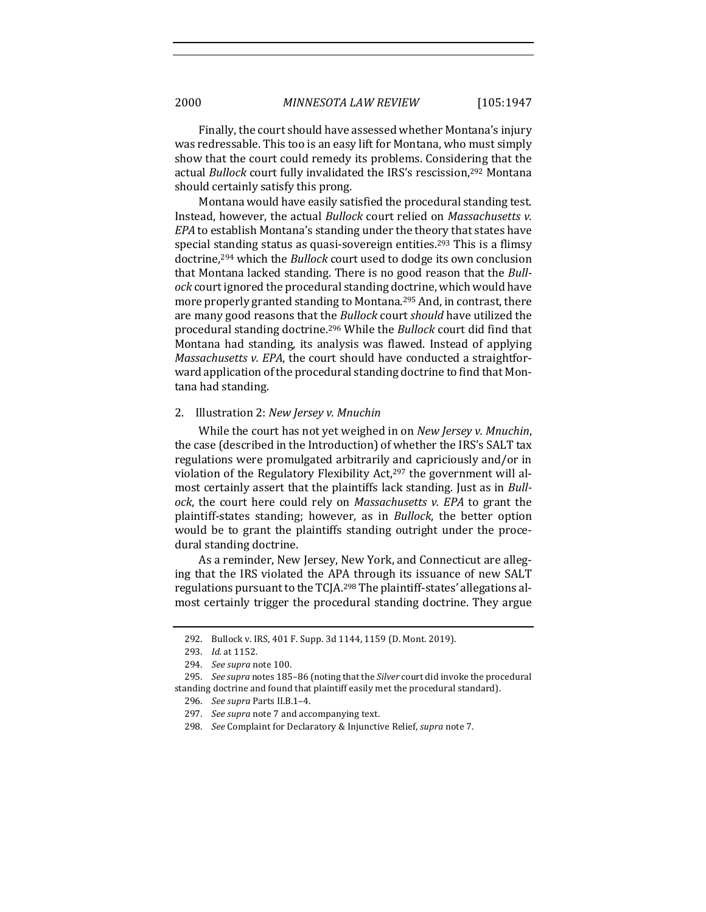Finally, the court should have assessed whether Montana's injury was redressable. This too is an easy lift for Montana, who must simply show that the court could remedy its problems. Considering that the actual *Bullock* court fully invalidated the IRS's rescission,[292] Montana should certainly satisfy this prong.

Montana would have easily satisfied the procedural standing test. Instead, however, the actual *Bullock* court relied on *Massachusetts v. EPA* to establish Montana's standing under the theory that states have special standing status as quasi-sovereign entities.[293] This is a flimsy doctrine,[294] which the *Bullock* court used to dodge its own conclusion that Montana lacked standing. There is no good reason that the *Bullock* court ignored the procedural standing doctrine, which would have more properly granted standing to Montana.[295] And, in contrast, there are many good reasons that the *Bullock* court *should* have utilized the procedural standing doctrine.[296] While the *Bullock* court did find that Montana had standing, its analysis was flawed. Instead of applying *Massachusetts v. EPA*, the court should have conducted a straightforward application of the procedural standing doctrine to find that Montana had standing.

### 2. Illustration 2: *New Jersey v. Mnuchin*

While the court has not yet weighed in on *New Jersey v. Mnuchin*, the case (described in the Introduction) of whether the IRS's SALT tax regulations were promulgated arbitrarily and capriciously and/or in violation of the Regulatory Flexibility Act,[297] the government will almost certainly assert that the plaintiffs lack standing. Just as in *Bullock*, the court here could rely on *Massachusetts v. EPA* to grant the plaintiff-states standing; however, as in *Bullock*, the better option would be to grant the plaintiffs standing outright under the procedural standing doctrine.

As a reminder, New Jersey, New York, and Connecticut are alleging that the IRS violated the APA through its issuance of new SALT regulations pursuant to the TCJA.[298] The plaintiff-states' allegations almost certainly trigger the procedural standing doctrine. They argue

---

292. Bullock v. IRS, 401 F. Supp. 3d 1144, 1159 (D. Mont. 2019).

293. *Id.* at 1152.

294. *See supra* note 100.

295. *See supra* notes 185–86 (noting that the *Silver* court did invoke the procedural standing doctrine and found that plaintiff easily met the procedural standard).

296. *See supra* Parts II.B.1–4.

297. *See supra* note 7 and accompanying text.

298. *See* Complaint for Declaratory & Injunctive Relief, *supra* note 7.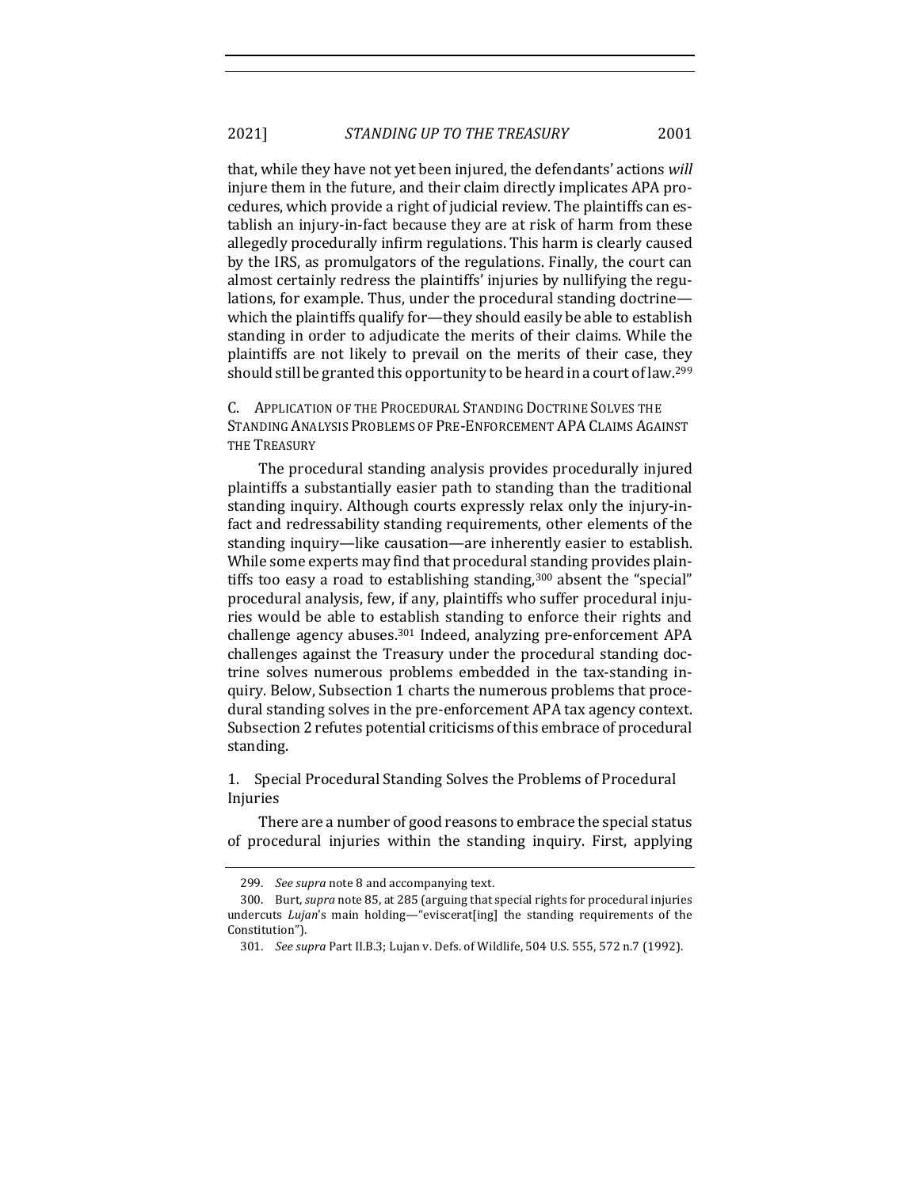that, while they have not yet been injured, the defendants' actions *will* injure them in the future, and their claim directly implicates APA procedures, which provide a right of judicial review. The plaintiffs can establish an injury-in-fact because they are at risk of harm from these allegedly procedurally infirm regulations. This harm is clearly caused by the IRS, as promulgators of the regulations. Finally, the court can almost certainly redress the plaintiffs' injuries by nullifying the regulations, for example. Thus, under the procedural standing doctrine—which the plaintiffs qualify for—they should easily be able to establish standing in order to adjudicate the merits of their claims. While the plaintiffs are not likely to prevail on the merits of their case, they should still be granted this opportunity to be heard in a court of law.[299]

### C. Application of the Procedural Standing Doctrine Solves the Standing Analysis Problems of Pre-Enforcement APA Claims Against the Treasury

The procedural standing analysis provides procedurally injured plaintiffs a substantially easier path to standing than the traditional standing inquiry. Although courts expressly relax only the injury-in-fact and redressability standing requirements, other elements of the standing inquiry—like causation—are inherently easier to establish. While some experts may find that procedural standing provides plaintiffs too easy a road to establishing standing,[300] absent the "special" procedural analysis, few, if any, plaintiffs who suffer procedural injuries would be able to establish standing to enforce their rights and challenge agency abuses.[301] Indeed, analyzing pre-enforcement APA challenges against the Treasury under the procedural standing doctrine solves numerous problems embedded in the tax-standing inquiry. Below, Subsection 1 charts the numerous problems that procedural standing solves in the pre-enforcement APA tax agency context. Subsection 2 refutes potential criticisms of this embrace of procedural standing.

#### 1. Special Procedural Standing Solves the Problems of Procedural Injuries

There are a number of good reasons to embrace the special status of procedural injuries within the standing inquiry. First, applying

---

299. *See supra* note 8 and accompanying text.

300. Burt, *supra* note 85, at 285 (arguing that special rights for procedural injuries undercuts *Lujan*'s main holding—"eviscerat[ing] the standing requirements of the Constitution").

301. *See supra* Part II.B.3; Lujan v. Defs. of Wildlife, 504 U.S. 555, 572 n.7 (1992).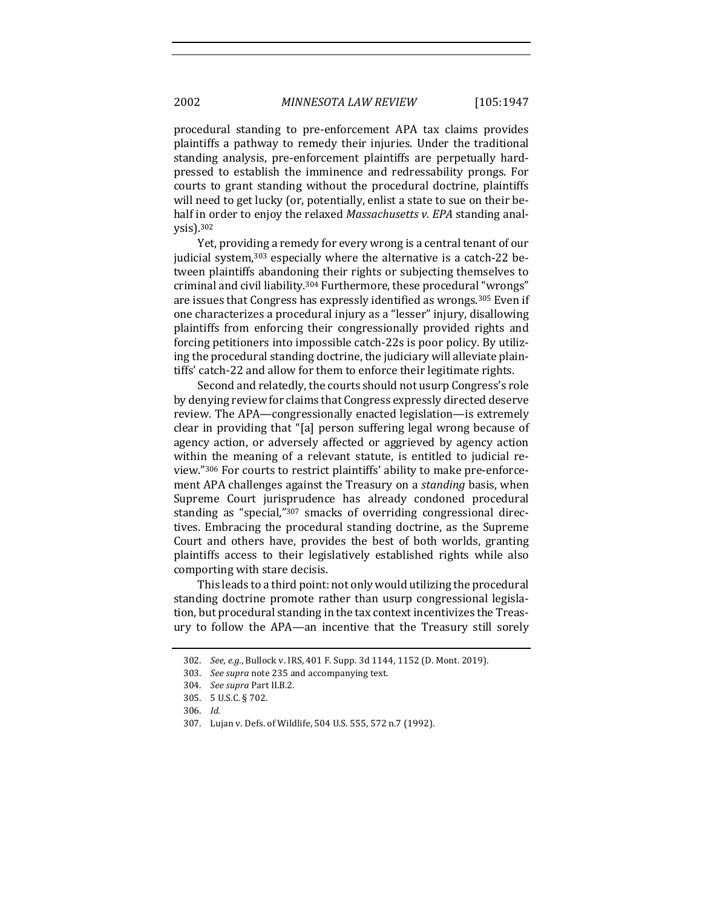procedural standing to pre-enforcement APA tax claims provides plaintiffs a pathway to remedy their injuries. Under the traditional standing analysis, pre-enforcement plaintiffs are perpetually hard-pressed to establish the imminence and redressability prongs. For courts to grant standing without the procedural doctrine, plaintiffs will need to get lucky (or, potentially, enlist a state to sue on their behalf in order to enjoy the relaxed *Massachusetts v. EPA* standing analysis).[302]

Yet, providing a remedy for every wrong is a central tenant of our judicial system,[303] especially where the alternative is a catch-22 between plaintiffs abandoning their rights or subjecting themselves to criminal and civil liability.[304] Furthermore, these procedural "wrongs" are issues that Congress has expressly identified as wrongs.[305] Even if one characterizes a procedural injury as a "lesser" injury, disallowing plaintiffs from enforcing their congressionally provided rights and forcing petitioners into impossible catch-22s is poor policy. By utilizing the procedural standing doctrine, the judiciary will alleviate plaintiffs' catch-22 and allow for them to enforce their legitimate rights.

Second and relatedly, the courts should not usurp Congress's role by denying review for claims that Congress expressly directed deserve review. The APA—congressionally enacted legislation—is extremely clear in providing that "[a] person suffering legal wrong because of agency action, or adversely affected or aggrieved by agency action within the meaning of a relevant statute, is entitled to judicial review."[306] For courts to restrict plaintiffs' ability to make pre-enforcement APA challenges against the Treasury on a *standing* basis, when Supreme Court jurisprudence has already condoned procedural standing as "special,"[307] smacks of overriding congressional directives. Embracing the procedural standing doctrine, as the Supreme Court and others have, provides the best of both worlds, granting plaintiffs access to their legislatively established rights while also comporting with stare decisis.

This leads to a third point: not only would utilizing the procedural standing doctrine promote rather than usurp congressional legislation, but procedural standing in the tax context incentivizes the Treasury to follow the APA—an incentive that the Treasury still sorely

302. *See, e.g.*, Bullock v. IRS, 401 F. Supp. 3d 1144, 1152 (D. Mont. 2019).

303. *See supra* note 235 and accompanying text.

304. *See supra* Part II.B.2.

305. 5 U.S.C. § 702.

306. *Id.*

307. Lujan v. Defs. of Wildlife, 504 U.S. 555, 572 n.7 (1992).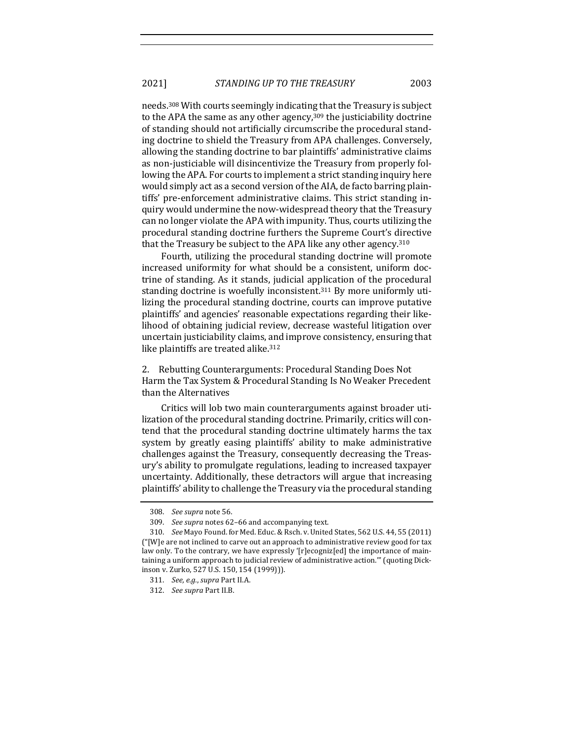needs.[308] With courts seemingly indicating that the Treasury is subject to the APA the same as any other agency,[309] the justiciability doctrine of standing should not artificially circumscribe the procedural standing doctrine to shield the Treasury from APA challenges. Conversely, allowing the standing doctrine to bar plaintiffs' administrative claims as non-justiciable will disincentivize the Treasury from properly following the APA. For courts to implement a strict standing inquiry here would simply act as a second version of the AIA, de facto barring plaintiffs' pre-enforcement administrative claims. This strict standing inquiry would undermine the now-widespread theory that the Treasury can no longer violate the APA with impunity. Thus, courts utilizing the procedural standing doctrine furthers the Supreme Court's directive that the Treasury be subject to the APA like any other agency.[310]

Fourth, utilizing the procedural standing doctrine will promote increased uniformity for what should be a consistent, uniform doctrine of standing. As it stands, judicial application of the procedural standing doctrine is woefully inconsistent.[311] By more uniformly utilizing the procedural standing doctrine, courts can improve putative plaintiffs' and agencies' reasonable expectations regarding their likelihood of obtaining judicial review, decrease wasteful litigation over uncertain justiciability claims, and improve consistency, ensuring that like plaintiffs are treated alike.[312]

### 2. Rebutting Counterarguments: Procedural Standing Does Not Harm the Tax System & Procedural Standing Is No Weaker Precedent than the Alternatives

Critics will lob two main counterarguments against broader utilization of the procedural standing doctrine. Primarily, critics will contend that the procedural standing doctrine ultimately harms the tax system by greatly easing plaintiffs' ability to make administrative challenges against the Treasury, consequently decreasing the Treasury's ability to promulgate regulations, leading to increased taxpayer uncertainty. Additionally, these detractors will argue that increasing plaintiffs' ability to challenge the Treasury via the procedural standing

---

308. *See supra* note 56.

309. *See supra* notes 62–66 and accompanying text.

310. *See* Mayo Found. for Med. Educ. & Rsch. v. United States, 562 U.S. 44, 55 (2011) ("[W]e are not inclined to carve out an approach to administrative review good for tax law only. To the contrary, we have expressly '[r]ecogniz[ed] the importance of maintaining a uniform approach to judicial review of administrative action.'" (quoting Dickinson v. Zurko, 527 U.S. 150, 154 (1999))).

311. *See, e.g.*, *supra* Part II.A.

312. *See supra* Part II.B.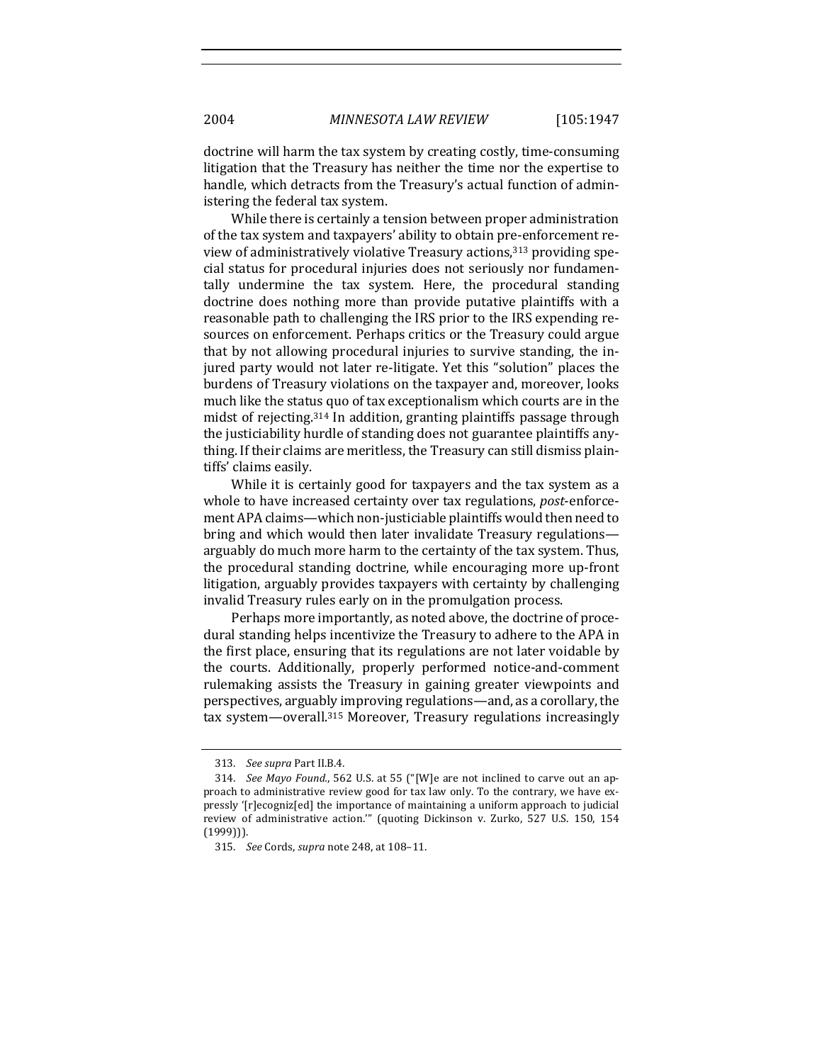doctrine will harm the tax system by creating costly, time-consuming litigation that the Treasury has neither the time nor the expertise to handle, which detracts from the Treasury's actual function of administering the federal tax system.

While there is certainly a tension between proper administration of the tax system and taxpayers' ability to obtain pre-enforcement review of administratively violative Treasury actions,[313] providing special status for procedural injuries does not seriously nor fundamentally undermine the tax system. Here, the procedural standing doctrine does nothing more than provide putative plaintiffs with a reasonable path to challenging the IRS prior to the IRS expending resources on enforcement. Perhaps critics or the Treasury could argue that by not allowing procedural injuries to survive standing, the injured party would not later re-litigate. Yet this "solution" places the burdens of Treasury violations on the taxpayer and, moreover, looks much like the status quo of tax exceptionalism which courts are in the midst of rejecting.[314] In addition, granting plaintiffs passage through the justiciability hurdle of standing does not guarantee plaintiffs anything. If their claims are meritless, the Treasury can still dismiss plaintiffs' claims easily.

While it is certainly good for taxpayers and the tax system as a whole to have increased certainty over tax regulations, *post*-enforcement APA claims—which non-justiciable plaintiffs would then need to bring and which would then later invalidate Treasury regulations—arguably do much more harm to the certainty of the tax system. Thus, the procedural standing doctrine, while encouraging more up-front litigation, arguably provides taxpayers with certainty by challenging invalid Treasury rules early on in the promulgation process.

Perhaps more importantly, as noted above, the doctrine of procedural standing helps incentivize the Treasury to adhere to the APA in the first place, ensuring that its regulations are not later voidable by the courts. Additionally, properly performed notice-and-comment rulemaking assists the Treasury in gaining greater viewpoints and perspectives, arguably improving regulations—and, as a corollary, the tax system—overall.[315] Moreover, Treasury regulations increasingly

---

313. *See supra* Part II.B.4.

314. *See Mayo Found.*, 562 U.S. at 55 ("[W]e are not inclined to carve out an approach to administrative review good for tax law only. To the contrary, we have expressly '[r]ecogniz[ed] the importance of maintaining a uniform approach to judicial review of administrative action.'" (quoting Dickinson v. Zurko, 527 U.S. 150, 154 (1999))).

315. *See* Cords, *supra* note 248, at 108–11.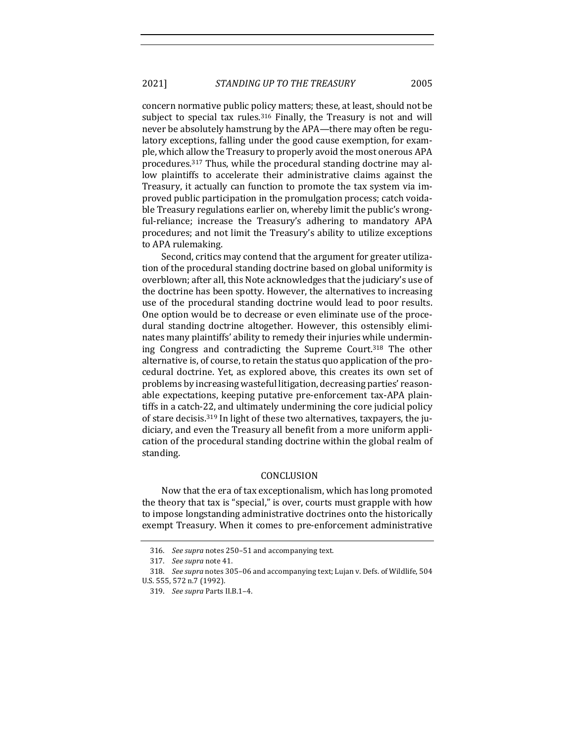concern normative public policy matters; these, at least, should not be subject to special tax rules.[316] Finally, the Treasury is not and will never be absolutely hamstrung by the APA—there may often be regulatory exceptions, falling under the good cause exemption, for example, which allow the Treasury to properly avoid the most onerous APA procedures.[317] Thus, while the procedural standing doctrine may allow plaintiffs to accelerate their administrative claims against the Treasury, it actually can function to promote the tax system via improved public participation in the promulgation process; catch voidable Treasury regulations earlier on, whereby limit the public's wrongful-reliance; increase the Treasury's adhering to mandatory APA procedures; and not limit the Treasury's ability to utilize exceptions to APA rulemaking.

Second, critics may contend that the argument for greater utilization of the procedural standing doctrine based on global uniformity is overblown; after all, this Note acknowledges that the judiciary's use of the doctrine has been spotty. However, the alternatives to increasing use of the procedural standing doctrine would lead to poor results. One option would be to decrease or even eliminate use of the procedural standing doctrine altogether. However, this ostensibly eliminates many plaintiffs' ability to remedy their injuries while undermining Congress and contradicting the Supreme Court.[318] The other alternative is, of course, to retain the status quo application of the procedural doctrine. Yet, as explored above, this creates its own set of problems by increasing wasteful litigation, decreasing parties' reasonable expectations, keeping putative pre-enforcement tax-APA plaintiffs in a catch-22, and ultimately undermining the core judicial policy of stare decisis.[319] In light of these two alternatives, taxpayers, the judiciary, and even the Treasury all benefit from a more uniform application of the procedural standing doctrine within the global realm of standing.

## CONCLUSION

Now that the era of tax exceptionalism, which has long promoted the theory that tax is "special," is over, courts must grapple with how to impose longstanding administrative doctrines onto the historically exempt Treasury. When it comes to pre-enforcement administrative

316. *See supra* notes 250–51 and accompanying text.

317. *See supra* note 41.

318. *See supra* notes 305–06 and accompanying text; Lujan v. Defs. of Wildlife, 504 U.S. 555, 572 n.7 (1992).

319. *See supra* Parts II.B.1–4.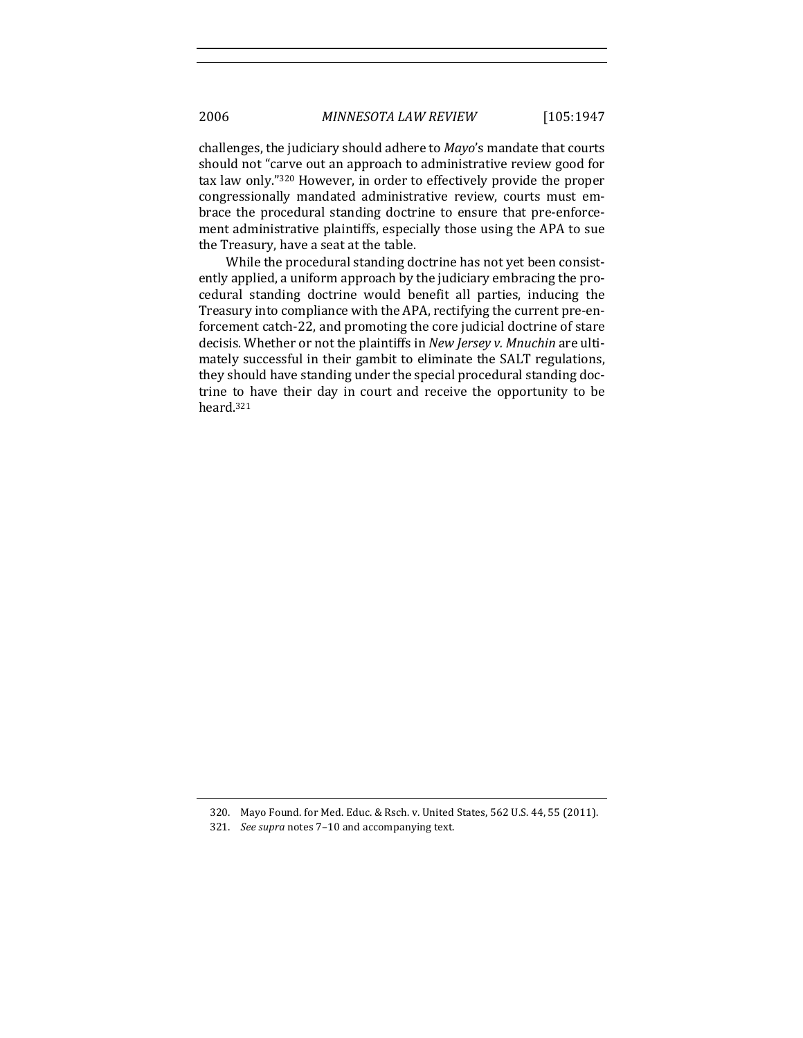challenges, the judiciary should adhere to *Mayo*'s mandate that courts should not "carve out an approach to administrative review good for tax law only."[320] However, in order to effectively provide the proper congressionally mandated administrative review, courts must embrace the procedural standing doctrine to ensure that pre-enforcement administrative plaintiffs, especially those using the APA to sue the Treasury, have a seat at the table.

While the procedural standing doctrine has not yet been consistently applied, a uniform approach by the judiciary embracing the procedural standing doctrine would benefit all parties, inducing the Treasury into compliance with the APA, rectifying the current pre-enforcement catch-22, and promoting the core judicial doctrine of stare decisis. Whether or not the plaintiffs in *New Jersey v. Mnuchin* are ultimately successful in their gambit to eliminate the SALT regulations, they should have standing under the special procedural standing doctrine to have their day in court and receive the opportunity to be heard.[321]

---

320. Mayo Found. for Med. Educ. & Rsch. v. United States, 562 U.S. 44, 55 (2011).

321. *See supra* notes 7–10 and accompanying text.